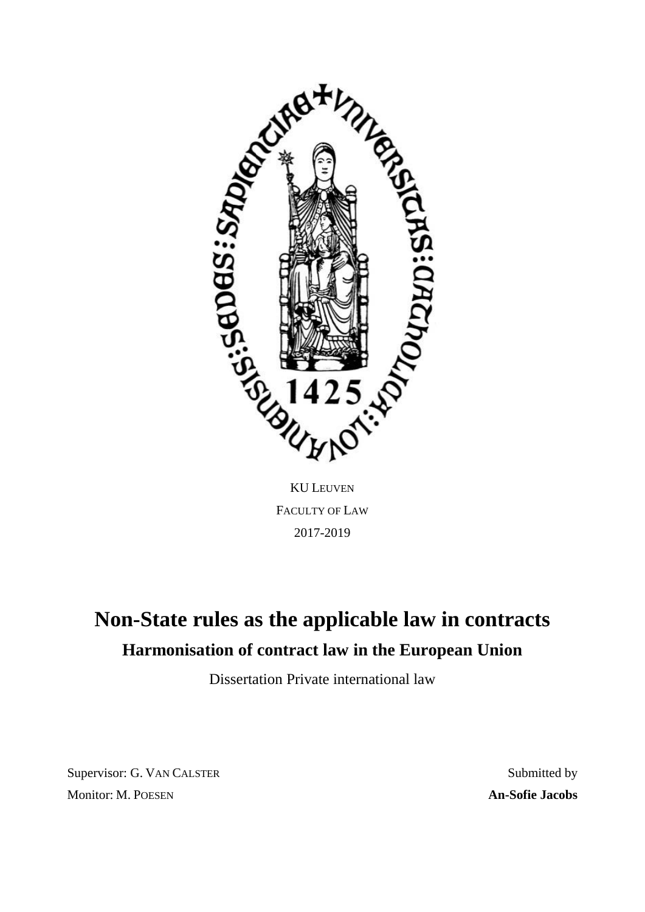KU LEUVEN

FACULTY OF LAW

2017-2019

# Non-State rules as the applicable law in contracts

## Harmonisation of contract law in the European Union

Dissertation Private international law

Supervisor: G. VAN CALSTER

Monitor: M. POESEN

Submitted by

**An-Sofie Jacobs**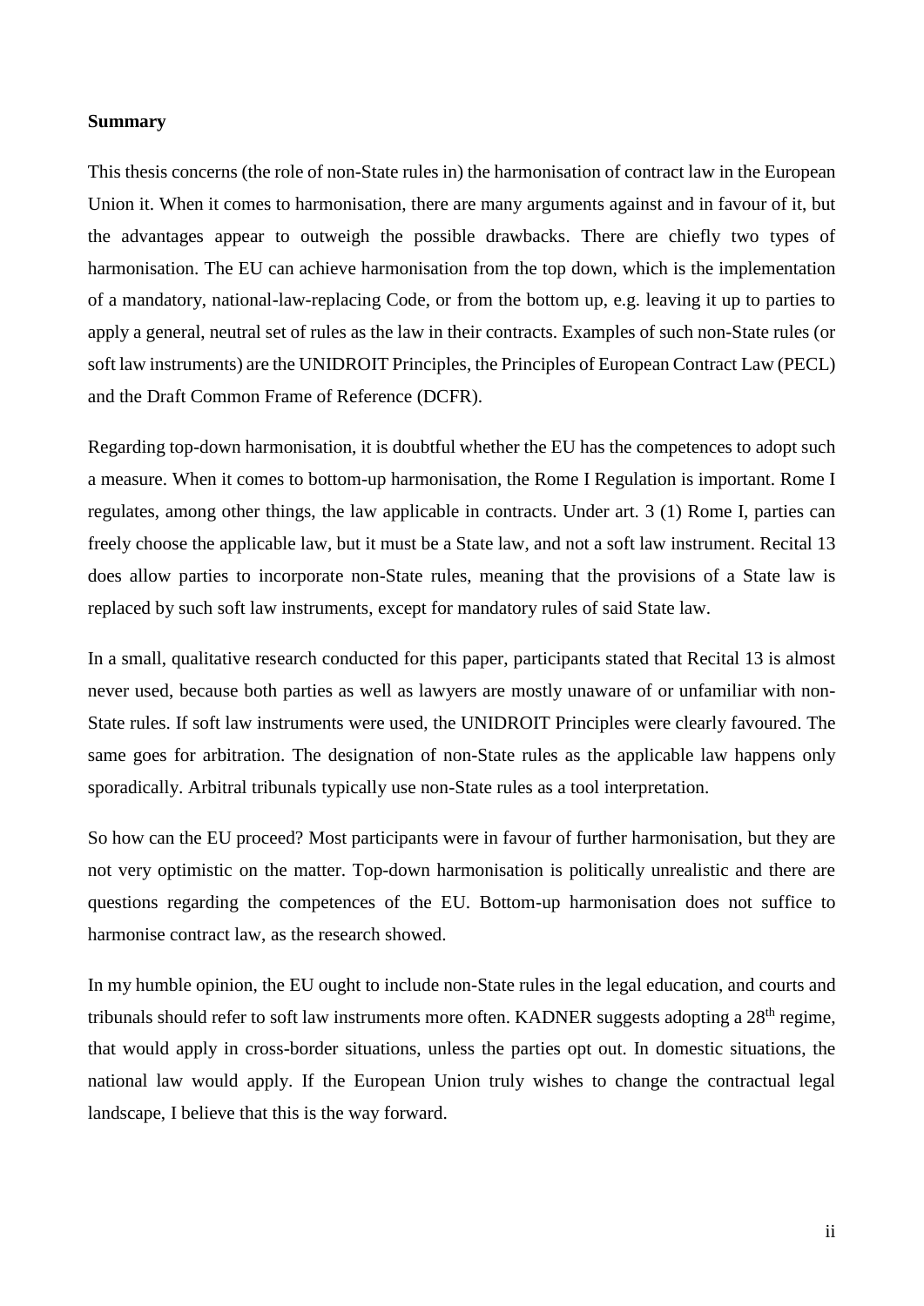**Summary**

This thesis concerns (the role of non-State rules in) the harmonisation of contract law in the European Union it. When it comes to harmonisation, there are many arguments against and in favour of it, but the advantages appear to outweigh the possible drawbacks. There are chiefly two types of harmonisation. The EU can achieve harmonisation from the top down, which is the implementation of a mandatory, national-law-replacing Code, or from the bottom up, e.g. leaving it up to parties to apply a general, neutral set of rules as the law in their contracts. Examples of such non-State rules (or soft law instruments) are the UNIDROIT Principles, the Principles of European Contract Law (PECL) and the Draft Common Frame of Reference (DCFR).

Regarding top-down harmonisation, it is doubtful whether the EU has the competences to adopt such a measure. When it comes to bottom-up harmonisation, the Rome I Regulation is important. Rome I regulates, among other things, the law applicable in contracts. Under art. 3 (1) Rome I, parties can freely choose the applicable law, but it must be a State law, and not a soft law instrument. Recital 13 does allow parties to incorporate non-State rules, meaning that the provisions of a State law is replaced by such soft law instruments, except for mandatory rules of said State law.

In a small, qualitative research conducted for this paper, participants stated that Recital 13 is almost never used, because both parties as well as lawyers are mostly unaware of or unfamiliar with non-State rules. If soft law instruments were used, the UNIDROIT Principles were clearly favoured. The same goes for arbitration. The designation of non-State rules as the applicable law happens only sporadically. Arbitral tribunals typically use non-State rules as a tool interpretation.

So how can the EU proceed? Most participants were in favour of further harmonisation, but they are not very optimistic on the matter. Top-down harmonisation is politically unrealistic and there are questions regarding the competences of the EU. Bottom-up harmonisation does not suffice to harmonise contract law, as the research showed.

In my humble opinion, the EU ought to include non-State rules in the legal education, and courts and tribunals should refer to soft law instruments more often. KADNER suggests adopting a 28th regime, that would apply in cross-border situations, unless the parties opt out. In domestic situations, the national law would apply. If the European Union truly wishes to change the contractual legal landscape, I believe that this is the way forward.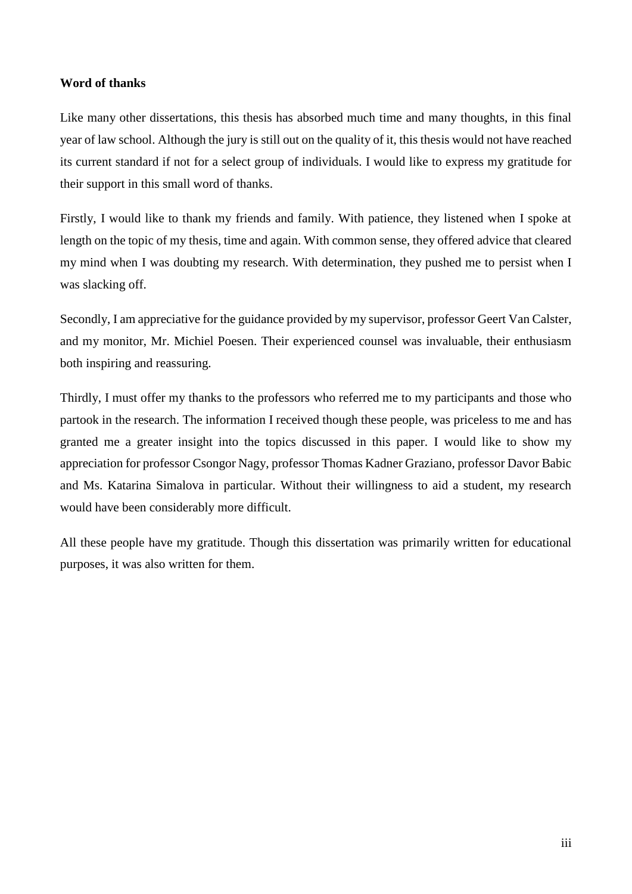**Word of thanks**

Like many other dissertations, this thesis has absorbed much time and many thoughts, in this final year of law school. Although the jury is still out on the quality of it, this thesis would not have reached its current standard if not for a select group of individuals. I would like to express my gratitude for their support in this small word of thanks.

Firstly, I would like to thank my friends and family. With patience, they listened when I spoke at length on the topic of my thesis, time and again. With common sense, they offered advice that cleared my mind when I was doubting my research. With determination, they pushed me to persist when I was slacking off.

Secondly, I am appreciative for the guidance provided by my supervisor, professor Geert Van Calster, and my monitor, Mr. Michiel Poesen. Their experienced counsel was invaluable, their enthusiasm both inspiring and reassuring.

Thirdly, I must offer my thanks to the professors who referred me to my participants and those who partook in the research. The information I received though these people, was priceless to me and has granted me a greater insight into the topics discussed in this paper. I would like to show my appreciation for professor Csongor Nagy, professor Thomas Kadner Graziano, professor Davor Babic and Ms. Katarina Simalova in particular. Without their willingness to aid a student, my research would have been considerably more difficult.

All these people have my gratitude. Though this dissertation was primarily written for educational purposes, it was also written for them.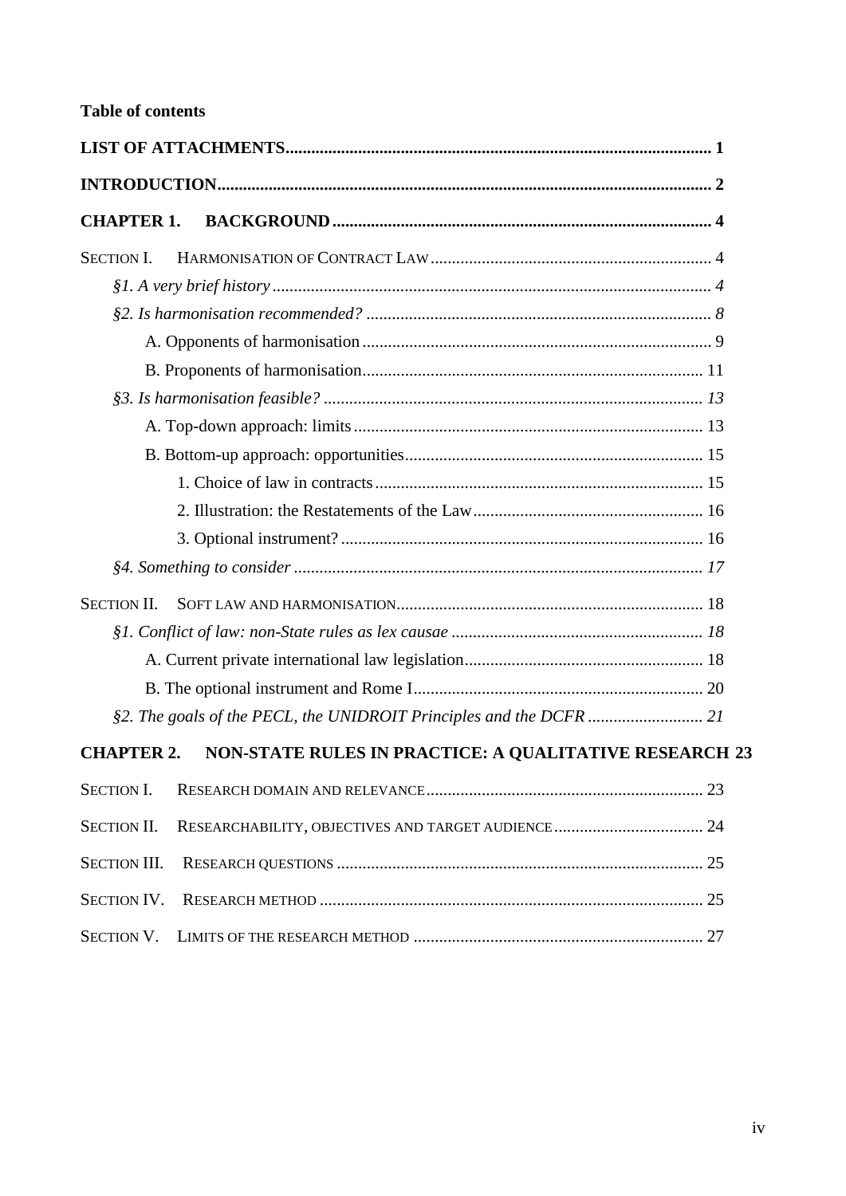**Table of contents**

**LIST OF ATTACHMENTS** ........ **1**

**INTRODUCTION** ........ **2**

**CHAPTER 1. BACKGROUND** ........ **4**

SECTION I. HARMONISATION OF CONTRACT LAW ........ 4

*§1. A very brief history* ........ *4*

*§2. Is harmonisation recommended?* ........ *8*

A. Opponents of harmonisation ........ 9

B. Proponents of harmonisation ........ 11

*§3. Is harmonisation feasible?* ........ *13*

A. Top-down approach: limits ........ 13

B. Bottom-up approach: opportunities ........ 15

1. Choice of law in contracts ........ 15

2. Illustration: the Restatements of the Law ........ 16

3. Optional instrument? ........ 16

*§4. Something to consider* ........ *17*

SECTION II. SOFT LAW AND HARMONISATION ........ 18

*§1. Conflict of law: non-State rules as lex causae* ........ *18*

A. Current private international law legislation ........ 18

B. The optional instrument and Rome I ........ 20

*§2. The goals of the PECL, the UNIDROIT Principles and the DCFR* ........ *21*

**CHAPTER 2. NON-STATE RULES IN PRACTICE: A QUALITATIVE RESEARCH 23**

SECTION I. RESEARCH DOMAIN AND RELEVANCE ........ 23

SECTION II. RESEARCHABILITY, OBJECTIVES AND TARGET AUDIENCE ........ 24

SECTION III. RESEARCH QUESTIONS ........ 25

SECTION IV. RESEARCH METHOD ........ 25

SECTION V. LIMITS OF THE RESEARCH METHOD ........ 27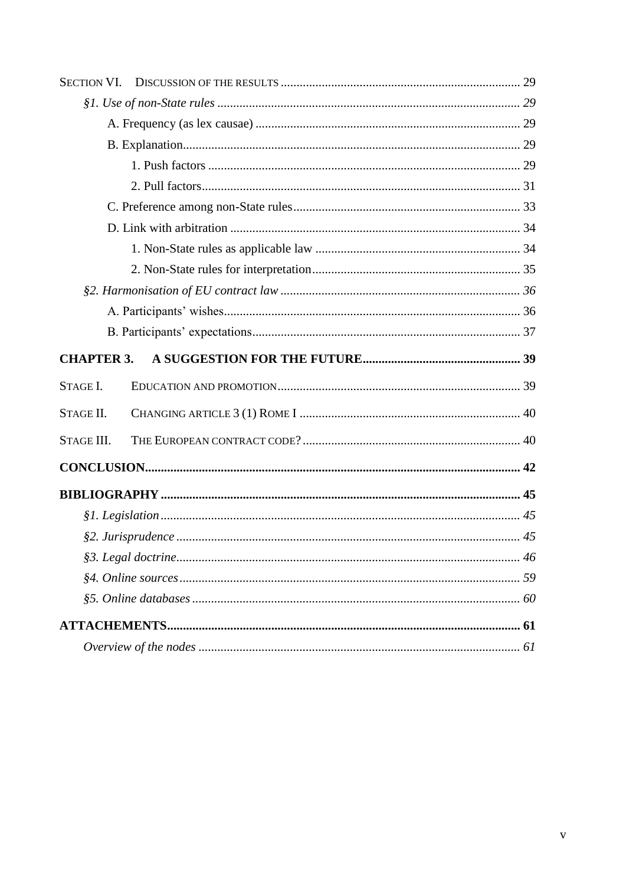SECTION VI. DISCUSSION OF THE RESULTS ............................................................................ 29

*§1. Use of non-State rules ............................................................................................... 29*

A. Frequency (as lex causae) .................................................................................... 29

B. Explanation............................................................................................................ 29

1. Push factors .................................................................................................... 29

2. Pull factors...................................................................................................... 31

C. Preference among non-State rules........................................................................ 33

D. Link with arbitration ............................................................................................ 34

1. Non-State rules as applicable law ................................................................. 34

2. Non-State rules for interpretation.................................................................. 35

*§2. Harmonisation of EU contract law ............................................................................ 36*

A. Participants' wishes.............................................................................................. 36

B. Participants' expectations..................................................................................... 37

**CHAPTER 3. A SUGGESTION FOR THE FUTURE.................................................. 39**

STAGE I. EDUCATION AND PROMOTION............................................................................ 39

STAGE II. CHANGING ARTICLE 3 (1) ROME I ..................................................................... 40

STAGE III. THE EUROPEAN CONTRACT CODE?.................................................................... 40

**CONCLUSION....................................................................................................................... 42**

**BIBLIOGRAPHY ................................................................................................................. 45**

*§1. Legislation ................................................................................................................. 45*

*§2. Jurisprudence ............................................................................................................ 45*

*§3. Legal doctrine............................................................................................................ 46*

*§4. Online sources ........................................................................................................... 59*

*§5. Online databases ....................................................................................................... 60*

**ATTACHEMENTS................................................................................................................ 61**

*Overview of the nodes ..................................................................................................... 61*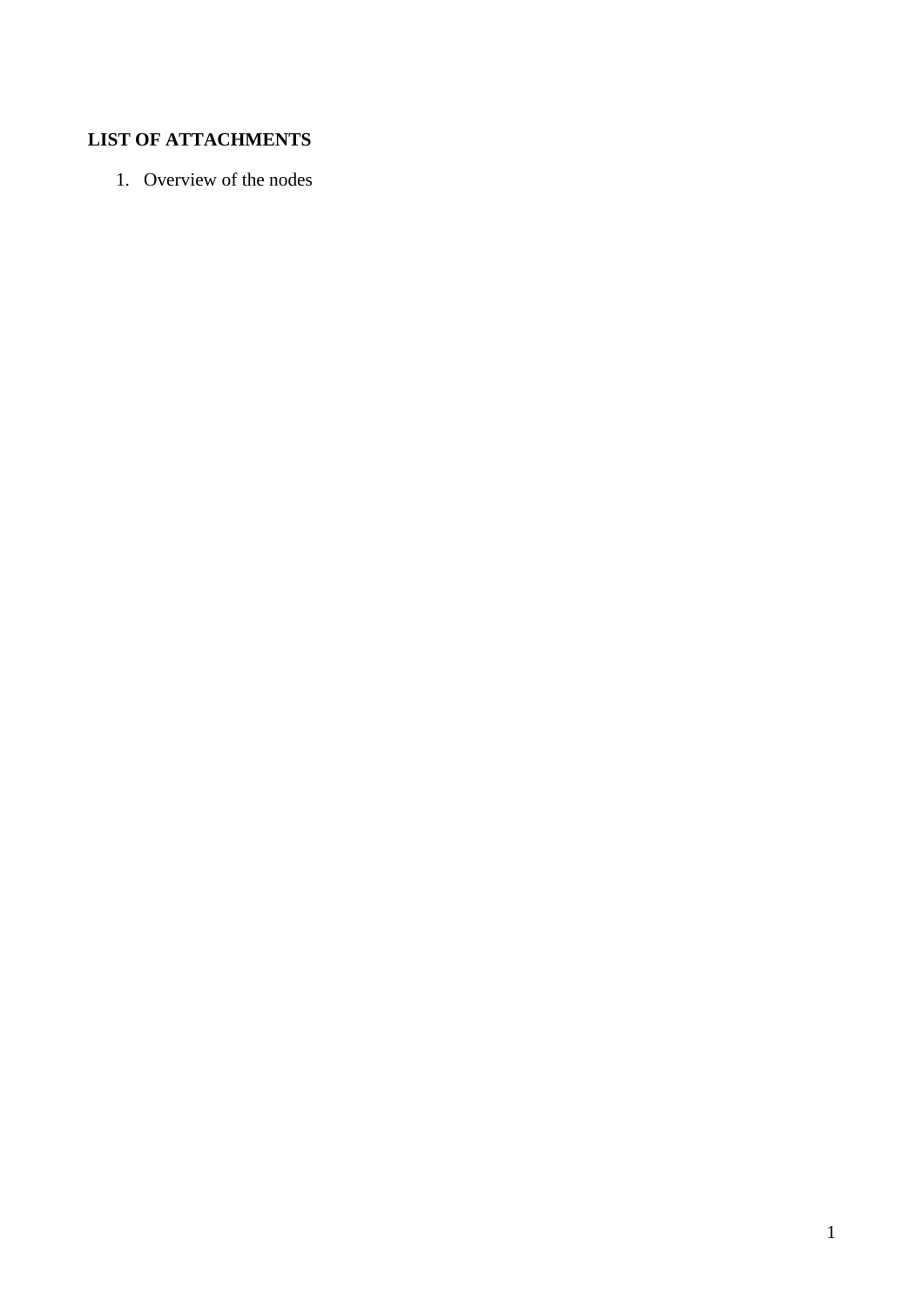## LIST OF ATTACHMENTS

1. Overview of the nodes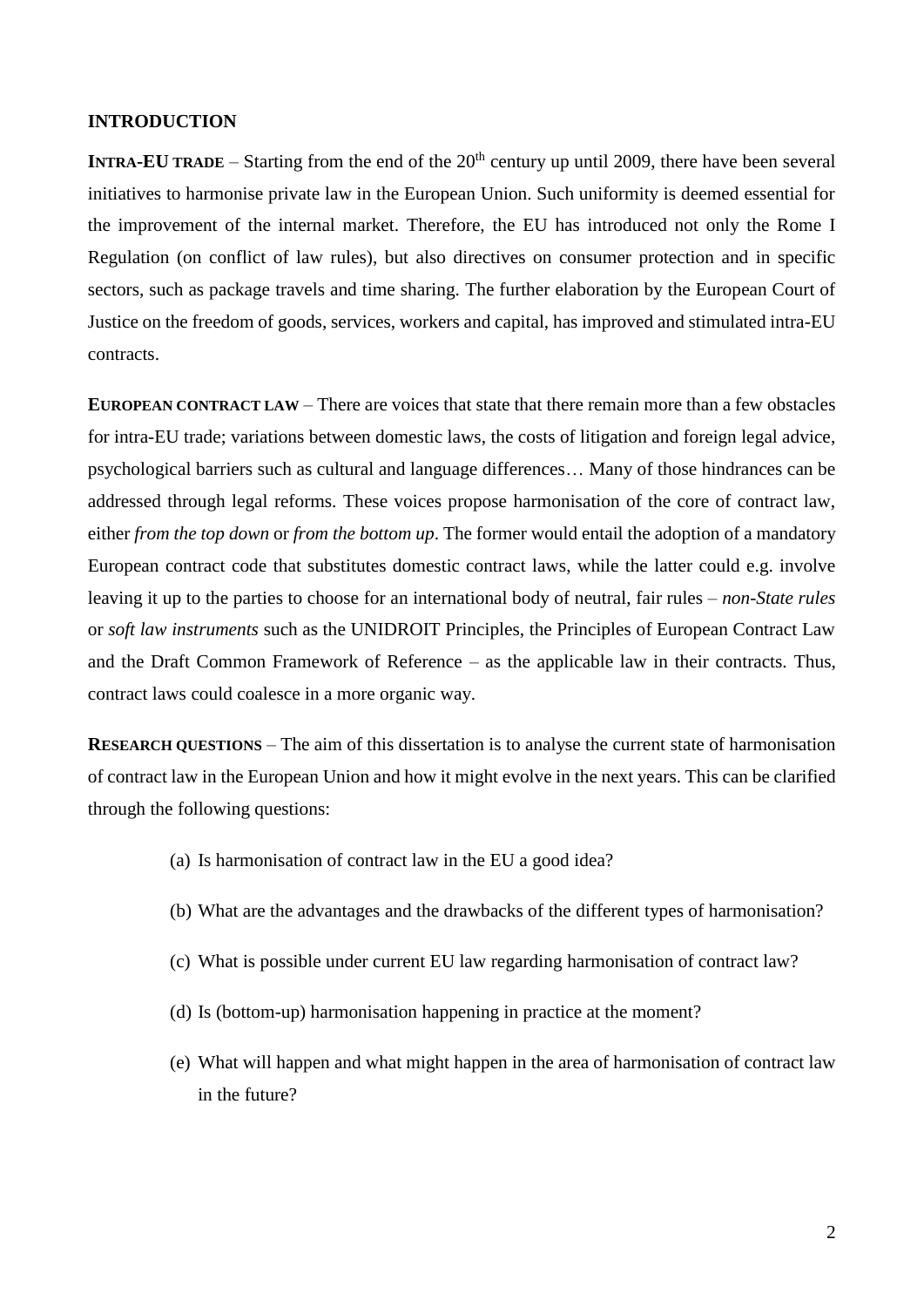## INTRODUCTION

**INTRA-EU TRADE** – Starting from the end of the 20th century up until 2009, there have been several initiatives to harmonise private law in the European Union. Such uniformity is deemed essential for the improvement of the internal market. Therefore, the EU has introduced not only the Rome I Regulation (on conflict of law rules), but also directives on consumer protection and in specific sectors, such as package travels and time sharing. The further elaboration by the European Court of Justice on the freedom of goods, services, workers and capital, has improved and stimulated intra-EU contracts.

**EUROPEAN CONTRACT LAW** – There are voices that state that there remain more than a few obstacles for intra-EU trade; variations between domestic laws, the costs of litigation and foreign legal advice, psychological barriers such as cultural and language differences… Many of those hindrances can be addressed through legal reforms. These voices propose harmonisation of the core of contract law, either *from the top down* or *from the bottom up*. The former would entail the adoption of a mandatory European contract code that substitutes domestic contract laws, while the latter could e.g. involve leaving it up to the parties to choose for an international body of neutral, fair rules – *non-State rules* or *soft law instruments* such as the UNIDROIT Principles, the Principles of European Contract Law and the Draft Common Framework of Reference – as the applicable law in their contracts. Thus, contract laws could coalesce in a more organic way.

**RESEARCH QUESTIONS** – The aim of this dissertation is to analyse the current state of harmonisation of contract law in the European Union and how it might evolve in the next years. This can be clarified through the following questions:

(a) Is harmonisation of contract law in the EU a good idea?

(b) What are the advantages and the drawbacks of the different types of harmonisation?

(c) What is possible under current EU law regarding harmonisation of contract law?

(d) Is (bottom-up) harmonisation happening in practice at the moment?

(e) What will happen and what might happen in the area of harmonisation of contract law in the future?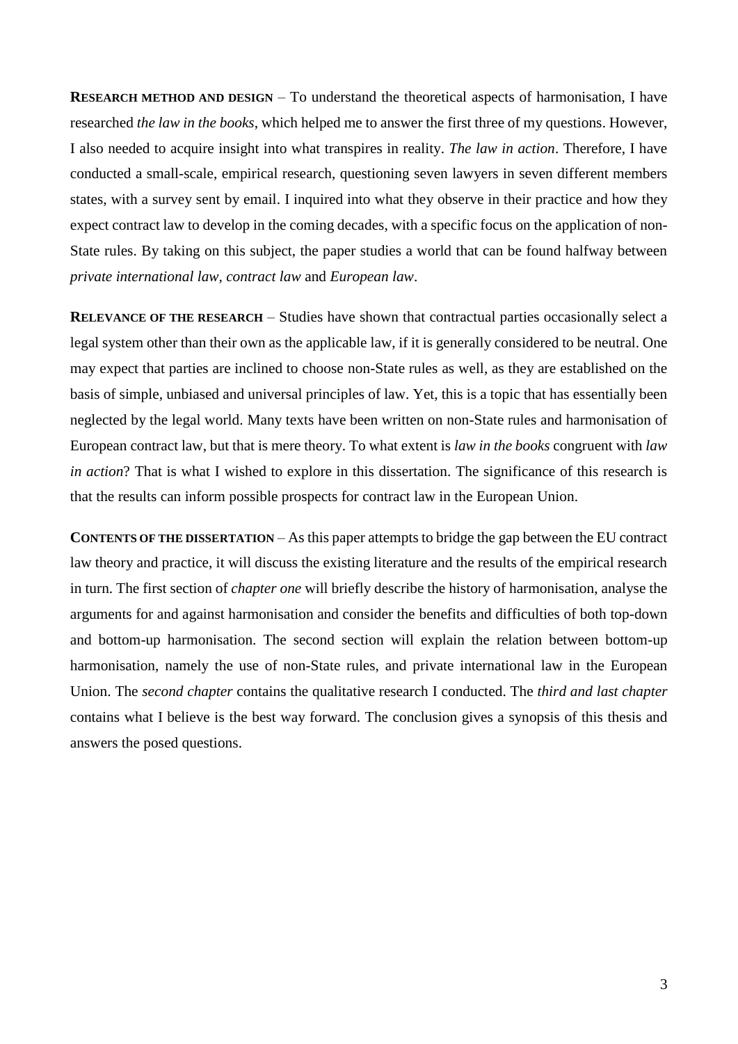**RESEARCH METHOD AND DESIGN** – To understand the theoretical aspects of harmonisation, I have researched *the law in the books*, which helped me to answer the first three of my questions. However, I also needed to acquire insight into what transpires in reality. *The law in action*. Therefore, I have conducted a small-scale, empirical research, questioning seven lawyers in seven different members states, with a survey sent by email. I inquired into what they observe in their practice and how they expect contract law to develop in the coming decades, with a specific focus on the application of non-State rules. By taking on this subject, the paper studies a world that can be found halfway between *private international law*, *contract law* and *European law*.

**RELEVANCE OF THE RESEARCH** – Studies have shown that contractual parties occasionally select a legal system other than their own as the applicable law, if it is generally considered to be neutral. One may expect that parties are inclined to choose non-State rules as well, as they are established on the basis of simple, unbiased and universal principles of law. Yet, this is a topic that has essentially been neglected by the legal world. Many texts have been written on non-State rules and harmonisation of European contract law, but that is mere theory. To what extent is *law in the books* congruent with *law in action*? That is what I wished to explore in this dissertation. The significance of this research is that the results can inform possible prospects for contract law in the European Union.

**CONTENTS OF THE DISSERTATION** – As this paper attempts to bridge the gap between the EU contract law theory and practice, it will discuss the existing literature and the results of the empirical research in turn. The first section of *chapter one* will briefly describe the history of harmonisation, analyse the arguments for and against harmonisation and consider the benefits and difficulties of both top-down and bottom-up harmonisation. The second section will explain the relation between bottom-up harmonisation, namely the use of non-State rules, and private international law in the European Union. The *second chapter* contains the qualitative research I conducted. The *third and last chapter* contains what I believe is the best way forward. The conclusion gives a synopsis of this thesis and answers the posed questions.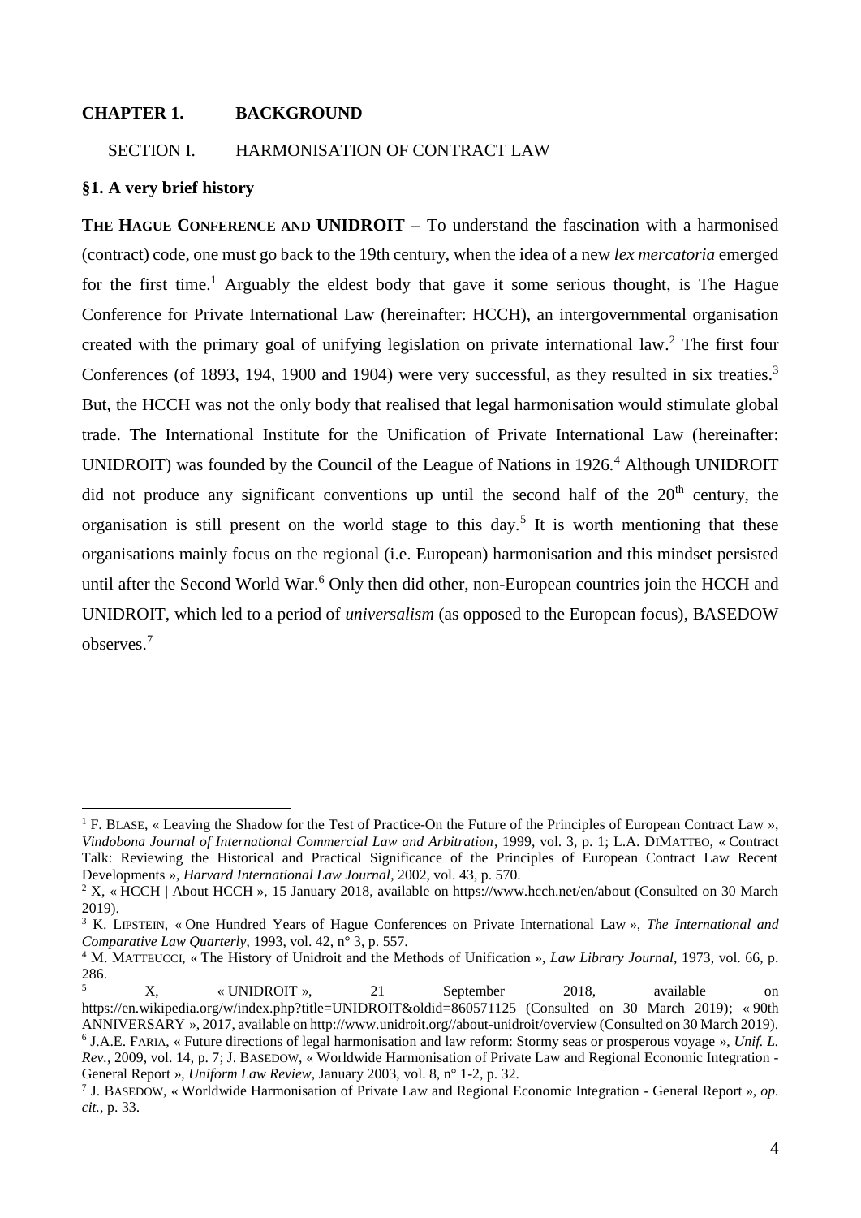## CHAPTER 1. BACKGROUND

### SECTION I. HARMONISATION OF CONTRACT LAW

#### §1. A very brief history

**THE HAGUE CONFERENCE AND UNIDROIT** – To understand the fascination with a harmonised (contract) code, one must go back to the 19th century, when the idea of a new *lex mercatoria* emerged for the first time.[1] Arguably the eldest body that gave it some serious thought, is The Hague Conference for Private International Law (hereinafter: HCCH), an intergovernmental organisation created with the primary goal of unifying legislation on private international law.[2] The first four Conferences (of 1893, 194, 1900 and 1904) were very successful, as they resulted in six treaties.[3] But, the HCCH was not the only body that realised that legal harmonisation would stimulate global trade. The International Institute for the Unification of Private International Law (hereinafter: UNIDROIT) was founded by the Council of the League of Nations in 1926.[4] Although UNIDROIT did not produce any significant conventions up until the second half of the 20th century, the organisation is still present on the world stage to this day.[5] It is worth mentioning that these organisations mainly focus on the regional (i.e. European) harmonisation and this mindset persisted until after the Second World War.[6] Only then did other, non-European countries join the HCCH and UNIDROIT, which led to a period of *universalism* (as opposed to the European focus), BASEDOW observes.[7]

---

[1] F. BLASE, « Leaving the Shadow for the Test of Practice-On the Future of the Principles of European Contract Law », *Vindobona Journal of International Commercial Law and Arbitration*, 1999, vol. 3, p. 1; L.A. DIMATTEO, « Contract Talk: Reviewing the Historical and Practical Significance of the Principles of European Contract Law Recent Developments », *Harvard International Law Journal*, 2002, vol. 43, p. 570.

[2] X, « HCCH | About HCCH », 15 January 2018, available on https://www.hcch.net/en/about (Consulted on 30 March 2019).

[3] K. LIPSTEIN, « One Hundred Years of Hague Conferences on Private International Law », *The International and Comparative Law Quarterly*, 1993, vol. 42, n° 3, p. 557.

[4] M. MATTEUCCI, « The History of Unidroit and the Methods of Unification », *Law Library Journal*, 1973, vol. 66, p. 286.

[5] X, « UNIDROIT », 21 September 2018, available on https://en.wikipedia.org/w/index.php?title=UNIDROIT&oldid=860571125 (Consulted on 30 March 2019); « 90th ANNIVERSARY », 2017, available on http://www.unidroit.org//about-unidroit/overview (Consulted on 30 March 2019).

[6] J.A.E. FARIA, « Future directions of legal harmonisation and law reform: Stormy seas or prosperous voyage », *Unif. L. Rev.*, 2009, vol. 14, p. 7; J. BASEDOW, « Worldwide Harmonisation of Private Law and Regional Economic Integration - General Report », *Uniform Law Review*, January 2003, vol. 8, n° 1-2, p. 32.

[7] J. BASEDOW, « Worldwide Harmonisation of Private Law and Regional Economic Integration - General Report », *op. cit.*, p. 33.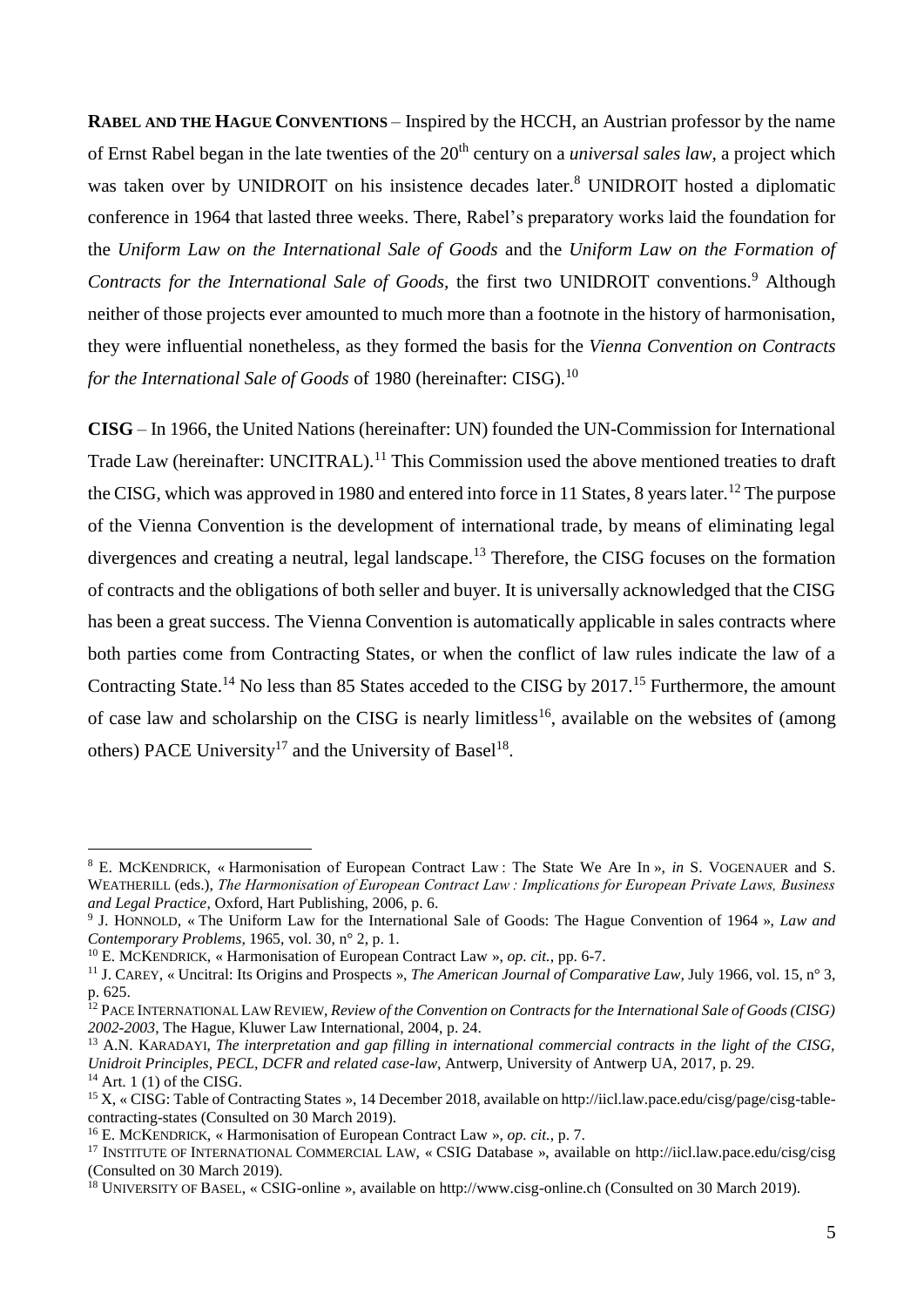**RABEL AND THE HAGUE CONVENTIONS** – Inspired by the HCCH, an Austrian professor by the name of Ernst Rabel began in the late twenties of the 20th century on a *universal sales law*, a project which was taken over by UNIDROIT on his insistence decades later.[8] UNIDROIT hosted a diplomatic conference in 1964 that lasted three weeks. There, Rabel's preparatory works laid the foundation for the *Uniform Law on the International Sale of Goods* and the *Uniform Law on the Formation of Contracts for the International Sale of Goods,* the first two UNIDROIT conventions.[9] Although neither of those projects ever amounted to much more than a footnote in the history of harmonisation, they were influential nonetheless, as they formed the basis for the *Vienna Convention on Contracts for the International Sale of Goods* of 1980 (hereinafter: CISG).[10]

**CISG** – In 1966, the United Nations (hereinafter: UN) founded the UN-Commission for International Trade Law (hereinafter: UNCITRAL).[11] This Commission used the above mentioned treaties to draft the CISG, which was approved in 1980 and entered into force in 11 States, 8 years later.[12] The purpose of the Vienna Convention is the development of international trade, by means of eliminating legal divergences and creating a neutral, legal landscape.[13] Therefore, the CISG focuses on the formation of contracts and the obligations of both seller and buyer. It is universally acknowledged that the CISG has been a great success. The Vienna Convention is automatically applicable in sales contracts where both parties come from Contracting States, or when the conflict of law rules indicate the law of a Contracting State.[14] No less than 85 States acceded to the CISG by 2017.[15] Furthermore, the amount of case law and scholarship on the CISG is nearly limitless[16], available on the websites of (among others) PACE University[17] and the University of Basel[18].

---

[8] E. MCKENDRICK, « Harmonisation of European Contract Law : The State We Are In », *in* S. VOGENAUER and S. WEATHERILL (eds.), *The Harmonisation of European Contract Law : Implications for European Private Laws, Business and Legal Practice*, Oxford, Hart Publishing, 2006, p. 6.

[9] J. HONNOLD, « The Uniform Law for the International Sale of Goods: The Hague Convention of 1964 », *Law and Contemporary Problems,* 1965, vol. 30, n° 2, p. 1.

[10] E. MCKENDRICK, « Harmonisation of European Contract Law », *op. cit.*, pp. 6-7.

[11] J. CAREY, « Uncitral: Its Origins and Prospects », *The American Journal of Comparative Law*, July 1966, vol. 15, n° 3, p. 625.

[12] PACE INTERNATIONAL LAW REVIEW, *Review of the Convention on Contracts for the International Sale of Goods (CISG) 2002-2003*, The Hague, Kluwer Law International, 2004, p. 24.

[13] A.N. KARADAYI, *The interpretation and gap filling in international commercial contracts in the light of the CISG, Unidroit Principles, PECL, DCFR and related case-law*, Antwerp, University of Antwerp UA, 2017, p. 29.

[14] Art. 1 (1) of the CISG.

[15] X, « CISG: Table of Contracting States », 14 December 2018, available on http://iicl.law.pace.edu/cisg/page/cisg-table-contracting-states (Consulted on 30 March 2019).

[16] E. MCKENDRICK, « Harmonisation of European Contract Law », *op. cit.*, p. 7.

[17] INSTITUTE OF INTERNATIONAL COMMERCIAL LAW, « CSIG Database », available on http://iicl.law.pace.edu/cisg/cisg (Consulted on 30 March 2019).

[18] UNIVERSITY OF BASEL, « CSIG-online », available on http://www.cisg-online.ch (Consulted on 30 March 2019).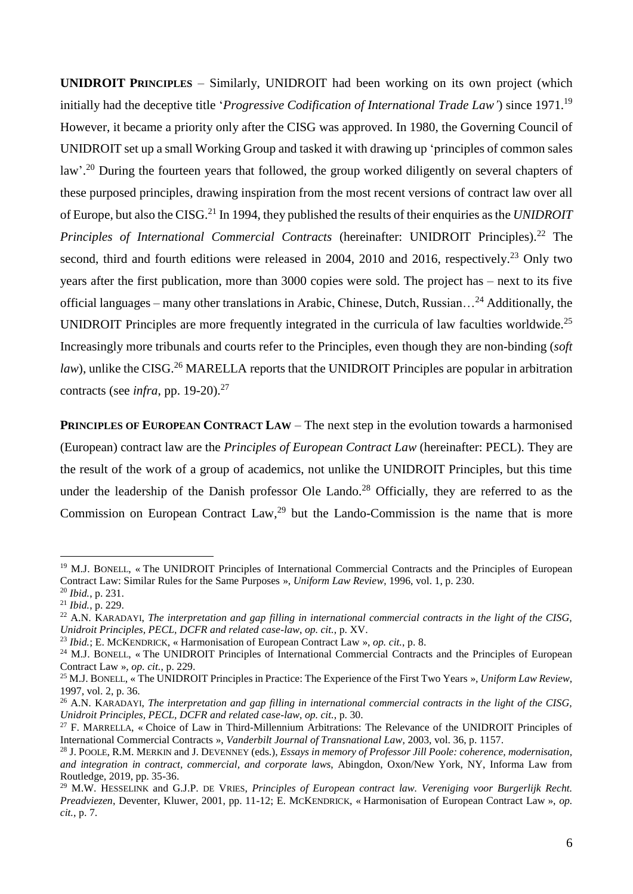**UNIDROIT PRINCIPLES** – Similarly, UNIDROIT had been working on its own project (which initially had the deceptive title '*Progressive Codification of International Trade Law'*) since 1971.[19] However, it became a priority only after the CISG was approved. In 1980, the Governing Council of UNIDROIT set up a small Working Group and tasked it with drawing up 'principles of common sales law'.[20] During the fourteen years that followed, the group worked diligently on several chapters of these purposed principles, drawing inspiration from the most recent versions of contract law over all of Europe, but also the CISG.[21] In 1994, they published the results of their enquiries as the *UNIDROIT Principles of International Commercial Contracts* (hereinafter: UNIDROIT Principles).[22] The second, third and fourth editions were released in 2004, 2010 and 2016, respectively.[23] Only two years after the first publication, more than 3000 copies were sold. The project has – next to its five official languages – many other translations in Arabic, Chinese, Dutch, Russian…[24] Additionally, the UNIDROIT Principles are more frequently integrated in the curricula of law faculties worldwide.[25] Increasingly more tribunals and courts refer to the Principles, even though they are non-binding (*soft law*), unlike the CISG.[26] MARELLA reports that the UNIDROIT Principles are popular in arbitration contracts (see *infra*, pp. 19-20).[27]

**PRINCIPLES OF EUROPEAN CONTRACT LAW** – The next step in the evolution towards a harmonised (European) contract law are the *Principles of European Contract Law* (hereinafter: PECL). They are the result of the work of a group of academics, not unlike the UNIDROIT Principles, but this time under the leadership of the Danish professor Ole Lando.[28] Officially, they are referred to as the Commission on European Contract Law,[29] but the Lando-Commission is the name that is more

---

[19] M.J. BONELL, « The UNIDROIT Principles of International Commercial Contracts and the Principles of European Contract Law: Similar Rules for the Same Purposes », *Uniform Law Review*, 1996, vol. 1, p. 230.

[20] *Ibid.*, p. 231.

[21] *Ibid.*, p. 229.

[22] A.N. KARADAYI, *The interpretation and gap filling in international commercial contracts in the light of the CISG, Unidroit Principles, PECL, DCFR and related case-law*, *op. cit.*, p. XV.

[23] *Ibid.*; E. MCKENDRICK, « Harmonisation of European Contract Law », *op. cit.*, p. 8.

[24] M.J. BONELL, « The UNIDROIT Principles of International Commercial Contracts and the Principles of European Contract Law », *op. cit.*, p. 229.

[25] M.J. BONELL, « The UNIDROIT Principles in Practice: The Experience of the First Two Years », *Uniform Law Review*, 1997, vol. 2, p. 36.

[26] A.N. KARADAYI, *The interpretation and gap filling in international commercial contracts in the light of the CISG, Unidroit Principles, PECL, DCFR and related case-law*, *op. cit.*, p. 30.

[27] F. MARRELLA, « Choice of Law in Third-Millennium Arbitrations: The Relevance of the UNIDROIT Principles of International Commercial Contracts », *Vanderbilt Journal of Transnational Law*, 2003, vol. 36, p. 1157.

[28] J. POOLE, R.M. MERKIN and J. DEVENNEY (eds.), *Essays in memory of Professor Jill Poole: coherence, modernisation, and integration in contract, commercial, and corporate laws*, Abingdon, Oxon/New York, NY, Informa Law from Routledge, 2019, pp. 35-36.

[29] M.W. HESSELINK and G.J.P. DE VRIES, *Principles of European contract law. Vereniging voor Burgerlijk Recht. Preadviezen*, Deventer, Kluwer, 2001, pp. 11-12; E. MCKENDRICK, « Harmonisation of European Contract Law », *op. cit.*, p. 7.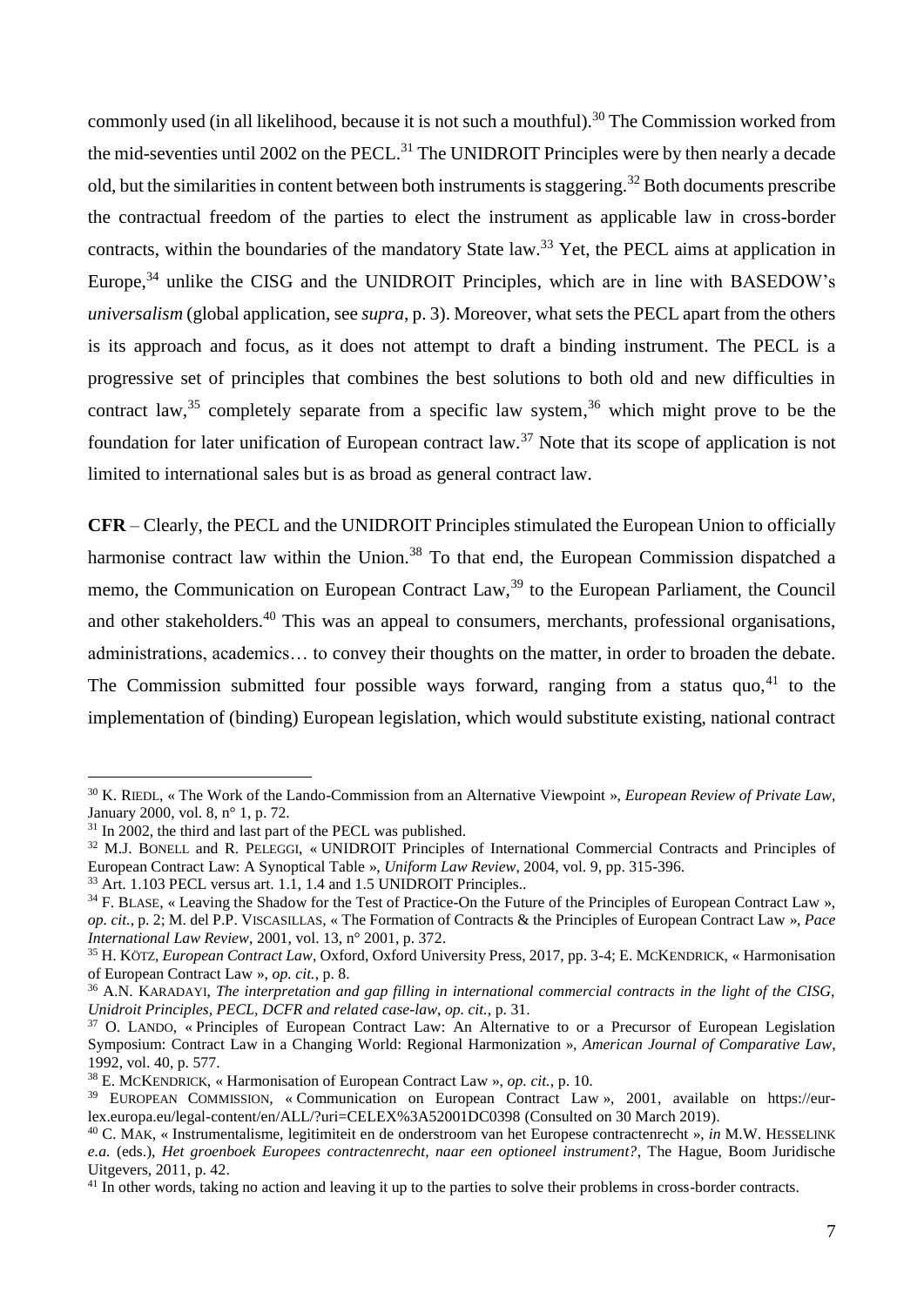commonly used (in all likelihood, because it is not such a mouthful).[30] The Commission worked from the mid-seventies until 2002 on the PECL.[31] The UNIDROIT Principles were by then nearly a decade old, but the similarities in content between both instruments is staggering.[32] Both documents prescribe the contractual freedom of the parties to elect the instrument as applicable law in cross-border contracts, within the boundaries of the mandatory State law.[33] Yet, the PECL aims at application in Europe,[34] unlike the CISG and the UNIDROIT Principles, which are in line with BASEDOW's *universalism* (global application, see *supra*, p. 3). Moreover, what sets the PECL apart from the others is its approach and focus, as it does not attempt to draft a binding instrument. The PECL is a progressive set of principles that combines the best solutions to both old and new difficulties in contract law,[35] completely separate from a specific law system,[36] which might prove to be the foundation for later unification of European contract law.[37] Note that its scope of application is not limited to international sales but is as broad as general contract law.

**CFR** – Clearly, the PECL and the UNIDROIT Principles stimulated the European Union to officially harmonise contract law within the Union.[38] To that end, the European Commission dispatched a memo, the Communication on European Contract Law,[39] to the European Parliament, the Council and other stakeholders.[40] This was an appeal to consumers, merchants, professional organisations, administrations, academics… to convey their thoughts on the matter, in order to broaden the debate. The Commission submitted four possible ways forward, ranging from a status quo,[41] to the implementation of (binding) European legislation, which would substitute existing, national contract

---

[30] K. RIEDL, « The Work of the Lando-Commission from an Alternative Viewpoint », *European Review of Private Law*, January 2000, vol. 8, n° 1, p. 72.

[31] In 2002, the third and last part of the PECL was published.

[32] M.J. BONELL and R. PELEGGI, « UNIDROIT Principles of International Commercial Contracts and Principles of European Contract Law: A Synoptical Table », *Uniform Law Review*, 2004, vol. 9, pp. 315-396.

[33] Art. 1.103 PECL versus art. 1.1, 1.4 and 1.5 UNIDROIT Principles..

[34] F. BLASE, « Leaving the Shadow for the Test of Practice-On the Future of the Principles of European Contract Law », *op. cit.*, p. 2; M. del P.P. VISCASILLAS, « The Formation of Contracts & the Principles of European Contract Law », *Pace International Law Review*, 2001, vol. 13, n° 2001, p. 372.

[35] H. KÖTZ, *European Contract Law*, Oxford, Oxford University Press, 2017, pp. 3-4; E. MCKENDRICK, « Harmonisation of European Contract Law », *op. cit.*, p. 8.

[36] A.N. KARADAYI, *The interpretation and gap filling in international commercial contracts in the light of the CISG, Unidroit Principles, PECL, DCFR and related case-law*, *op. cit.*, p. 31.

[37] O. LANDO, « Principles of European Contract Law: An Alternative to or a Precursor of European Legislation Symposium: Contract Law in a Changing World: Regional Harmonization », *American Journal of Comparative Law*, 1992, vol. 40, p. 577.

[38] E. MCKENDRICK, « Harmonisation of European Contract Law », *op. cit.*, p. 10.

[39] EUROPEAN COMMISSION, « Communication on European Contract Law », 2001, available on https://eur-lex.europa.eu/legal-content/en/ALL/?uri=CELEX%3A52001DC0398 (Consulted on 30 March 2019).

[40] C. MAK, « Instrumentalisme, legitimiteit en de onderstroom van het Europese contractenrecht », *in* M.W. HESSELINK *e.a.* (eds.), *Het groenboek Europees contractenrecht, naar een optioneel instrument?*, The Hague, Boom Juridische Uitgevers, 2011, p. 42.

[41] In other words, taking no action and leaving it up to the parties to solve their problems in cross-border contracts.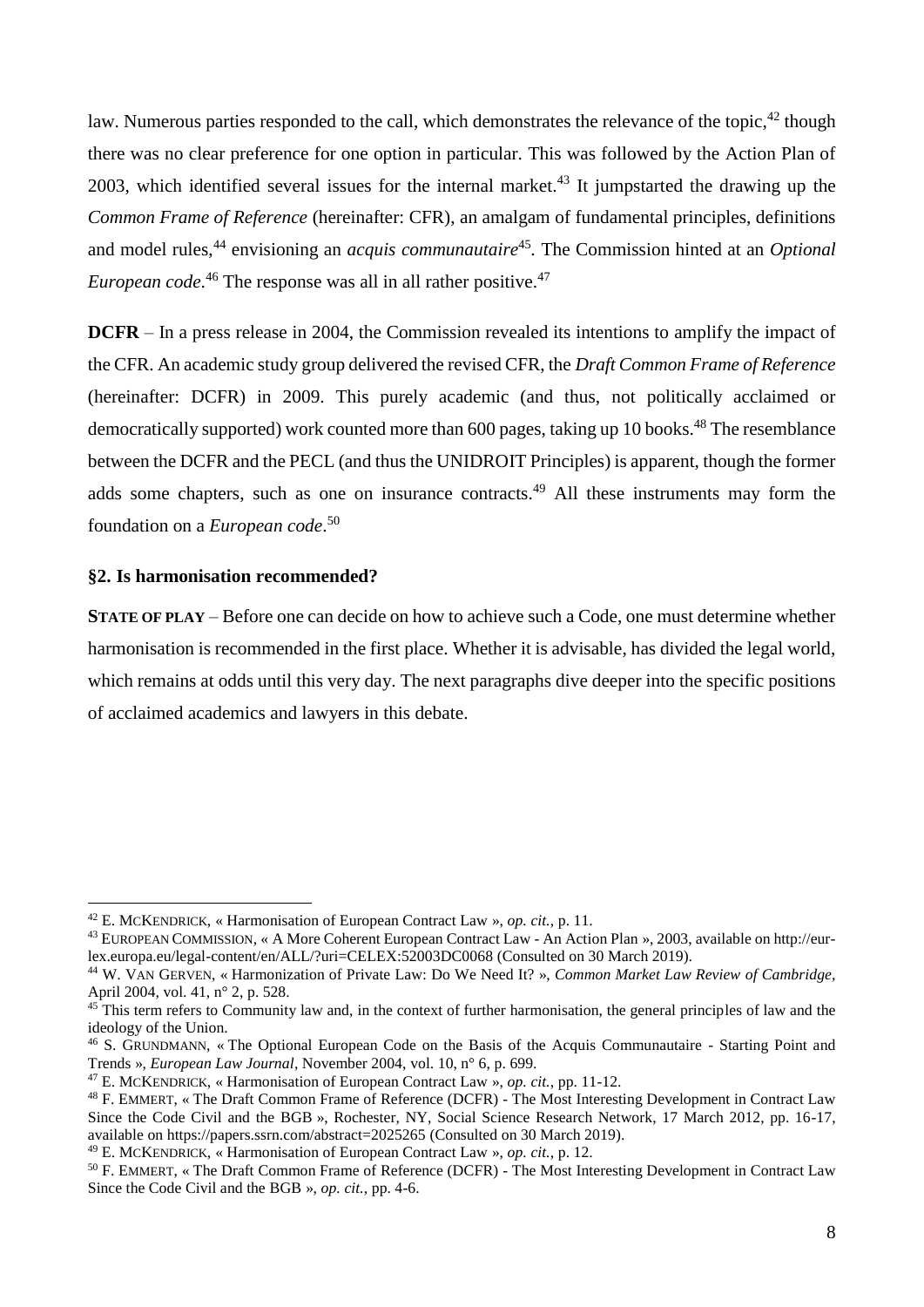law. Numerous parties responded to the call, which demonstrates the relevance of the topic,[42] though there was no clear preference for one option in particular. This was followed by the Action Plan of 2003, which identified several issues for the internal market.[43] It jumpstarted the drawing up the *Common Frame of Reference* (hereinafter: CFR), an amalgam of fundamental principles, definitions and model rules,[44] envisioning an *acquis communautaire*[45]. The Commission hinted at an *Optional European code*.[46] The response was all in all rather positive.[47]

**DCFR** – In a press release in 2004, the Commission revealed its intentions to amplify the impact of the CFR. An academic study group delivered the revised CFR, the *Draft Common Frame of Reference* (hereinafter: DCFR) in 2009. This purely academic (and thus, not politically acclaimed or democratically supported) work counted more than 600 pages, taking up 10 books.[48] The resemblance between the DCFR and the PECL (and thus the UNIDROIT Principles) is apparent, though the former adds some chapters, such as one on insurance contracts.[49] All these instruments may form the foundation on a *European code*.[50]

### §2. Is harmonisation recommended?

**STATE OF PLAY** – Before one can decide on how to achieve such a Code, one must determine whether harmonisation is recommended in the first place. Whether it is advisable, has divided the legal world, which remains at odds until this very day. The next paragraphs dive deeper into the specific positions of acclaimed academics and lawyers in this debate.

---

[42] E. MCKENDRICK, « Harmonisation of European Contract Law », *op. cit.*, p. 11.

[43] EUROPEAN COMMISSION, « A More Coherent European Contract Law - An Action Plan », 2003, available on http://eur-lex.europa.eu/legal-content/en/ALL/?uri=CELEX:52003DC0068 (Consulted on 30 March 2019).

[44] W. VAN GERVEN, « Harmonization of Private Law: Do We Need It? », *Common Market Law Review of Cambridge*, April 2004, vol. 41, n° 2, p. 528.

[45] This term refers to Community law and, in the context of further harmonisation, the general principles of law and the ideology of the Union.

[46] S. GRUNDMANN, « The Optional European Code on the Basis of the Acquis Communautaire - Starting Point and Trends », *European Law Journal*, November 2004, vol. 10, n° 6, p. 699.

[47] E. MCKENDRICK, « Harmonisation of European Contract Law », *op. cit.*, pp. 11-12.

[48] F. EMMERT, « The Draft Common Frame of Reference (DCFR) - The Most Interesting Development in Contract Law Since the Code Civil and the BGB », Rochester, NY, Social Science Research Network, 17 March 2012, pp. 16-17, available on https://papers.ssrn.com/abstract=2025265 (Consulted on 30 March 2019).

[49] E. MCKENDRICK, « Harmonisation of European Contract Law », *op. cit.*, p. 12.

[50] F. EMMERT, « The Draft Common Frame of Reference (DCFR) - The Most Interesting Development in Contract Law Since the Code Civil and the BGB », *op. cit.*, pp. 4-6.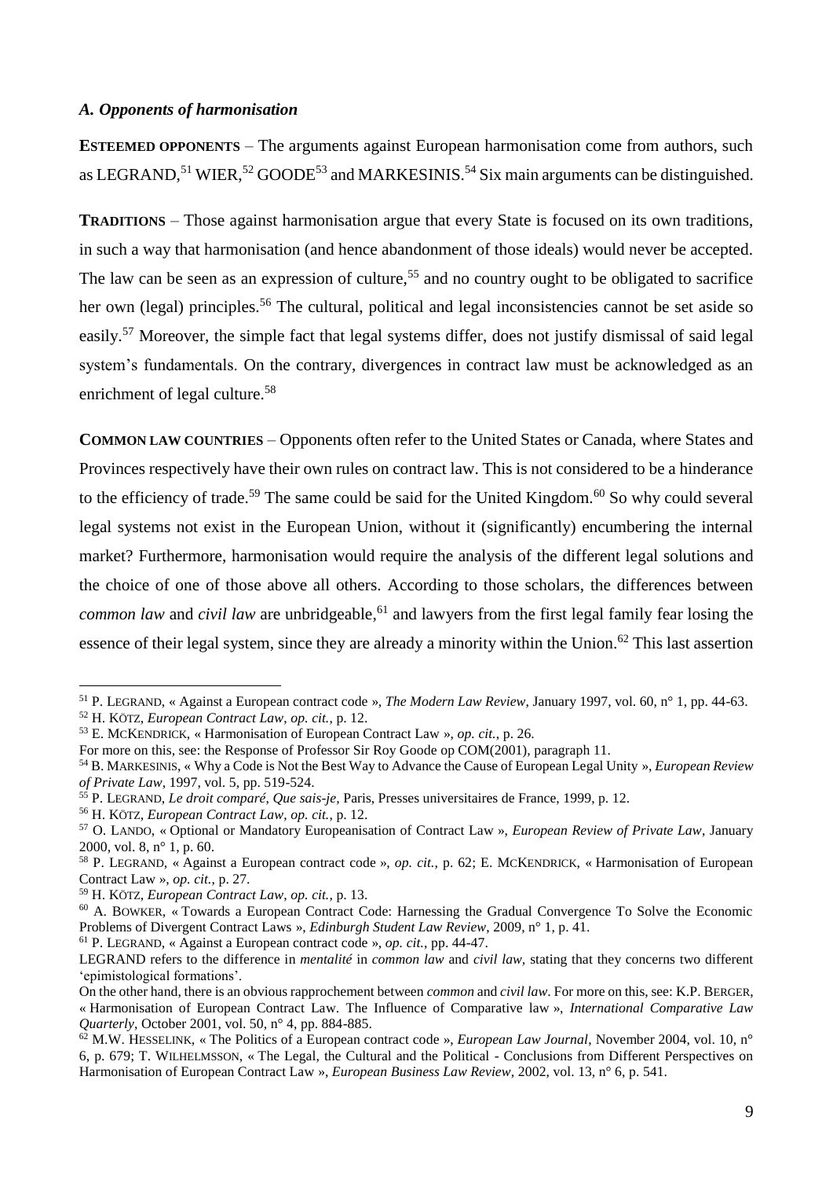### *A. Opponents of harmonisation*

**ESTEEMED OPPONENTS** – The arguments against European harmonisation come from authors, such as LEGRAND,[51] WIER,[52] GOODE[53] and MARKESINIS.[54] Six main arguments can be distinguished.

**TRADITIONS** – Those against harmonisation argue that every State is focused on its own traditions, in such a way that harmonisation (and hence abandonment of those ideals) would never be accepted. The law can be seen as an expression of culture,[55] and no country ought to be obligated to sacrifice her own (legal) principles.[56] The cultural, political and legal inconsistencies cannot be set aside so easily.[57] Moreover, the simple fact that legal systems differ, does not justify dismissal of said legal system's fundamentals. On the contrary, divergences in contract law must be acknowledged as an enrichment of legal culture.[58]

**COMMON LAW COUNTRIES** – Opponents often refer to the United States or Canada, where States and Provinces respectively have their own rules on contract law. This is not considered to be a hinderance to the efficiency of trade.[59] The same could be said for the United Kingdom.[60] So why could several legal systems not exist in the European Union, without it (significantly) encumbering the internal market? Furthermore, harmonisation would require the analysis of the different legal solutions and the choice of one of those above all others. According to those scholars, the differences between *common law* and *civil law* are unbridgeable,[61] and lawyers from the first legal family fear losing the essence of their legal system, since they are already a minority within the Union.[62] This last assertion

---

[51] P. LEGRAND, « Against a European contract code », *The Modern Law Review*, January 1997, vol. 60, n° 1, pp. 44-63.

[52] H. KÖTZ, *European Contract Law*, *op. cit.*, p. 12.

[53] E. MCKENDRICK, « Harmonisation of European Contract Law », *op. cit.*, p. 26.
For more on this, see: the Response of Professor Sir Roy Goode op COM(2001), paragraph 11.

[54] B. MARKESINIS, « Why a Code is Not the Best Way to Advance the Cause of European Legal Unity », *European Review of Private Law*, 1997, vol. 5, pp. 519-524.

[55] P. LEGRAND, *Le droit comparé*, *Que sais-je*, Paris, Presses universitaires de France, 1999, p. 12.

[56] H. KÖTZ, *European Contract Law*, *op. cit.*, p. 12.

[57] O. LANDO, « Optional or Mandatory Europeanisation of Contract Law », *European Review of Private Law*, January 2000, vol. 8, n° 1, p. 60.

[58] P. LEGRAND, « Against a European contract code », *op. cit.*, p. 62; E. MCKENDRICK, « Harmonisation of European Contract Law », *op. cit.*, p. 27.

[59] H. KÖTZ, *European Contract Law*, *op. cit.*, p. 13.

[60] A. BOWKER, « Towards a European Contract Code: Harnessing the Gradual Convergence To Solve the Economic Problems of Divergent Contract Laws », *Edinburgh Student Law Review*, 2009, n° 1, p. 41.

[61] P. LEGRAND, « Against a European contract code », *op. cit.*, pp. 44-47.
LEGRAND refers to the difference in *mentalité* in *common law* and *civil law*, stating that they concerns two different 'epimistological formations'.
On the other hand, there is an obvious rapprochement between *common* and *civil law*. For more on this, see: K.P. BERGER, « Harmonisation of European Contract Law. The Influence of Comparative law », *International Comparative Law Quarterly*, October 2001, vol. 50, n° 4, pp. 884-885.

[62] M.W. HESSELINK, « The Politics of a European contract code », *European Law Journal*, November 2004, vol. 10, n° 6, p. 679; T. WILHELMSSON, « The Legal, the Cultural and the Political - Conclusions from Different Perspectives on Harmonisation of European Contract Law », *European Business Law Review*, 2002, vol. 13, n° 6, p. 541.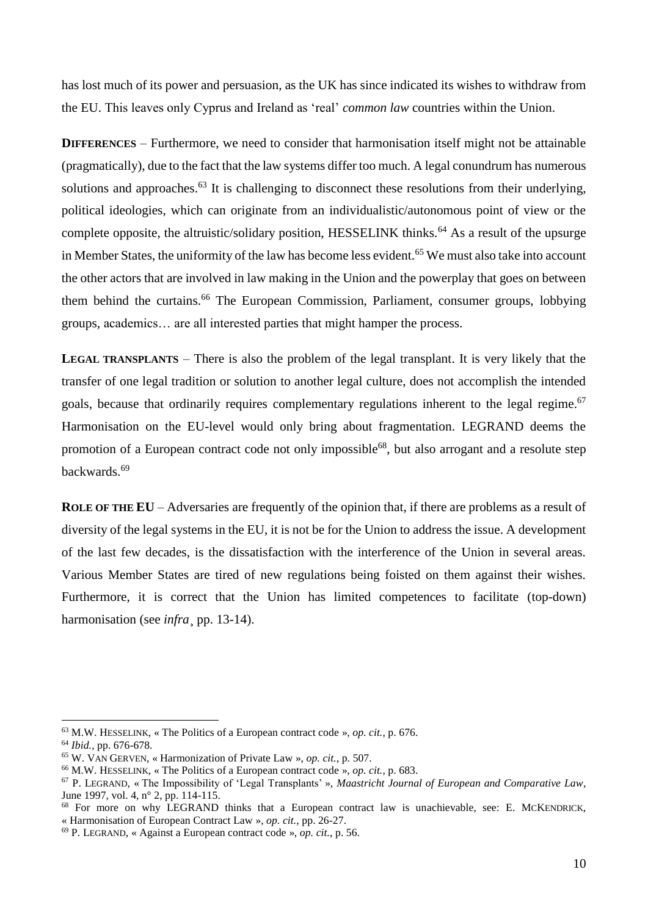has lost much of its power and persuasion, as the UK has since indicated its wishes to withdraw from the EU. This leaves only Cyprus and Ireland as 'real' *common law* countries within the Union.

**DIFFERENCES** – Furthermore, we need to consider that harmonisation itself might not be attainable (pragmatically), due to the fact that the law systems differ too much. A legal conundrum has numerous solutions and approaches.[63] It is challenging to disconnect these resolutions from their underlying, political ideologies, which can originate from an individualistic/autonomous point of view or the complete opposite, the altruistic/solidary position, HESSELINK thinks.[64] As a result of the upsurge in Member States, the uniformity of the law has become less evident.[65] We must also take into account the other actors that are involved in law making in the Union and the powerplay that goes on between them behind the curtains.[66] The European Commission, Parliament, consumer groups, lobbying groups, academics… are all interested parties that might hamper the process.

**LEGAL TRANSPLANTS** – There is also the problem of the legal transplant. It is very likely that the transfer of one legal tradition or solution to another legal culture, does not accomplish the intended goals, because that ordinarily requires complementary regulations inherent to the legal regime.[67] Harmonisation on the EU-level would only bring about fragmentation. LEGRAND deems the promotion of a European contract code not only impossible[68], but also arrogant and a resolute step backwards.[69]

**ROLE OF THE EU** – Adversaries are frequently of the opinion that, if there are problems as a result of diversity of the legal systems in the EU, it is not be for the Union to address the issue. A development of the last few decades, is the dissatisfaction with the interference of the Union in several areas. Various Member States are tired of new regulations being foisted on them against their wishes. Furthermore, it is correct that the Union has limited competences to facilitate (top-down) harmonisation (see *infra*¸ pp. 13-14).

---

[63] M.W. HESSELINK, « The Politics of a European contract code », *op. cit.*, p. 676.

[64] *Ibid.*, pp. 676-678.

[65] W. VAN GERVEN, « Harmonization of Private Law », *op. cit.*, p. 507.

[66] M.W. HESSELINK, « The Politics of a European contract code », *op. cit.*, p. 683.

[67] P. LEGRAND, « The Impossibility of 'Legal Transplants' », *Maastricht Journal of European and Comparative Law*, June 1997, vol. 4, n° 2, pp. 114-115.

[68] For more on why LEGRAND thinks that a European contract law is unachievable, see: E. MCKENDRICK, « Harmonisation of European Contract Law », *op. cit.*, pp. 26-27.

[69] P. LEGRAND, « Against a European contract code », *op. cit.*, p. 56.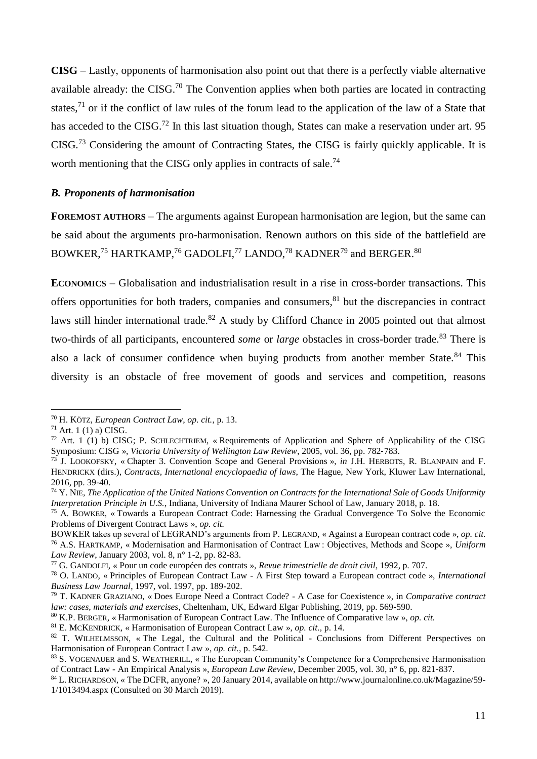**CISG** – Lastly, opponents of harmonisation also point out that there is a perfectly viable alternative available already: the CISG.[70] The Convention applies when both parties are located in contracting states,[71] or if the conflict of law rules of the forum lead to the application of the law of a State that has acceded to the CISG.[72] In this last situation though, States can make a reservation under art. 95 CISG.[73] Considering the amount of Contracting States, the CISG is fairly quickly applicable. It is worth mentioning that the CISG only applies in contracts of sale.[74]

### *B. Proponents of harmonisation*

**FOREMOST AUTHORS** – The arguments against European harmonisation are legion, but the same can be said about the arguments pro-harmonisation. Renown authors on this side of the battlefield are BOWKER,[75] HARTKAMP,[76] GADOLFI,[77] LANDO,[78] KADNER[79] and BERGER.[80]

**ECONOMICS** – Globalisation and industrialisation result in a rise in cross-border transactions. This offers opportunities for both traders, companies and consumers,[81] but the discrepancies in contract laws still hinder international trade.[82] A study by Clifford Chance in 2005 pointed out that almost two-thirds of all participants, encountered *some* or *large* obstacles in cross-border trade.[83] There is also a lack of consumer confidence when buying products from another member State.[84] This diversity is an obstacle of free movement of goods and services and competition, reasons

---

[70] H. KÖTZ, *European Contract Law*, *op. cit.*, p. 13.

[71] Art. 1 (1) a) CISG.

[72] Art. 1 (1) b) CISG; P. SCHLECHTRIEM, « Requirements of Application and Sphere of Applicability of the CISG Symposium: CISG », *Victoria University of Wellington Law Review*, 2005, vol. 36, pp. 782-783.

[73] J. LOOKOFSKY, « Chapter 3. Convention Scope and General Provisions », *in* J.H. HERBOTS, R. BLANPAIN and F. HENDRICKX (dirs.), *Contracts, International encyclopaedia of laws*, The Hague, New York, Kluwer Law International, 2016, pp. 39-40.

[74] Y. NIE, *The Application of the United Nations Convention on Contracts for the International Sale of Goods Uniformity Interpretation Principle in U.S.*, Indiana, University of Indiana Maurer School of Law, January 2018, p. 18.

[75] A. BOWKER, « Towards a European Contract Code: Harnessing the Gradual Convergence To Solve the Economic Problems of Divergent Contract Laws », *op. cit.*

BOWKER takes up several of LEGRAND's arguments from P. LEGRAND, « Against a European contract code », *op. cit.*

[76] A.S. HARTKAMP, « Modernisation and Harmonisation of Contract Law : Objectives, Methods and Scope », *Uniform Law Review*, January 2003, vol. 8, n° 1-2, pp. 82-83.

[77] G. GANDOLFI, « Pour un code européen des contrats », *Revue trimestrielle de droit civil*, 1992, p. 707.

[78] O. LANDO, « Principles of European Contract Law - A First Step toward a European contract code », *International Business Law Journal*, 1997, vol. 1997, pp. 189-202.

[79] T. KADNER GRAZIANO, « Does Europe Need a Contract Code? - A Case for Coexistence », in *Comparative contract law: cases, materials and exercises*, Cheltenham, UK, Edward Elgar Publishing, 2019, pp. 569-590.

[80] K.P. BERGER, « Harmonisation of European Contract Law. The Influence of Comparative law », *op. cit.*

[81] E. MCKENDRICK, « Harmonisation of European Contract Law », *op. cit.*, p. 14.

[82] T. WILHELMSSON, « The Legal, the Cultural and the Political - Conclusions from Different Perspectives on Harmonisation of European Contract Law », *op. cit.*, p. 542.

[83] S. VOGENAUER and S. WEATHERILL, « The European Community's Competence for a Comprehensive Harmonisation of Contract Law - An Empirical Analysis », *European Law Review*, December 2005, vol. 30, n° 6, pp. 821-837.

[84] L. RICHARDSON, « The DCFR, anyone? », 20 January 2014, available on http://www.journalonline.co.uk/Magazine/59-1/1013494.aspx (Consulted on 30 March 2019).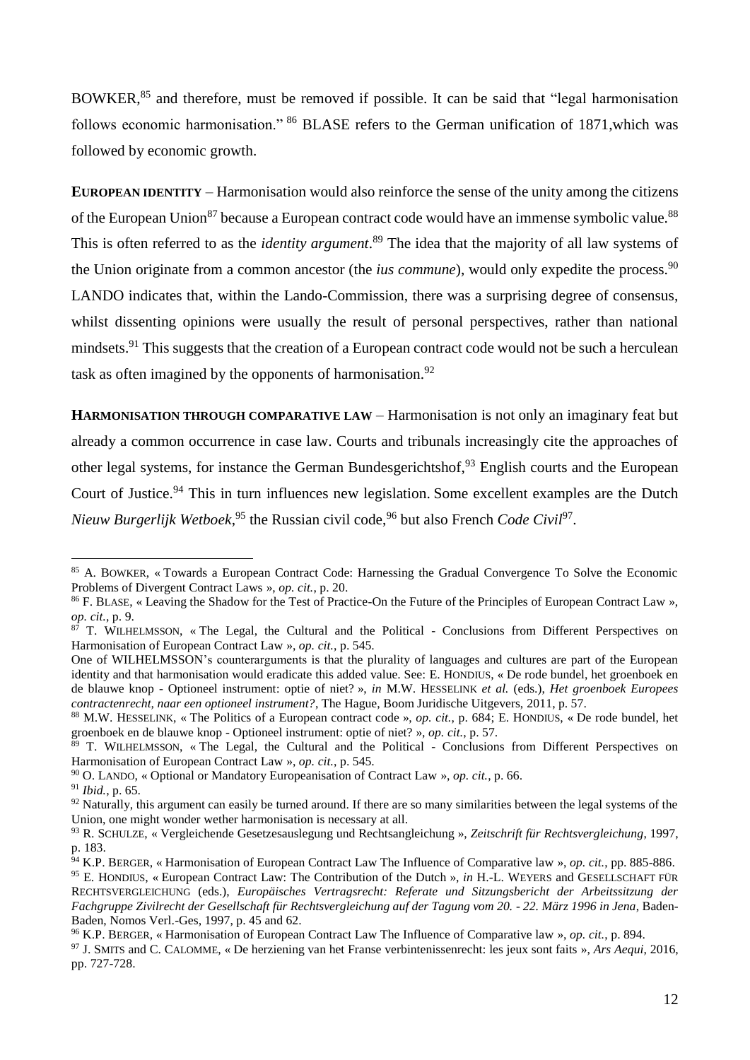BOWKER,[85] and therefore, must be removed if possible. It can be said that "legal harmonisation follows economic harmonisation." [86] BLASE refers to the German unification of 1871,which was followed by economic growth.

**EUROPEAN IDENTITY** – Harmonisation would also reinforce the sense of the unity among the citizens of the European Union[87] because a European contract code would have an immense symbolic value.[88] This is often referred to as the *identity argument*.[89] The idea that the majority of all law systems of the Union originate from a common ancestor (the *ius commune*), would only expedite the process.[90] LANDO indicates that, within the Lando-Commission, there was a surprising degree of consensus, whilst dissenting opinions were usually the result of personal perspectives, rather than national mindsets.[91] This suggests that the creation of a European contract code would not be such a herculean task as often imagined by the opponents of harmonisation.[92]

**HARMONISATION THROUGH COMPARATIVE LAW** – Harmonisation is not only an imaginary feat but already a common occurrence in case law. Courts and tribunals increasingly cite the approaches of other legal systems, for instance the German Bundesgerichtshof,[93] English courts and the European Court of Justice.[94] This in turn influences new legislation. Some excellent examples are the Dutch *Nieuw Burgerlijk Wetboek*,[95] the Russian civil code,[96] but also French *Code Civil*[97].

---

[85] A. BOWKER, « Towards a European Contract Code: Harnessing the Gradual Convergence To Solve the Economic Problems of Divergent Contract Laws », *op. cit.*, p. 20.

[86] F. BLASE, « Leaving the Shadow for the Test of Practice-On the Future of the Principles of European Contract Law », *op. cit.*, p. 9.

[87] T. WILHELMSSON, « The Legal, the Cultural and the Political - Conclusions from Different Perspectives on Harmonisation of European Contract Law », *op. cit.*, p. 545.

One of WILHELMSSON's counterarguments is that the plurality of languages and cultures are part of the European identity and that harmonisation would eradicate this added value. See: E. HONDIUS, « De rode bundel, het groenboek en de blauwe knop - Optioneel instrument: optie of niet? », *in* M.W. HESSELINK *et al.* (eds.), *Het groenboek Europees contractenrecht, naar een optioneel instrument?*, The Hague, Boom Juridische Uitgevers, 2011, p. 57.

[88] M.W. HESSELINK, « The Politics of a European contract code », *op. cit.*, p. 684; E. HONDIUS, « De rode bundel, het groenboek en de blauwe knop - Optioneel instrument: optie of niet? », *op. cit.*, p. 57.

[89] T. WILHELMSSON, « The Legal, the Cultural and the Political - Conclusions from Different Perspectives on Harmonisation of European Contract Law », *op. cit.*, p. 545.

[90] O. LANDO, « Optional or Mandatory Europeanisation of Contract Law », *op. cit.*, p. 66.

[91] *Ibid.*, p. 65.

[92] Naturally, this argument can easily be turned around. If there are so many similarities between the legal systems of the Union, one might wonder wether harmonisation is necessary at all.

[93] R. SCHULZE, « Vergleichende Gesetzesauslegung und Rechtsangleichung », *Zeitschrift für Rechtsvergleichung*, 1997, p. 183.

[94] K.P. BERGER, « Harmonisation of European Contract Law The Influence of Comparative law », *op. cit.*, pp. 885-886.

[95] E. HONDIUS, « European Contract Law: The Contribution of the Dutch », *in* H.-L. WEYERS and GESELLSCHAFT FÜR RECHTSVERGLEICHUNG (eds.), *Europäisches Vertragsrecht: Referate und Sitzungsbericht der Arbeitssitzung der Fachgruppe Zivilrecht der Gesellschaft für Rechtsvergleichung auf der Tagung vom 20. - 22. März 1996 in Jena*, Baden-Baden, Nomos Verl.-Ges, 1997, p. 45 and 62.

[96] K.P. BERGER, « Harmonisation of European Contract Law The Influence of Comparative law », *op. cit.*, p. 894.

[97] J. SMITS and C. CALOMME, « De herziening van het Franse verbintenissenrecht: les jeux sont faits », *Ars Aequi*, 2016, pp. 727-728.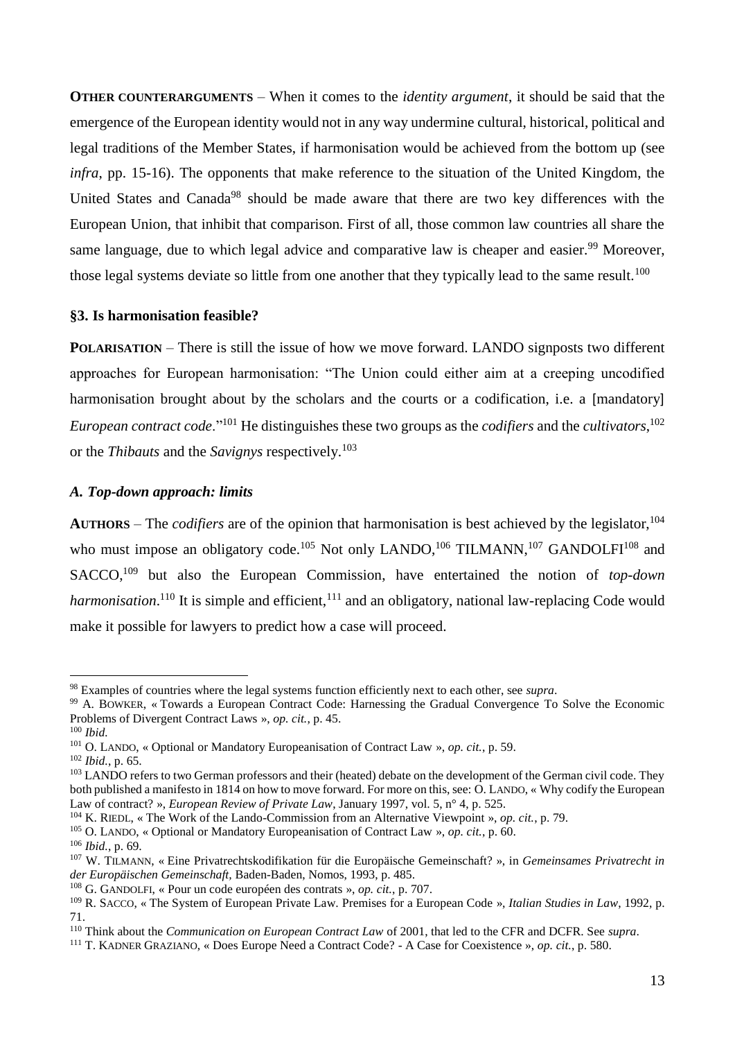**OTHER COUNTERARGUMENTS** – When it comes to the *identity argument*, it should be said that the emergence of the European identity would not in any way undermine cultural, historical, political and legal traditions of the Member States, if harmonisation would be achieved from the bottom up (see *infra*, pp. 15-16). The opponents that make reference to the situation of the United Kingdom, the United States and Canada[98] should be made aware that there are two key differences with the European Union, that inhibit that comparison. First of all, those common law countries all share the same language, due to which legal advice and comparative law is cheaper and easier.[99] Moreover, those legal systems deviate so little from one another that they typically lead to the same result.[100]

### §3. Is harmonisation feasible?

**POLARISATION** – There is still the issue of how we move forward. LANDO signposts two different approaches for European harmonisation: "The Union could either aim at a creeping uncodified harmonisation brought about by the scholars and the courts or a codification, i.e. a [mandatory] *European contract code*."[101] He distinguishes these two groups as the *codifiers* and the *cultivators*,[102] or the *Thibauts* and the *Savignys* respectively.[103]

#### *A. Top-down approach: limits*

**AUTHORS** – The *codifiers* are of the opinion that harmonisation is best achieved by the legislator,[104] who must impose an obligatory code.[105] Not only LANDO,[106] TILMANN,[107] GANDOLFI[108] and SACCO,[109] but also the European Commission, have entertained the notion of *top-down harmonisation*.[110] It is simple and efficient,[111] and an obligatory, national law-replacing Code would make it possible for lawyers to predict how a case will proceed.

---

[98] Examples of countries where the legal systems function efficiently next to each other, see *supra*.

[99] A. BOWKER, « Towards a European Contract Code: Harnessing the Gradual Convergence To Solve the Economic Problems of Divergent Contract Laws », *op. cit.*, p. 45.

[100] *Ibid.*

[101] O. LANDO, « Optional or Mandatory Europeanisation of Contract Law », *op. cit.*, p. 59.

[102] *Ibid.*, p. 65.

[103] LANDO refers to two German professors and their (heated) debate on the development of the German civil code. They both published a manifesto in 1814 on how to move forward. For more on this, see: O. LANDO, « Why codify the European Law of contract? », *European Review of Private Law*, January 1997, vol. 5, n° 4, p. 525.

[104] K. RIEDL, « The Work of the Lando-Commission from an Alternative Viewpoint », *op. cit.*, p. 79.

[105] O. LANDO, « Optional or Mandatory Europeanisation of Contract Law », *op. cit.*, p. 60.

[106] *Ibid.*, p. 69.

[107] W. TILMANN, « Eine Privatrechtskodifikation für die Europäische Gemeinschaft? », in *Gemeinsames Privatrecht in der Europäischen Gemeinschaft*, Baden-Baden, Nomos, 1993, p. 485.

[108] G. GANDOLFI, « Pour un code européen des contrats », *op. cit.*, p. 707.

[109] R. SACCO, « The System of European Private Law. Premises for a European Code », *Italian Studies in Law*, 1992, p. 71.

[110] Think about the *Communication on European Contract Law* of 2001, that led to the CFR and DCFR. See *supra*.

[111] T. KADNER GRAZIANO, « Does Europe Need a Contract Code? - A Case for Coexistence », *op. cit.*, p. 580.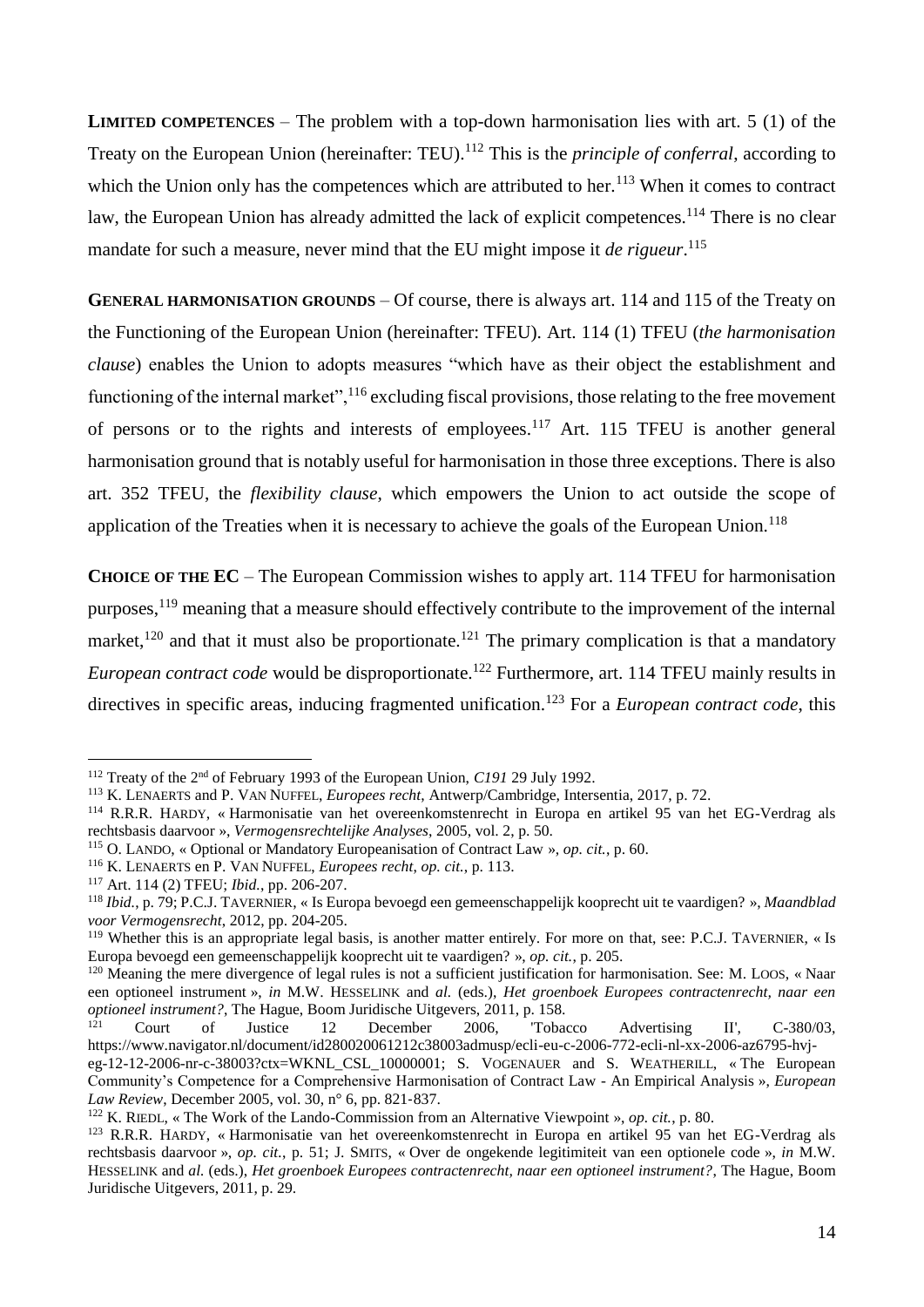**LIMITED COMPETENCES** – The problem with a top-down harmonisation lies with art. 5 (1) of the Treaty on the European Union (hereinafter: TEU).[112] This is the *principle of conferral*, according to which the Union only has the competences which are attributed to her.[113] When it comes to contract law, the European Union has already admitted the lack of explicit competences.[114] There is no clear mandate for such a measure, never mind that the EU might impose it *de rigueur*.[115]

**GENERAL HARMONISATION GROUNDS** – Of course, there is always art. 114 and 115 of the Treaty on the Functioning of the European Union (hereinafter: TFEU). Art. 114 (1) TFEU (*the harmonisation clause*) enables the Union to adopts measures "which have as their object the establishment and functioning of the internal market",[116] excluding fiscal provisions, those relating to the free movement of persons or to the rights and interests of employees.[117] Art. 115 TFEU is another general harmonisation ground that is notably useful for harmonisation in those three exceptions. There is also art. 352 TFEU, the *flexibility clause*, which empowers the Union to act outside the scope of application of the Treaties when it is necessary to achieve the goals of the European Union.[118]

**CHOICE OF THE EC** – The European Commission wishes to apply art. 114 TFEU for harmonisation purposes,[119] meaning that a measure should effectively contribute to the improvement of the internal market,[120] and that it must also be proportionate.[121] The primary complication is that a mandatory *European contract code* would be disproportionate.[122] Furthermore, art. 114 TFEU mainly results in directives in specific areas, inducing fragmented unification.[123] For a *European contract code*, this

---

[112] Treaty of the 2nd of February 1993 of the European Union, *C191* 29 July 1992.

[113] K. LENAERTS and P. VAN NUFFEL, *Europees recht*, Antwerp/Cambridge, Intersentia, 2017, p. 72.

[114] R.R.R. HARDY, « Harmonisatie van het overeenkomstenrecht in Europa en artikel 95 van het EG-Verdrag als rechtsbasis daarvoor », *Vermogensrechtelijke Analyses*, 2005, vol. 2, p. 50.

[115] O. LANDO, « Optional or Mandatory Europeanisation of Contract Law », *op. cit.*, p. 60.

[116] K. LENAERTS en P. VAN NUFFEL, *Europees recht, op. cit.*, p. 113.

[117] Art. 114 (2) TFEU; *Ibid.*, pp. 206-207.

[118] *Ibid.*, p. 79; P.C.J. TAVERNIER, « Is Europa bevoegd een gemeenschappelijk kooprecht uit te vaardigen? », *Maandblad voor Vermogensrecht*, 2012, pp. 204-205.

[119] Whether this is an appropriate legal basis, is another matter entirely. For more on that, see: P.C.J. TAVERNIER, « Is Europa bevoegd een gemeenschappelijk kooprecht uit te vaardigen? », *op. cit.*, p. 205.

[120] Meaning the mere divergence of legal rules is not a sufficient justification for harmonisation. See: M. LOOS, « Naar een optioneel instrument », *in* M.W. HESSELINK and *al.* (eds.), *Het groenboek Europees contractenrecht, naar een optioneel instrument?*, The Hague, Boom Juridische Uitgevers, 2011, p. 158.

[121] Court of Justice 12 December 2006, 'Tobacco Advertising II', C-380/03, https://www.navigator.nl/document/id280020061212c38003admusp/ecli-eu-c-2006-772-ecli-nl-xx-2006-az6795-hvj-eg-12-12-2006-nr-c-38003?ctx=WKNL_CSL_10000001; S. VOGENAUER and S. WEATHERILL, « The European Community's Competence for a Comprehensive Harmonisation of Contract Law - An Empirical Analysis », *European Law Review*, December 2005, vol. 30, n° 6, pp. 821-837.

[122] K. RIEDL, « The Work of the Lando-Commission from an Alternative Viewpoint », *op. cit.*, p. 80.

[123] R.R.R. HARDY, « Harmonisatie van het overeenkomstenrecht in Europa en artikel 95 van het EG-Verdrag als rechtsbasis daarvoor », *op. cit.*, p. 51; J. SMITS, « Over de ongekende legitimiteit van een optionele code », *in* M.W. HESSELINK and *al.* (eds.), *Het groenboek Europees contractenrecht, naar een optioneel instrument?*, The Hague, Boom Juridische Uitgevers, 2011, p. 29.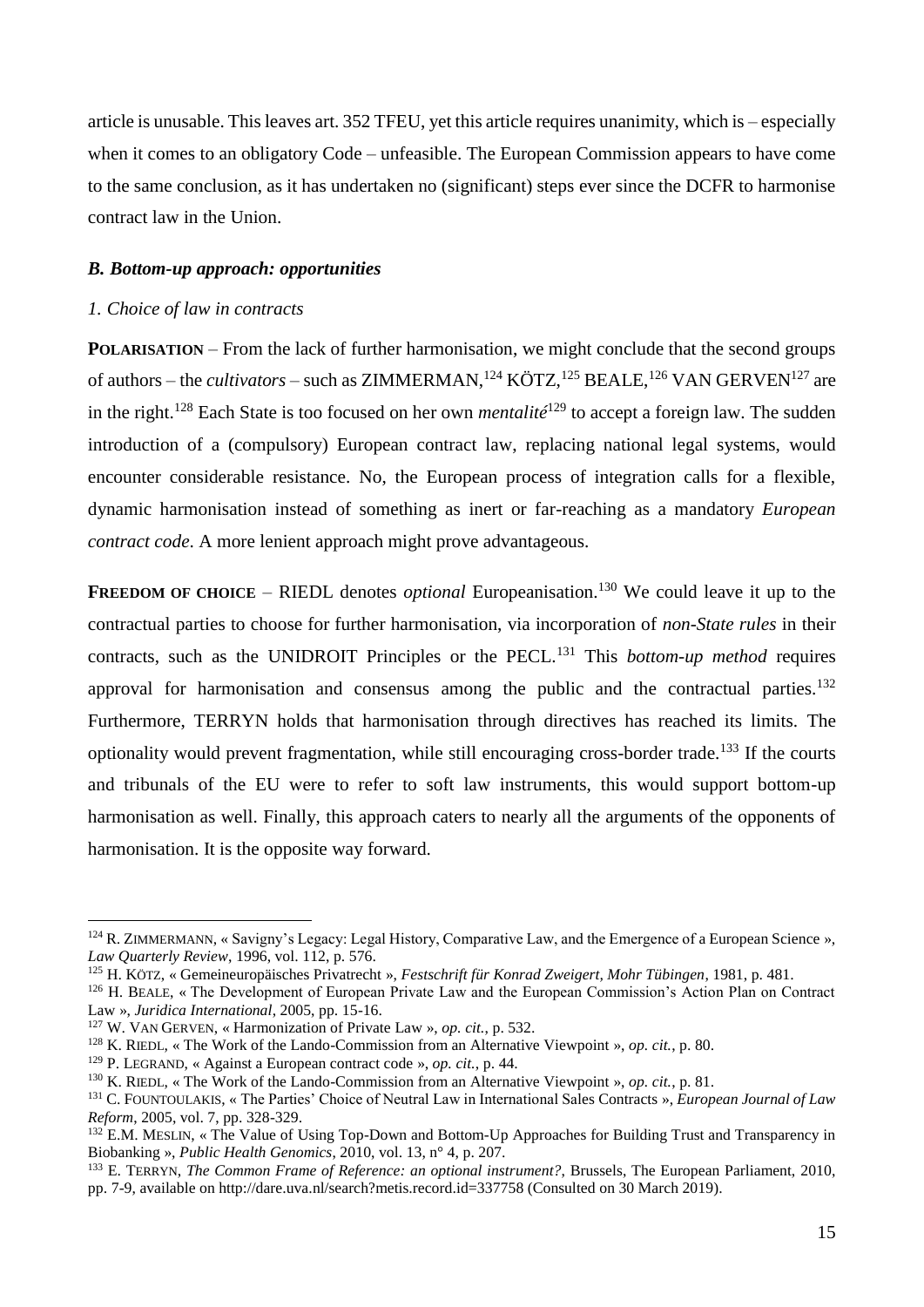article is unusable. This leaves art. 352 TFEU, yet this article requires unanimity, which is – especially when it comes to an obligatory Code – unfeasible. The European Commission appears to have come to the same conclusion, as it has undertaken no (significant) steps ever since the DCFR to harmonise contract law in the Union.

### *B. Bottom-up approach: opportunities*

#### *1. Choice of law in contracts*

**POLARISATION** – From the lack of further harmonisation, we might conclude that the second groups of authors – the *cultivators* – such as ZIMMERMAN,[124] KÖTZ,[125] BEALE,[126] VAN GERVEN[127] are in the right.[128] Each State is too focused on her own *mentalité*[129] to accept a foreign law. The sudden introduction of a (compulsory) European contract law, replacing national legal systems, would encounter considerable resistance. No, the European process of integration calls for a flexible, dynamic harmonisation instead of something as inert or far-reaching as a mandatory *European contract code*. A more lenient approach might prove advantageous.

**FREEDOM OF CHOICE** – RIEDL denotes *optional* Europeanisation.[130] We could leave it up to the contractual parties to choose for further harmonisation, via incorporation of *non-State rules* in their contracts, such as the UNIDROIT Principles or the PECL.[131] This *bottom-up method* requires approval for harmonisation and consensus among the public and the contractual parties.[132] Furthermore, TERRYN holds that harmonisation through directives has reached its limits. The optionality would prevent fragmentation, while still encouraging cross-border trade.[133] If the courts and tribunals of the EU were to refer to soft law instruments, this would support bottom-up harmonisation as well. Finally, this approach caters to nearly all the arguments of the opponents of harmonisation. It is the opposite way forward.

---

[124] R. ZIMMERMANN, « Savigny's Legacy: Legal History, Comparative Law, and the Emergence of a European Science », *Law Quarterly Review*, 1996, vol. 112, p. 576.

[125] H. KÖTZ, « Gemeineuropäisches Privatrecht », *Festschrift für Konrad Zweigert, Mohr Tübingen*, 1981, p. 481.

[126] H. BEALE, « The Development of European Private Law and the European Commission's Action Plan on Contract Law », *Juridica International*, 2005, pp. 15-16.

[127] W. VAN GERVEN, « Harmonization of Private Law », *op. cit.*, p. 532.

[128] K. RIEDL, « The Work of the Lando-Commission from an Alternative Viewpoint », *op. cit.*, p. 80.

[129] P. LEGRAND, « Against a European contract code », *op. cit.*, p. 44.

[130] K. RIEDL, « The Work of the Lando-Commission from an Alternative Viewpoint », *op. cit.*, p. 81.

[131] C. FOUNTOULAKIS, « The Parties' Choice of Neutral Law in International Sales Contracts », *European Journal of Law Reform*, 2005, vol. 7, pp. 328-329.

[132] E.M. MESLIN, « The Value of Using Top-Down and Bottom-Up Approaches for Building Trust and Transparency in Biobanking », *Public Health Genomics*, 2010, vol. 13, n° 4, p. 207.

[133] E. TERRYN, *The Common Frame of Reference: an optional instrument?*, Brussels, The European Parliament, 2010, pp. 7-9, available on http://dare.uva.nl/search?metis.record.id=337758 (Consulted on 30 March 2019).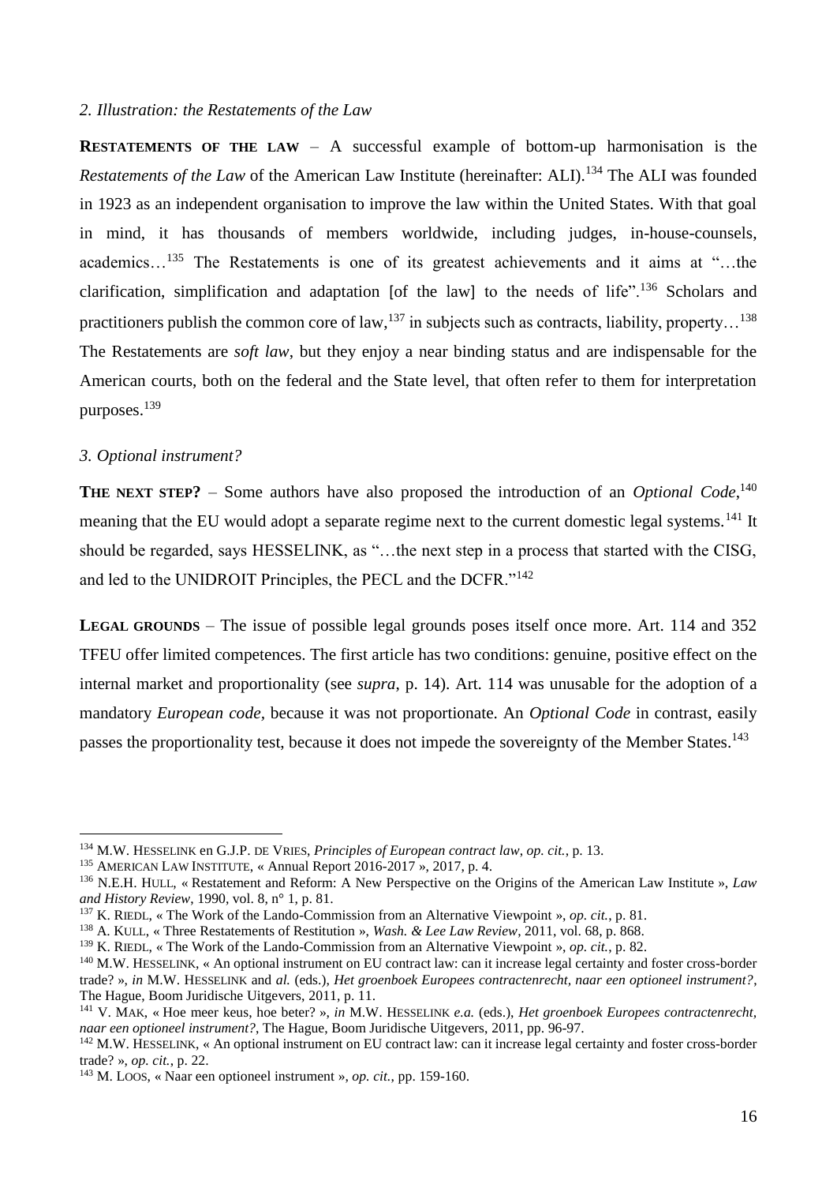*2. Illustration: the Restatements of the Law*

**RESTATEMENTS OF THE LAW** – A successful example of bottom-up harmonisation is the *Restatements of the Law* of the American Law Institute (hereinafter: ALI).[134] The ALI was founded in 1923 as an independent organisation to improve the law within the United States. With that goal in mind, it has thousands of members worldwide, including judges, in-house-counsels, academics…[135] The Restatements is one of its greatest achievements and it aims at "…the clarification, simplification and adaptation [of the law] to the needs of life".[136] Scholars and practitioners publish the common core of law,[137] in subjects such as contracts, liability, property…[138] The Restatements are *soft law*, but they enjoy a near binding status and are indispensable for the American courts, both on the federal and the State level, that often refer to them for interpretation purposes.[139]

*3. Optional instrument?*

**THE NEXT STEP?** – Some authors have also proposed the introduction of an *Optional Code*,[140] meaning that the EU would adopt a separate regime next to the current domestic legal systems.[141] It should be regarded, says HESSELINK, as "…the next step in a process that started with the CISG, and led to the UNIDROIT Principles, the PECL and the DCFR."[142]

**LEGAL GROUNDS** – The issue of possible legal grounds poses itself once more. Art. 114 and 352 TFEU offer limited competences. The first article has two conditions: genuine, positive effect on the internal market and proportionality (see *supra*, p. 14). Art. 114 was unusable for the adoption of a mandatory *European code*, because it was not proportionate. An *Optional Code* in contrast, easily passes the proportionality test, because it does not impede the sovereignty of the Member States.[143]

---

[134] M.W. HESSELINK en G.J.P. DE VRIES, *Principles of European contract law*, *op. cit.*, p. 13.

[135] AMERICAN LAW INSTITUTE, « Annual Report 2016-2017 », 2017, p. 4.

[136] N.E.H. HULL, « Restatement and Reform: A New Perspective on the Origins of the American Law Institute », *Law and History Review*, 1990, vol. 8, n° 1, p. 81.

[137] K. RIEDL, « The Work of the Lando-Commission from an Alternative Viewpoint », *op. cit.*, p. 81.

[138] A. KULL, « Three Restatements of Restitution », *Wash. & Lee Law Review*, 2011, vol. 68, p. 868.

[139] K. RIEDL, « The Work of the Lando-Commission from an Alternative Viewpoint », *op. cit.*, p. 82.

[140] M.W. HESSELINK, « An optional instrument on EU contract law: can it increase legal certainty and foster cross-border trade? », *in* M.W. HESSELINK and *al.* (eds.), *Het groenboek Europees contractenrecht, naar een optioneel instrument?*, The Hague, Boom Juridische Uitgevers, 2011, p. 11.

[141] V. MAK, « Hoe meer keus, hoe beter? », *in* M.W. HESSELINK *e.a.* (eds.), *Het groenboek Europees contractenrecht, naar een optioneel instrument?*, The Hague, Boom Juridische Uitgevers, 2011, pp. 96-97.

[142] M.W. HESSELINK, « An optional instrument on EU contract law: can it increase legal certainty and foster cross-border trade? », *op. cit.*, p. 22.

[143] M. LOOS, « Naar een optioneel instrument », *op. cit.*, pp. 159-160.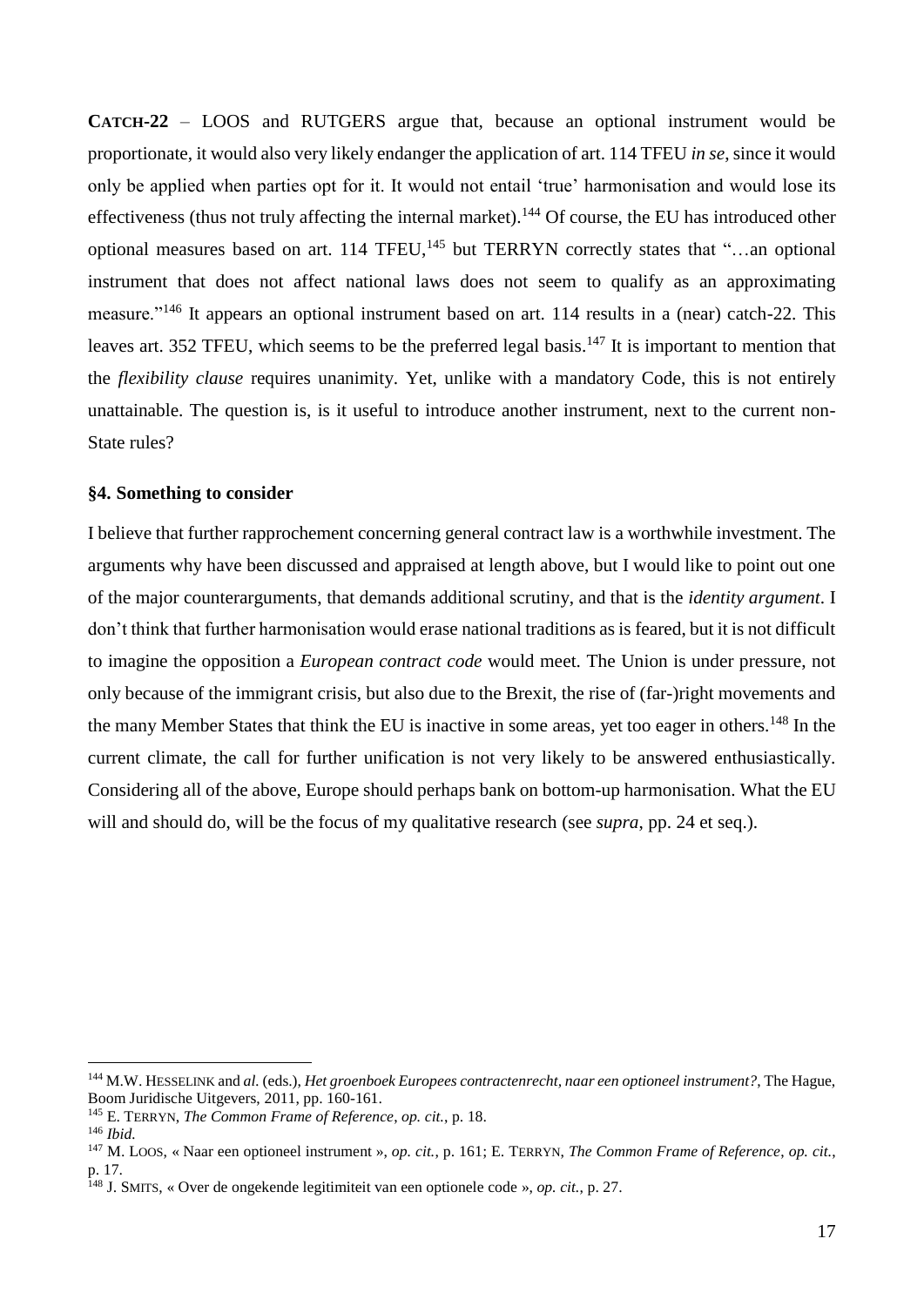**CATCH-22** – LOOS and RUTGERS argue that, because an optional instrument would be proportionate, it would also very likely endanger the application of art. 114 TFEU *in se*, since it would only be applied when parties opt for it. It would not entail 'true' harmonisation and would lose its effectiveness (thus not truly affecting the internal market).[144] Of course, the EU has introduced other optional measures based on art. 114 TFEU,[145] but TERRYN correctly states that "…an optional instrument that does not affect national laws does not seem to qualify as an approximating measure."[146] It appears an optional instrument based on art. 114 results in a (near) catch-22. This leaves art. 352 TFEU, which seems to be the preferred legal basis.[147] It is important to mention that the *flexibility clause* requires unanimity. Yet, unlike with a mandatory Code, this is not entirely unattainable. The question is, is it useful to introduce another instrument, next to the current non-State rules?

### §4. Something to consider

I believe that further rapprochement concerning general contract law is a worthwhile investment. The arguments why have been discussed and appraised at length above, but I would like to point out one of the major counterarguments, that demands additional scrutiny, and that is the *identity argument*. I don't think that further harmonisation would erase national traditions as is feared, but it is not difficult to imagine the opposition a *European contract code* would meet. The Union is under pressure, not only because of the immigrant crisis, but also due to the Brexit, the rise of (far-)right movements and the many Member States that think the EU is inactive in some areas, yet too eager in others.[148] In the current climate, the call for further unification is not very likely to be answered enthusiastically. Considering all of the above, Europe should perhaps bank on bottom-up harmonisation. What the EU will and should do, will be the focus of my qualitative research (see *supra*, pp. 24 et seq.).

---

[144] M.W. HESSELINK and *al.* (eds.), *Het groenboek Europees contractenrecht, naar een optioneel instrument?*, The Hague, Boom Juridische Uitgevers, 2011, pp. 160-161.

[145] E. TERRYN, *The Common Frame of Reference*, *op. cit.*, p. 18.

[146] *Ibid.*

[147] M. LOOS, « Naar een optioneel instrument », *op. cit.*, p. 161; E. TERRYN, *The Common Frame of Reference*, *op. cit.*, p. 17.

[148] J. SMITS, « Over de ongekende legitimiteit van een optionele code », *op. cit.*, p. 27.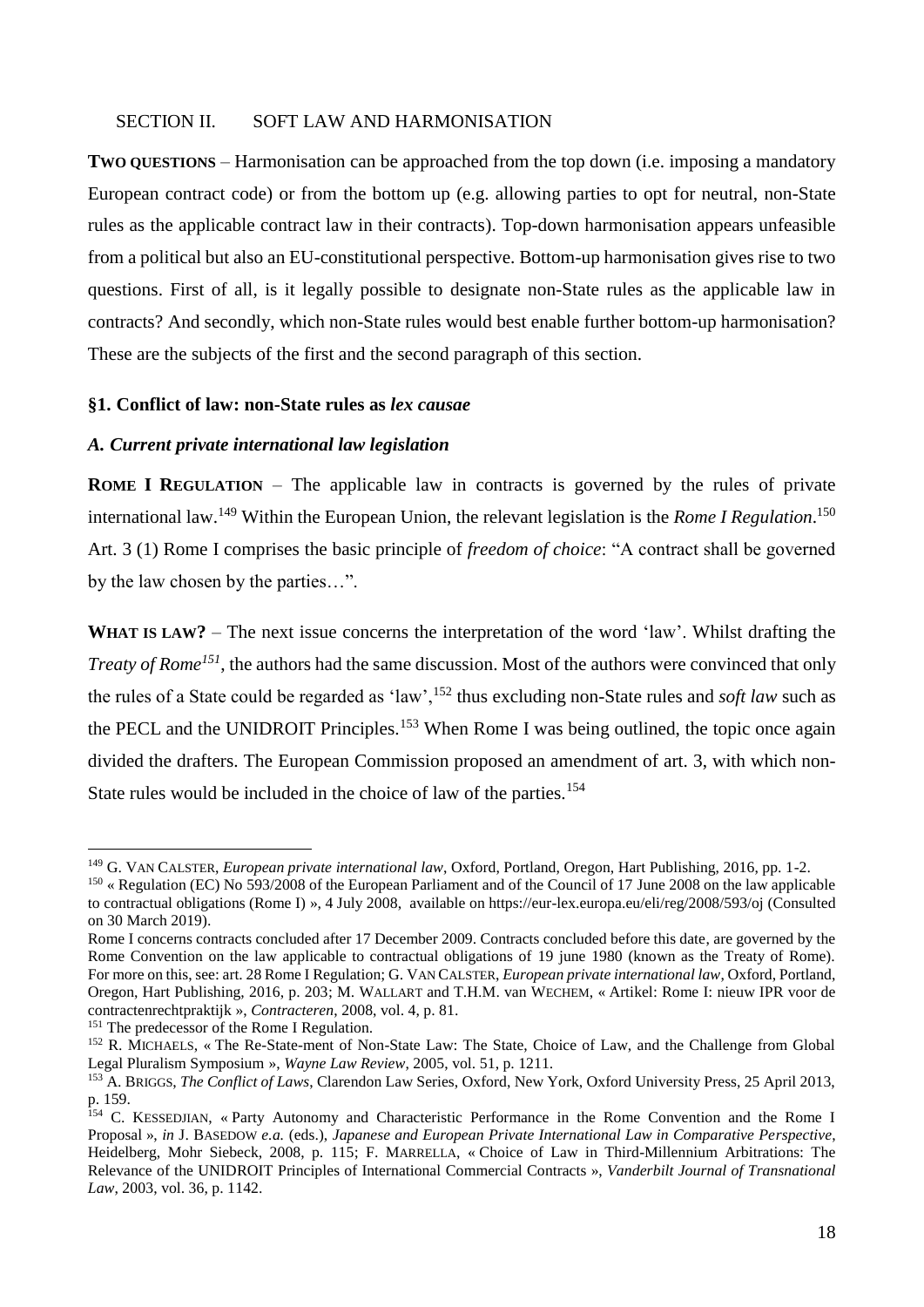## SECTION II. SOFT LAW AND HARMONISATION

**TWO QUESTIONS** – Harmonisation can be approached from the top down (i.e. imposing a mandatory European contract code) or from the bottom up (e.g. allowing parties to opt for neutral, non-State rules as the applicable contract law in their contracts). Top-down harmonisation appears unfeasible from a political but also an EU-constitutional perspective. Bottom-up harmonisation gives rise to two questions. First of all, is it legally possible to designate non-State rules as the applicable law in contracts? And secondly, which non-State rules would best enable further bottom-up harmonisation? These are the subjects of the first and the second paragraph of this section.

### §1. Conflict of law: non-State rules as *lex causae*

#### *A. Current private international law legislation*

**ROME I REGULATION** – The applicable law in contracts is governed by the rules of private international law.[149] Within the European Union, the relevant legislation is the *Rome I Regulation*.[150] Art. 3 (1) Rome I comprises the basic principle of *freedom of choice*: "A contract shall be governed by the law chosen by the parties…".

**WHAT IS LAW?** – The next issue concerns the interpretation of the word 'law'. Whilst drafting the *Treaty of Rome*[151], the authors had the same discussion. Most of the authors were convinced that only the rules of a State could be regarded as 'law',[152] thus excluding non-State rules and *soft law* such as the PECL and the UNIDROIT Principles.[153] When Rome I was being outlined, the topic once again divided the drafters. The European Commission proposed an amendment of art. 3, with which non-State rules would be included in the choice of law of the parties.[154]

---

[149] G. VAN CALSTER, *European private international law*, Oxford, Portland, Oregon, Hart Publishing, 2016, pp. 1-2.

[150] « Regulation (EC) No 593/2008 of the European Parliament and of the Council of 17 June 2008 on the law applicable to contractual obligations (Rome I) », 4 July 2008, available on https://eur-lex.europa.eu/eli/reg/2008/593/oj (Consulted on 30 March 2019).

Rome I concerns contracts concluded after 17 December 2009. Contracts concluded before this date, are governed by the Rome Convention on the law applicable to contractual obligations of 19 june 1980 (known as the Treaty of Rome). For more on this, see: art. 28 Rome I Regulation; G. VAN CALSTER, *European private international law*, Oxford, Portland, Oregon, Hart Publishing, 2016, p. 203; M. WALLART and T.H.M. van WECHEM, « Artikel: Rome I: nieuw IPR voor de contractenrechtpraktijk », *Contracteren*, 2008, vol. 4, p. 81.

[151] The predecessor of the Rome I Regulation.

[152] R. MICHAELS, « The Re-State-ment of Non-State Law: The State, Choice of Law, and the Challenge from Global Legal Pluralism Symposium », *Wayne Law Review*, 2005, vol. 51, p. 1211.

[153] A. BRIGGS, *The Conflict of Laws*, Clarendon Law Series, Oxford, New York, Oxford University Press, 25 April 2013, p. 159.

[154] C. KESSEDJIAN, « Party Autonomy and Characteristic Performance in the Rome Convention and the Rome I Proposal », *in* J. BASEDOW *e.a.* (eds.), *Japanese and European Private International Law in Comparative Perspective*, Heidelberg, Mohr Siebeck, 2008, p. 115; F. MARRELLA, « Choice of Law in Third-Millennium Arbitrations: The Relevance of the UNIDROIT Principles of International Commercial Contracts », *Vanderbilt Journal of Transnational Law*, 2003, vol. 36, p. 1142.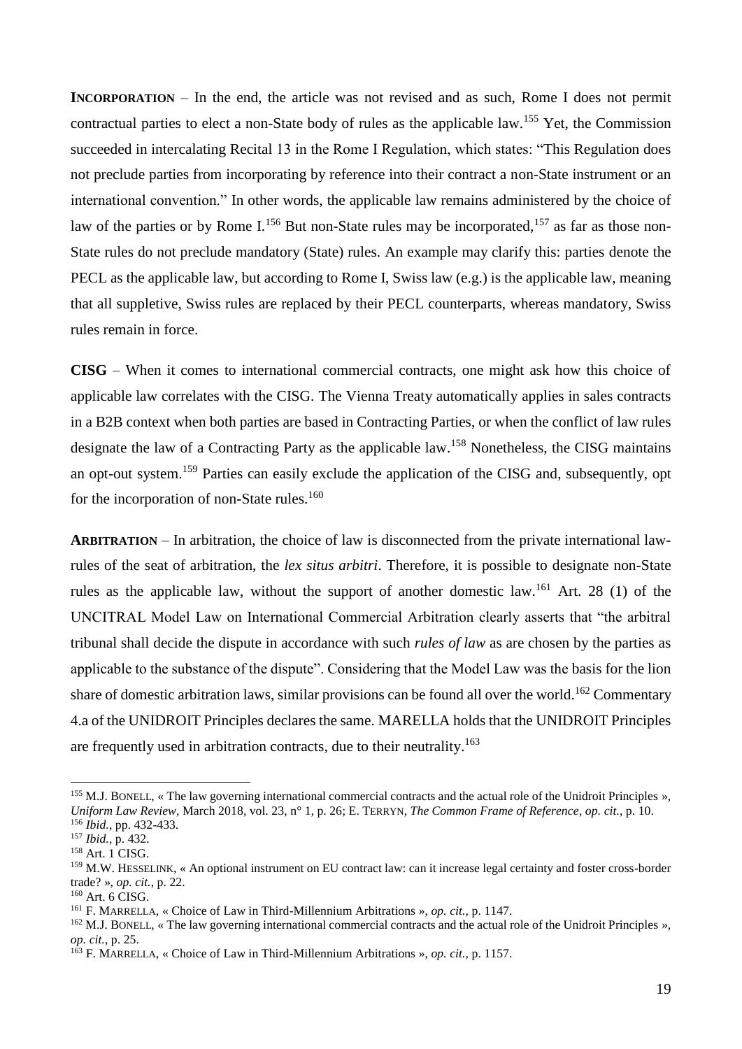**INCORPORATION** – In the end, the article was not revised and as such, Rome I does not permit contractual parties to elect a non-State body of rules as the applicable law.[155] Yet, the Commission succeeded in intercalating Recital 13 in the Rome I Regulation, which states: "This Regulation does not preclude parties from incorporating by reference into their contract a non-State instrument or an international convention." In other words, the applicable law remains administered by the choice of law of the parties or by Rome I.[156] But non-State rules may be incorporated,[157] as far as those non-State rules do not preclude mandatory (State) rules. An example may clarify this: parties denote the PECL as the applicable law, but according to Rome I, Swiss law (e.g.) is the applicable law, meaning that all suppletive, Swiss rules are replaced by their PECL counterparts, whereas mandatory, Swiss rules remain in force.

**CISG** – When it comes to international commercial contracts, one might ask how this choice of applicable law correlates with the CISG. The Vienna Treaty automatically applies in sales contracts in a B2B context when both parties are based in Contracting Parties, or when the conflict of law rules designate the law of a Contracting Party as the applicable law.[158] Nonetheless, the CISG maintains an opt-out system.[159] Parties can easily exclude the application of the CISG and, subsequently, opt for the incorporation of non-State rules.[160]

**ARBITRATION** – In arbitration, the choice of law is disconnected from the private international law-rules of the seat of arbitration, the *lex situs arbitri*. Therefore, it is possible to designate non-State rules as the applicable law, without the support of another domestic law.[161] Art. 28 (1) of the UNCITRAL Model Law on International Commercial Arbitration clearly asserts that "the arbitral tribunal shall decide the dispute in accordance with such *rules of law* as are chosen by the parties as applicable to the substance of the dispute". Considering that the Model Law was the basis for the lion share of domestic arbitration laws, similar provisions can be found all over the world.[162] Commentary 4.a of the UNIDROIT Principles declares the same. MARELLA holds that the UNIDROIT Principles are frequently used in arbitration contracts, due to their neutrality.[163]

---

[155] M.J. BONELL, « The law governing international commercial contracts and the actual role of the Unidroit Principles », *Uniform Law Review*, March 2018, vol. 23, n° 1, p. 26; E. TERRYN, *The Common Frame of Reference*, *op. cit.*, p. 10.

[156] *Ibid.*, pp. 432-433.

[157] *Ibid.*, p. 432.

[158] Art. 1 CISG.

[159] M.W. HESSELINK, « An optional instrument on EU contract law: can it increase legal certainty and foster cross-border trade? », *op. cit.*, p. 22.

[160] Art. 6 CISG.

[161] F. MARRELLA, « Choice of Law in Third-Millennium Arbitrations », *op. cit.*, p. 1147.

[162] M.J. BONELL, « The law governing international commercial contracts and the actual role of the Unidroit Principles », *op. cit.*, p. 25.

[163] F. MARRELLA, « Choice of Law in Third-Millennium Arbitrations », *op. cit.*, p. 1157.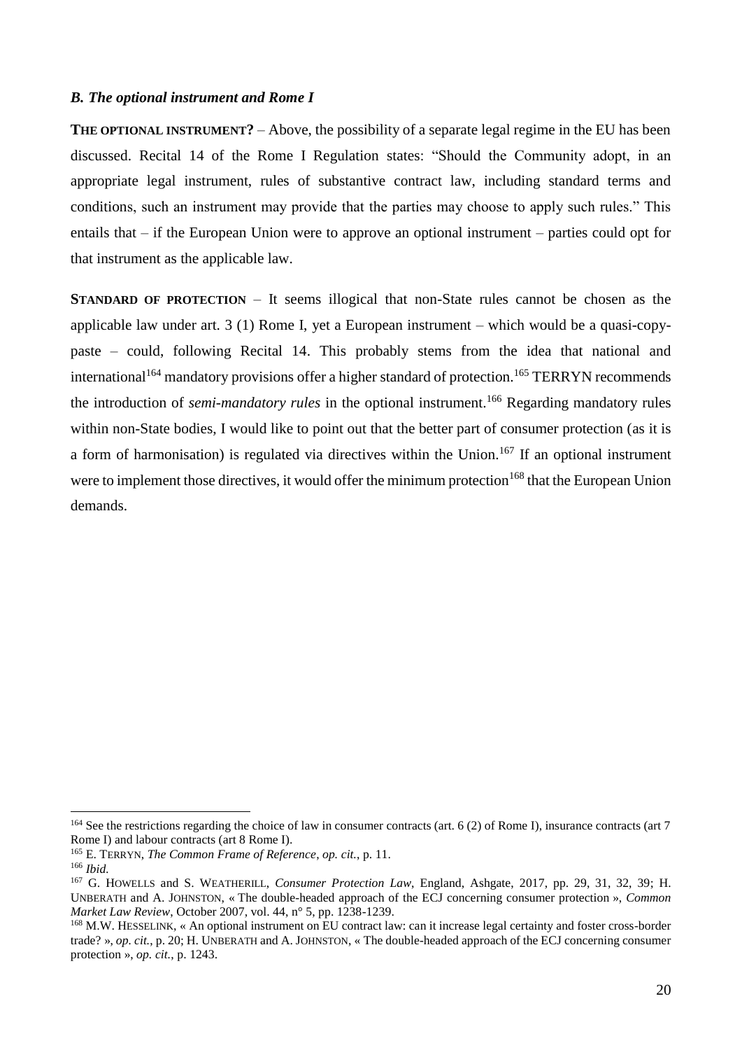### *B. The optional instrument and Rome I*

**THE OPTIONAL INSTRUMENT?** – Above, the possibility of a separate legal regime in the EU has been discussed. Recital 14 of the Rome I Regulation states: "Should the Community adopt, in an appropriate legal instrument, rules of substantive contract law, including standard terms and conditions, such an instrument may provide that the parties may choose to apply such rules." This entails that – if the European Union were to approve an optional instrument – parties could opt for that instrument as the applicable law.

**STANDARD OF PROTECTION** – It seems illogical that non-State rules cannot be chosen as the applicable law under art. 3 (1) Rome I, yet a European instrument – which would be a quasi-copy-paste – could, following Recital 14. This probably stems from the idea that national and international[164] mandatory provisions offer a higher standard of protection.[165] TERRYN recommends the introduction of *semi-mandatory rules* in the optional instrument.[166] Regarding mandatory rules within non-State bodies, I would like to point out that the better part of consumer protection (as it is a form of harmonisation) is regulated via directives within the Union.[167] If an optional instrument were to implement those directives, it would offer the minimum protection[168] that the European Union demands.

---

[164] See the restrictions regarding the choice of law in consumer contracts (art. 6 (2) of Rome I), insurance contracts (art 7 Rome I) and labour contracts (art 8 Rome I).

[165] E. TERRYN, *The Common Frame of Reference*, *op. cit.*, p. 11.

[166] *Ibid.*

[167] G. HOWELLS and S. WEATHERILL, *Consumer Protection Law*, England, Ashgate, 2017, pp. 29, 31, 32, 39; H. UNBERATH and A. JOHNSTON, « The double-headed approach of the ECJ concerning consumer protection », *Common Market Law Review*, October 2007, vol. 44, n° 5, pp. 1238-1239.

[168] M.W. HESSELINK, « An optional instrument on EU contract law: can it increase legal certainty and foster cross-border trade? », *op. cit.*, p. 20; H. UNBERATH and A. JOHNSTON, « The double-headed approach of the ECJ concerning consumer protection », *op. cit.*, p. 1243.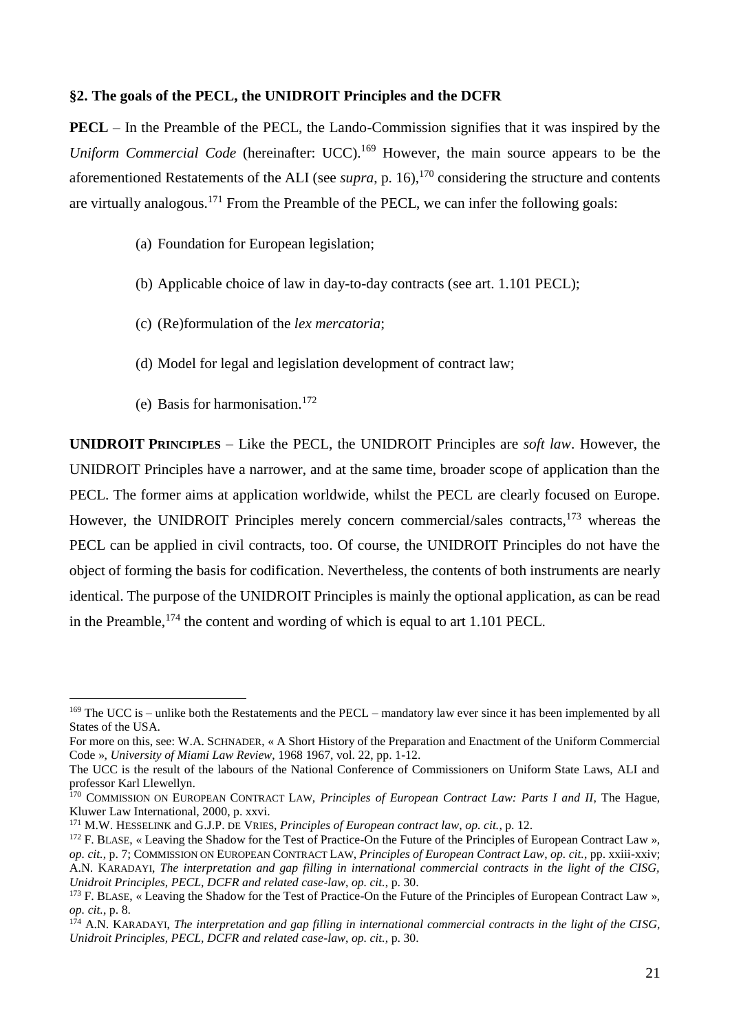### §2. The goals of the PECL, the UNIDROIT Principles and the DCFR

**PECL** – In the Preamble of the PECL, the Lando-Commission signifies that it was inspired by the *Uniform Commercial Code* (hereinafter: UCC).[169] However, the main source appears to be the aforementioned Restatements of the ALI (see *supra*, p. 16),[170] considering the structure and contents are virtually analogous.[171] From the Preamble of the PECL, we can infer the following goals:

(a) Foundation for European legislation;

(b) Applicable choice of law in day-to-day contracts (see art. 1.101 PECL);

(c) (Re)formulation of the *lex mercatoria*;

(d) Model for legal and legislation development of contract law;

(e) Basis for harmonisation.[172]

**UNIDROIT PRINCIPLES** – Like the PECL, the UNIDROIT Principles are *soft law*. However, the UNIDROIT Principles have a narrower, and at the same time, broader scope of application than the PECL. The former aims at application worldwide, whilst the PECL are clearly focused on Europe. However, the UNIDROIT Principles merely concern commercial/sales contracts,[173] whereas the PECL can be applied in civil contracts, too. Of course, the UNIDROIT Principles do not have the object of forming the basis for codification. Nevertheless, the contents of both instruments are nearly identical. The purpose of the UNIDROIT Principles is mainly the optional application, as can be read in the Preamble,[174] the content and wording of which is equal to art 1.101 PECL.

---

[169] The UCC is – unlike both the Restatements and the PECL – mandatory law ever since it has been implemented by all States of the USA.
For more on this, see: W.A. SCHNADER, « A Short History of the Preparation and Enactment of the Uniform Commercial Code », *University of Miami Law Review*, 1968 1967, vol. 22, pp. 1-12.
The UCC is the result of the labours of the National Conference of Commissioners on Uniform State Laws, ALI and professor Karl Llewellyn.

[170] COMMISSION ON EUROPEAN CONTRACT LAW, *Principles of European Contract Law: Parts I and II*, The Hague, Kluwer Law International, 2000, p. xxvi.

[171] M.W. HESSELINK and G.J.P. DE VRIES, *Principles of European contract law*, *op. cit.*, p. 12.

[172] F. BLASE, « Leaving the Shadow for the Test of Practice-On the Future of the Principles of European Contract Law », *op. cit.*, p. 7; COMMISSION ON EUROPEAN CONTRACT LAW, *Principles of European Contract Law*, *op. cit.*, pp. xxiii-xxiv; A.N. KARADAYI, *The interpretation and gap filling in international commercial contracts in the light of the CISG, Unidroit Principles, PECL, DCFR and related case-law*, *op. cit.*, p. 30.

[173] F. BLASE, « Leaving the Shadow for the Test of Practice-On the Future of the Principles of European Contract Law », *op. cit.*, p. 8.

[174] A.N. KARADAYI, *The interpretation and gap filling in international commercial contracts in the light of the CISG, Unidroit Principles, PECL, DCFR and related case-law*, *op. cit.*, p. 30.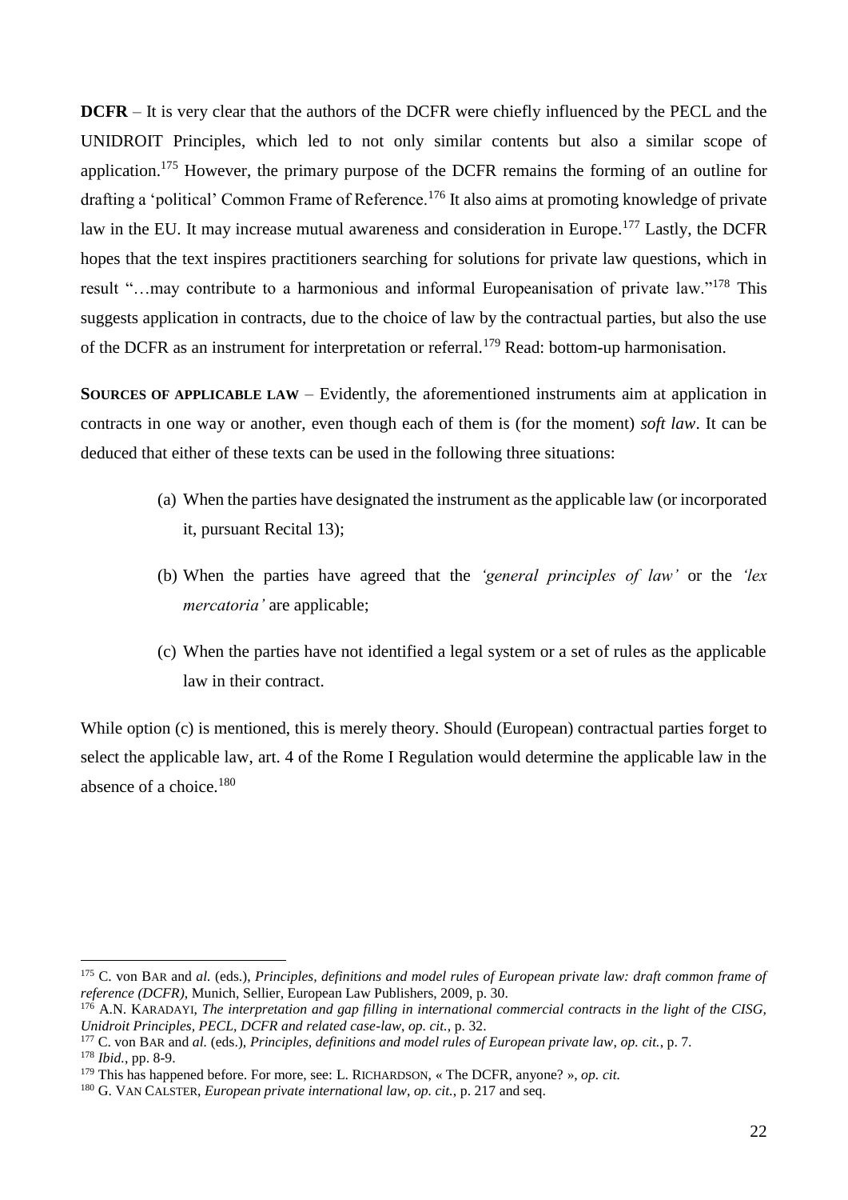**DCFR** – It is very clear that the authors of the DCFR were chiefly influenced by the PECL and the UNIDROIT Principles, which led to not only similar contents but also a similar scope of application.[175] However, the primary purpose of the DCFR remains the forming of an outline for drafting a 'political' Common Frame of Reference.[176] It also aims at promoting knowledge of private law in the EU. It may increase mutual awareness and consideration in Europe.[177] Lastly, the DCFR hopes that the text inspires practitioners searching for solutions for private law questions, which in result "…may contribute to a harmonious and informal Europeanisation of private law."[178] This suggests application in contracts, due to the choice of law by the contractual parties, but also the use of the DCFR as an instrument for interpretation or referral.[179] Read: bottom-up harmonisation.

**SOURCES OF APPLICABLE LAW** – Evidently, the aforementioned instruments aim at application in contracts in one way or another, even though each of them is (for the moment) *soft law*. It can be deduced that either of these texts can be used in the following three situations:

(a) When the parties have designated the instrument as the applicable law (or incorporated it, pursuant Recital 13);

(b) When the parties have agreed that the *'general principles of law'* or the *'lex mercatoria'* are applicable;

(c) When the parties have not identified a legal system or a set of rules as the applicable law in their contract.

While option (c) is mentioned, this is merely theory. Should (European) contractual parties forget to select the applicable law, art. 4 of the Rome I Regulation would determine the applicable law in the absence of a choice.[180]

---

[175] C. von BAR and *al.* (eds.), *Principles, definitions and model rules of European private law: draft common frame of reference (DCFR)*, Munich, Sellier, European Law Publishers, 2009, p. 30.

[176] A.N. KARADAYI, *The interpretation and gap filling in international commercial contracts in the light of the CISG, Unidroit Principles, PECL, DCFR and related case-law*, *op. cit.*, p. 32.

[177] C. von BAR and *al.* (eds.), *Principles, definitions and model rules of European private law*, *op. cit.*, p. 7.

[178] *Ibid.*, pp. 8-9.

[179] This has happened before. For more, see: L. RICHARDSON, « The DCFR, anyone? », *op. cit.*

[180] G. VAN CALSTER, *European private international law*, *op. cit.*, p. 217 and seq.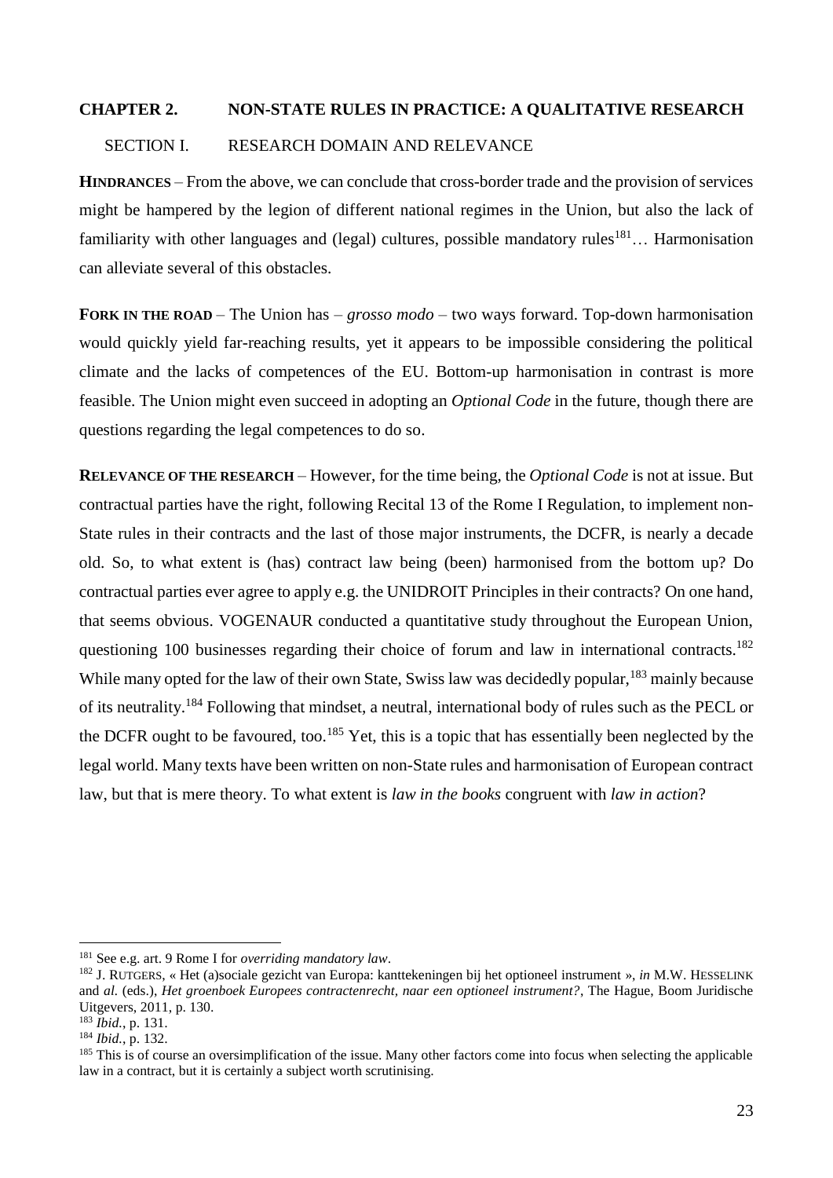## CHAPTER 2. NON-STATE RULES IN PRACTICE: A QUALITATIVE RESEARCH

### SECTION I. RESEARCH DOMAIN AND RELEVANCE

**HINDRANCES** – From the above, we can conclude that cross-border trade and the provision of services might be hampered by the legion of different national regimes in the Union, but also the lack of familiarity with other languages and (legal) cultures, possible mandatory rules[181]… Harmonisation can alleviate several of this obstacles.

**FORK IN THE ROAD** – The Union has – *grosso modo* – two ways forward. Top-down harmonisation would quickly yield far-reaching results, yet it appears to be impossible considering the political climate and the lacks of competences of the EU. Bottom-up harmonisation in contrast is more feasible. The Union might even succeed in adopting an *Optional Code* in the future, though there are questions regarding the legal competences to do so.

**RELEVANCE OF THE RESEARCH** – However, for the time being, the *Optional Code* is not at issue. But contractual parties have the right, following Recital 13 of the Rome I Regulation, to implement non-State rules in their contracts and the last of those major instruments, the DCFR, is nearly a decade old. So, to what extent is (has) contract law being (been) harmonised from the bottom up? Do contractual parties ever agree to apply e.g. the UNIDROIT Principles in their contracts? On one hand, that seems obvious. VOGENAUR conducted a quantitative study throughout the European Union, questioning 100 businesses regarding their choice of forum and law in international contracts.[182] While many opted for the law of their own State, Swiss law was decidedly popular,[183] mainly because of its neutrality.[184] Following that mindset, a neutral, international body of rules such as the PECL or the DCFR ought to be favoured, too.[185] Yet, this is a topic that has essentially been neglected by the legal world. Many texts have been written on non-State rules and harmonisation of European contract law, but that is mere theory. To what extent is *law in the books* congruent with *law in action*?

---

[181] See e.g. art. 9 Rome I for *overriding mandatory law*.

[182] J. RUTGERS, « Het (a)sociale gezicht van Europa: kanttekeningen bij het optioneel instrument », *in* M.W. HESSELINK and *al.* (eds.), *Het groenboek Europees contractenrecht, naar een optioneel instrument?*, The Hague, Boom Juridische Uitgevers, 2011, p. 130.

[183] *Ibid.*, p. 131.

[184] *Ibid.*, p. 132.

[185] This is of course an oversimplification of the issue. Many other factors come into focus when selecting the applicable law in a contract, but it is certainly a subject worth scrutinising.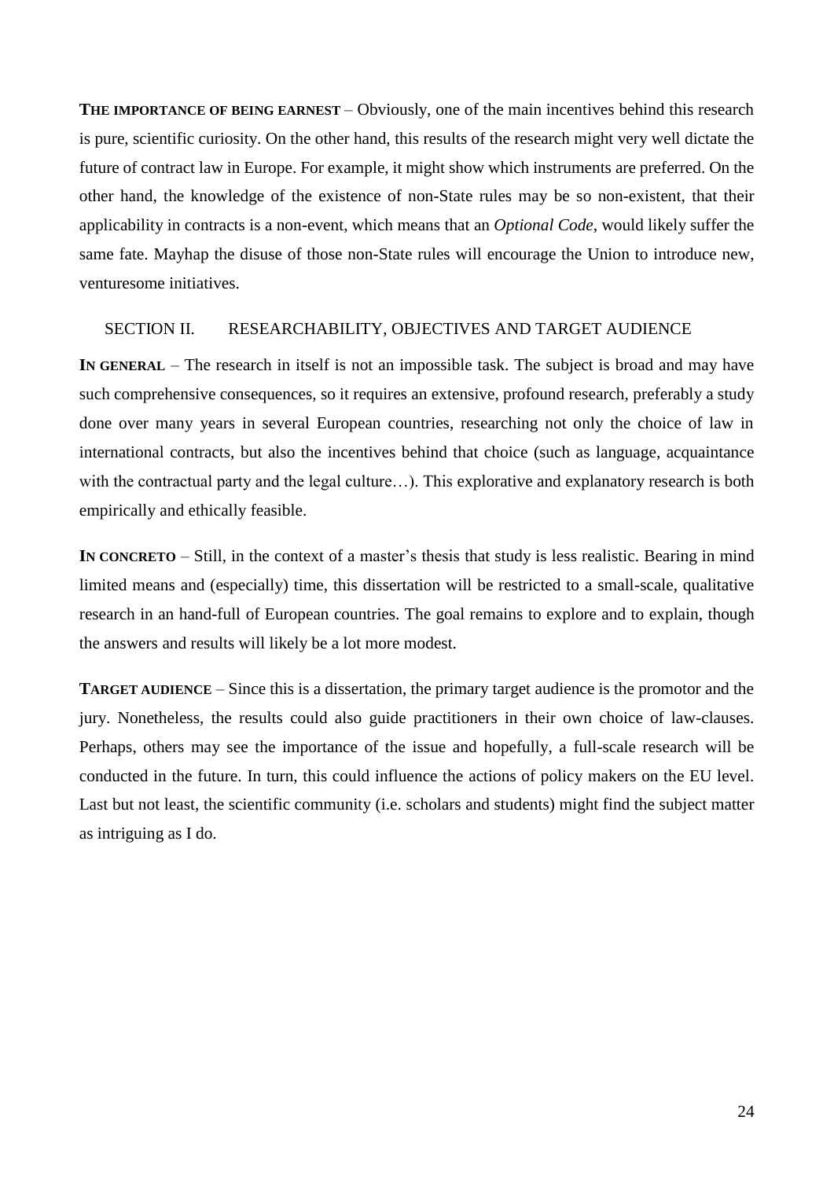**THE IMPORTANCE OF BEING EARNEST** – Obviously, one of the main incentives behind this research is pure, scientific curiosity. On the other hand, this results of the research might very well dictate the future of contract law in Europe. For example, it might show which instruments are preferred. On the other hand, the knowledge of the existence of non-State rules may be so non-existent, that their applicability in contracts is a non-event, which means that an *Optional Code*, would likely suffer the same fate. Mayhap the disuse of those non-State rules will encourage the Union to introduce new, venturesome initiatives.

## SECTION II. RESEARCHABILITY, OBJECTIVES AND TARGET AUDIENCE

**IN GENERAL** – The research in itself is not an impossible task. The subject is broad and may have such comprehensive consequences, so it requires an extensive, profound research, preferably a study done over many years in several European countries, researching not only the choice of law in international contracts, but also the incentives behind that choice (such as language, acquaintance with the contractual party and the legal culture…). This explorative and explanatory research is both empirically and ethically feasible.

**IN CONCRETO** – Still, in the context of a master's thesis that study is less realistic. Bearing in mind limited means and (especially) time, this dissertation will be restricted to a small-scale, qualitative research in an hand-full of European countries. The goal remains to explore and to explain, though the answers and results will likely be a lot more modest.

**TARGET AUDIENCE** – Since this is a dissertation, the primary target audience is the promotor and the jury. Nonetheless, the results could also guide practitioners in their own choice of law-clauses. Perhaps, others may see the importance of the issue and hopefully, a full-scale research will be conducted in the future. In turn, this could influence the actions of policy makers on the EU level. Last but not least, the scientific community (i.e. scholars and students) might find the subject matter as intriguing as I do.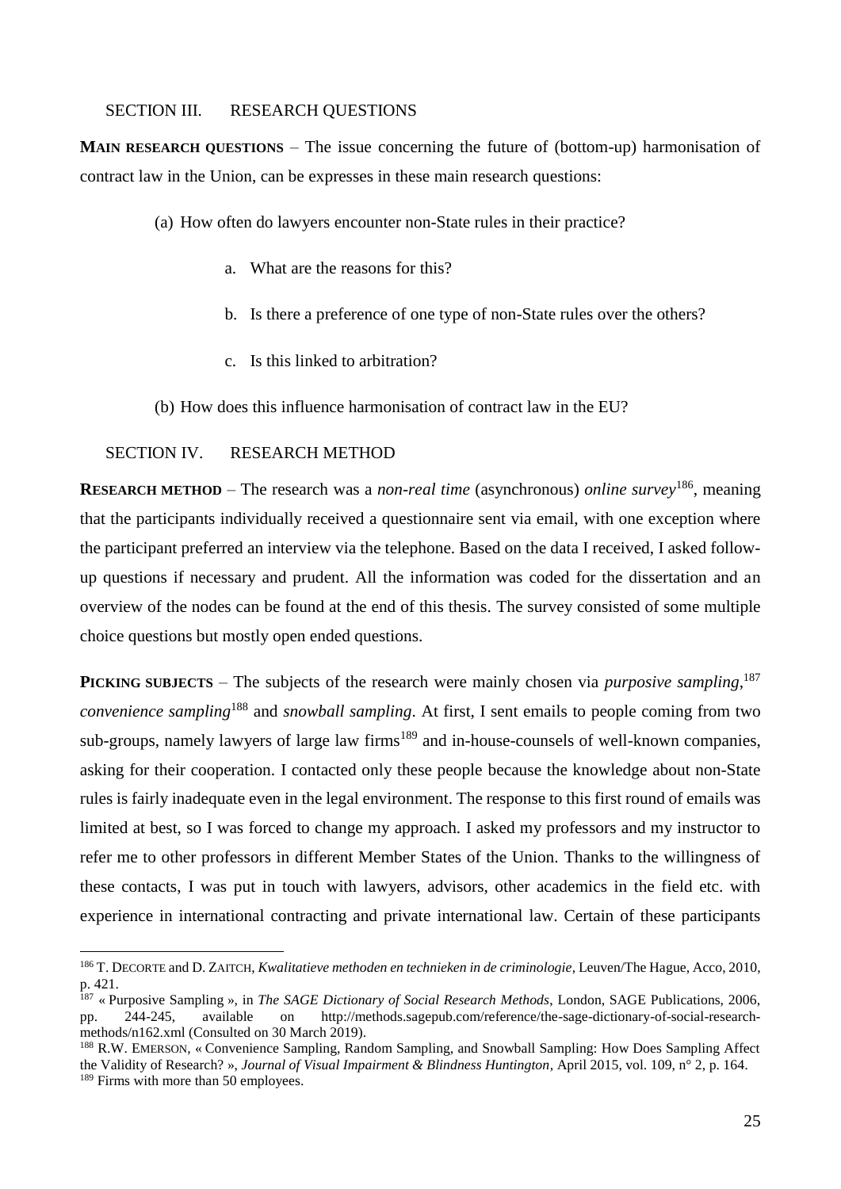## SECTION III. RESEARCH QUESTIONS

**MAIN RESEARCH QUESTIONS** – The issue concerning the future of (bottom-up) harmonisation of contract law in the Union, can be expresses in these main research questions:

(a) How often do lawyers encounter non-State rules in their practice?

   a. What are the reasons for this?

   b. Is there a preference of one type of non-State rules over the others?

   c. Is this linked to arbitration?

(b) How does this influence harmonisation of contract law in the EU?

## SECTION IV. RESEARCH METHOD

**RESEARCH METHOD** – The research was a *non-real time* (asynchronous) *online survey*[186], meaning that the participants individually received a questionnaire sent via email, with one exception where the participant preferred an interview via the telephone. Based on the data I received, I asked follow-up questions if necessary and prudent. All the information was coded for the dissertation and an overview of the nodes can be found at the end of this thesis. The survey consisted of some multiple choice questions but mostly open ended questions.

**PICKING SUBJECTS** – The subjects of the research were mainly chosen via *purposive sampling*,[187] *convenience sampling*[188] and *snowball sampling*. At first, I sent emails to people coming from two sub-groups, namely lawyers of large law firms[189] and in-house-counsels of well-known companies, asking for their cooperation. I contacted only these people because the knowledge about non-State rules is fairly inadequate even in the legal environment. The response to this first round of emails was limited at best, so I was forced to change my approach. I asked my professors and my instructor to refer me to other professors in different Member States of the Union. Thanks to the willingness of these contacts, I was put in touch with lawyers, advisors, other academics in the field etc. with experience in international contracting and private international law. Certain of these participants

---

[186] T. DECORTE and D. ZAITCH, *Kwalitatieve methoden en technieken in de criminologie*, Leuven/The Hague, Acco, 2010, p. 421.

[187] « Purposive Sampling », in *The SAGE Dictionary of Social Research Methods*, London, SAGE Publications, 2006, pp. 244-245, available on http://methods.sagepub.com/reference/the-sage-dictionary-of-social-research-methods/n162.xml (Consulted on 30 March 2019).

[188] R.W. EMERSON, « Convenience Sampling, Random Sampling, and Snowball Sampling: How Does Sampling Affect the Validity of Research? », *Journal of Visual Impairment & Blindness Huntington*, April 2015, vol. 109, n° 2, p. 164.

[189] Firms with more than 50 employees.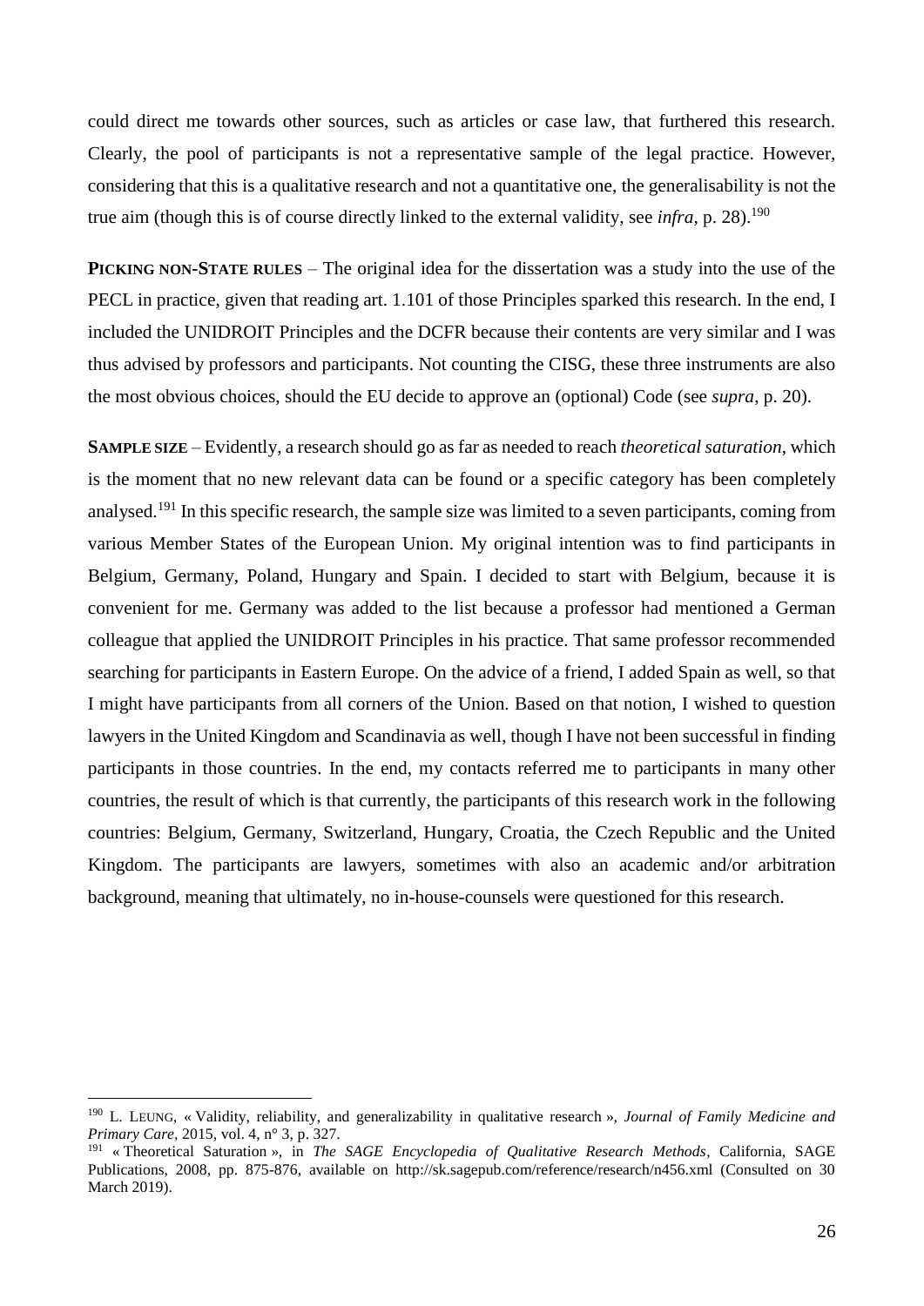could direct me towards other sources, such as articles or case law, that furthered this research. Clearly, the pool of participants is not a representative sample of the legal practice. However, considering that this is a qualitative research and not a quantitative one, the generalisability is not the true aim (though this is of course directly linked to the external validity, see *infra*, p. 28).[190]

**PICKING NON-STATE RULES** – The original idea for the dissertation was a study into the use of the PECL in practice, given that reading art. 1.101 of those Principles sparked this research. In the end, I included the UNIDROIT Principles and the DCFR because their contents are very similar and I was thus advised by professors and participants. Not counting the CISG, these three instruments are also the most obvious choices, should the EU decide to approve an (optional) Code (see *supra*, p. 20).

**SAMPLE SIZE** – Evidently, a research should go as far as needed to reach *theoretical saturation*, which is the moment that no new relevant data can be found or a specific category has been completely analysed.[191] In this specific research, the sample size was limited to a seven participants, coming from various Member States of the European Union. My original intention was to find participants in Belgium, Germany, Poland, Hungary and Spain. I decided to start with Belgium, because it is convenient for me. Germany was added to the list because a professor had mentioned a German colleague that applied the UNIDROIT Principles in his practice. That same professor recommended searching for participants in Eastern Europe. On the advice of a friend, I added Spain as well, so that I might have participants from all corners of the Union. Based on that notion, I wished to question lawyers in the United Kingdom and Scandinavia as well, though I have not been successful in finding participants in those countries. In the end, my contacts referred me to participants in many other countries, the result of which is that currently, the participants of this research work in the following countries: Belgium, Germany, Switzerland, Hungary, Croatia, the Czech Republic and the United Kingdom. The participants are lawyers, sometimes with also an academic and/or arbitration background, meaning that ultimately, no in-house-counsels were questioned for this research.

---

[190] L. LEUNG, « Validity, reliability, and generalizability in qualitative research », *Journal of Family Medicine and Primary Care*, 2015, vol. 4, n° 3, p. 327.

[191] « Theoretical Saturation », in *The SAGE Encyclopedia of Qualitative Research Methods*, California, SAGE Publications, 2008, pp. 875-876, available on http://sk.sagepub.com/reference/research/n456.xml (Consulted on 30 March 2019).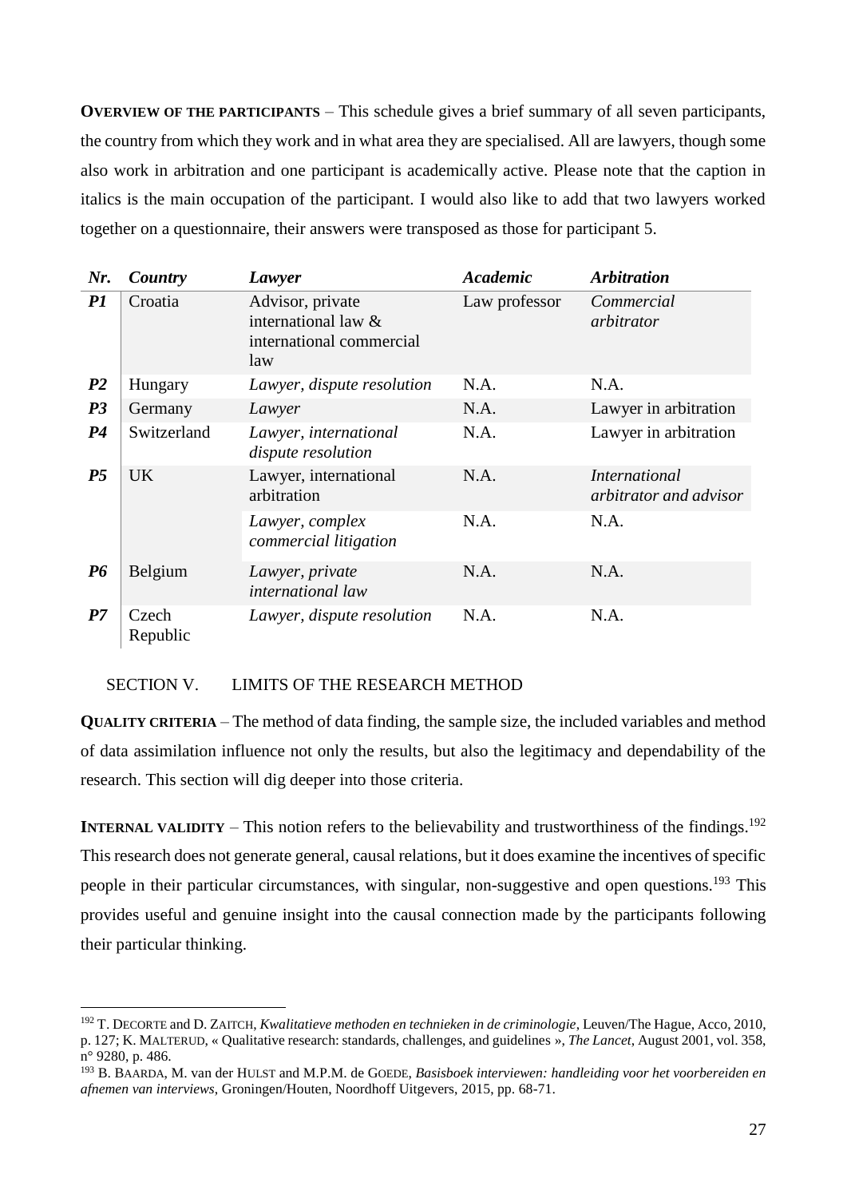**OVERVIEW OF THE PARTICIPANTS** – This schedule gives a brief summary of all seven participants, the country from which they work and in what area they are specialised. All are lawyers, though some also work in arbitration and one participant is academically active. Please note that the caption in italics is the main occupation of the participant. I would also like to add that two lawyers worked together on a questionnaire, their answers were transposed as those for participant 5.

| ***Nr.*** | ***Country*** | ***Lawyer*** | ***Academic*** | ***Arbitration*** |
|---|---|---|---|---|
| ***P1*** | Croatia | Advisor, private international law & international commercial law | Law professor | *Commercial arbitrator* |
| ***P2*** | Hungary | *Lawyer, dispute resolution* | N.A. | N.A. |
| ***P3*** | Germany | *Lawyer* | N.A. | Lawyer in arbitration |
| ***P4*** | Switzerland | *Lawyer, international dispute resolution* | N.A. | Lawyer in arbitration |
| ***P5*** | UK | Lawyer, international arbitration | N.A. | *International arbitrator and advisor* |
| | | *Lawyer, complex commercial litigation* | N.A. | N.A. |
| ***P6*** | Belgium | *Lawyer, private international law* | N.A. | N.A. |
| ***P7*** | Czech Republic | *Lawyer, dispute resolution* | N.A. | N.A. |

SECTION V. LIMITS OF THE RESEARCH METHOD

**QUALITY CRITERIA** – The method of data finding, the sample size, the included variables and method of data assimilation influence not only the results, but also the legitimacy and dependability of the research. This section will dig deeper into those criteria.

**INTERNAL VALIDITY** – This notion refers to the believability and trustworthiness of the findings.[192] This research does not generate general, causal relations, but it does examine the incentives of specific people in their particular circumstances, with singular, non-suggestive and open questions.[193] This provides useful and genuine insight into the causal connection made by the participants following their particular thinking.

---

[192] T. DECORTE and D. ZAITCH, *Kwalitatieve methoden en technieken in de criminologie*, Leuven/The Hague, Acco, 2010, p. 127; K. MALTERUD, « Qualitative research: standards, challenges, and guidelines », *The Lancet*, August 2001, vol. 358, n° 9280, p. 486.

[193] B. BAARDA, M. van der HULST and M.P.M. de GOEDE, *Basisboek interviewen: handleiding voor het voorbereiden en afnemen van interviews*, Groningen/Houten, Noordhoff Uitgevers, 2015, pp. 68-71.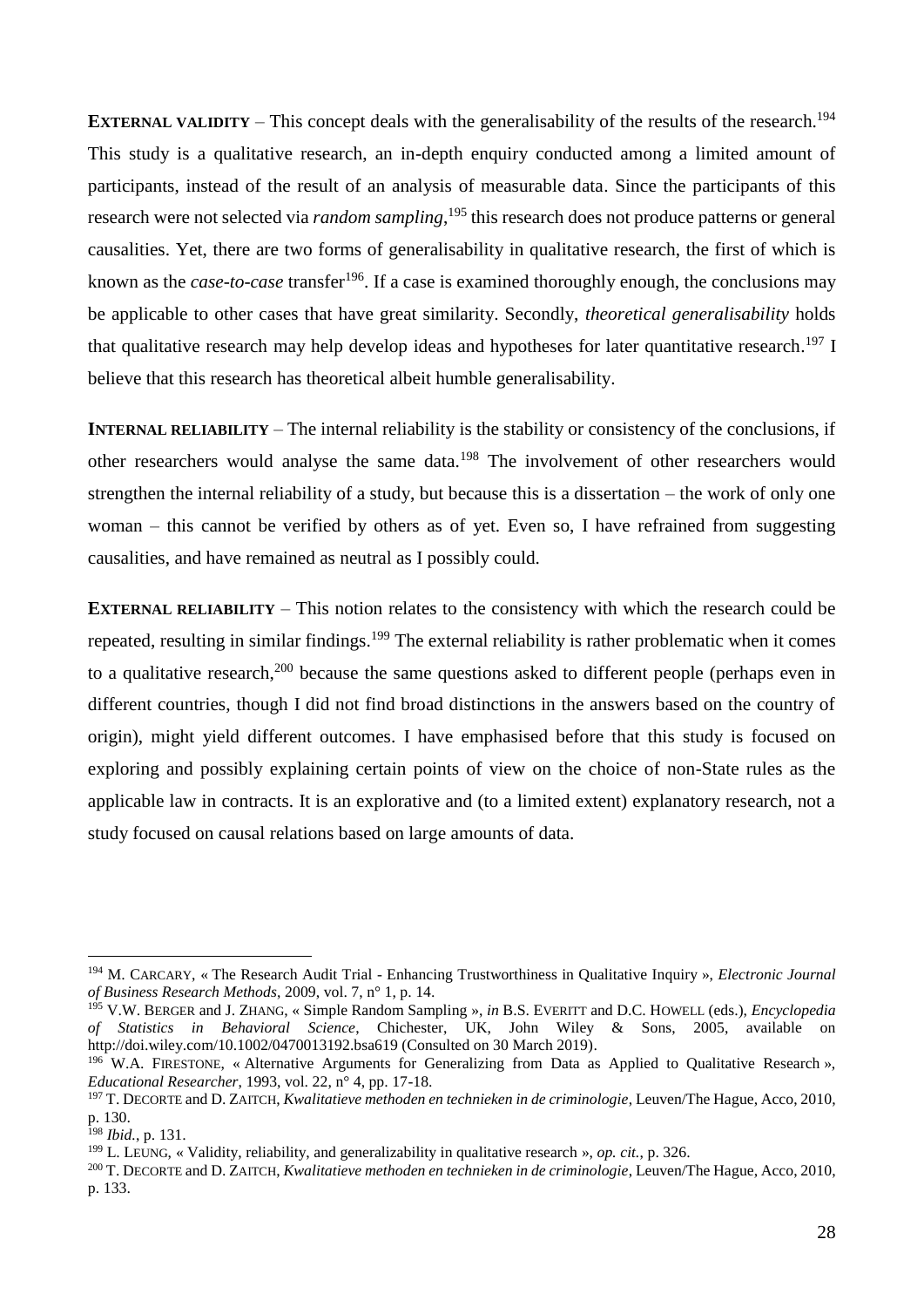**EXTERNAL VALIDITY** – This concept deals with the generalisability of the results of the research.[194] This study is a qualitative research, an in-depth enquiry conducted among a limited amount of participants, instead of the result of an analysis of measurable data. Since the participants of this research were not selected via *random sampling*,[195] this research does not produce patterns or general causalities. Yet, there are two forms of generalisability in qualitative research, the first of which is known as the *case-to-case* transfer[196]. If a case is examined thoroughly enough, the conclusions may be applicable to other cases that have great similarity. Secondly, *theoretical generalisability* holds that qualitative research may help develop ideas and hypotheses for later quantitative research.[197] I believe that this research has theoretical albeit humble generalisability.

**INTERNAL RELIABILITY** – The internal reliability is the stability or consistency of the conclusions, if other researchers would analyse the same data.[198] The involvement of other researchers would strengthen the internal reliability of a study, but because this is a dissertation – the work of only one woman – this cannot be verified by others as of yet. Even so, I have refrained from suggesting causalities, and have remained as neutral as I possibly could.

**EXTERNAL RELIABILITY** – This notion relates to the consistency with which the research could be repeated, resulting in similar findings.[199] The external reliability is rather problematic when it comes to a qualitative research,[200] because the same questions asked to different people (perhaps even in different countries, though I did not find broad distinctions in the answers based on the country of origin), might yield different outcomes. I have emphasised before that this study is focused on exploring and possibly explaining certain points of view on the choice of non-State rules as the applicable law in contracts. It is an explorative and (to a limited extent) explanatory research, not a study focused on causal relations based on large amounts of data.

---

[194] M. CARCARY, « The Research Audit Trial - Enhancing Trustworthiness in Qualitative Inquiry », *Electronic Journal of Business Research Methods*, 2009, vol. 7, n° 1, p. 14.

[195] V.W. BERGER and J. ZHANG, « Simple Random Sampling », *in* B.S. EVERITT and D.C. HOWELL (eds.), *Encyclopedia of Statistics in Behavioral Science*, Chichester, UK, John Wiley & Sons, 2005, available on http://doi.wiley.com/10.1002/0470013192.bsa619 (Consulted on 30 March 2019).

[196] W.A. FIRESTONE, « Alternative Arguments for Generalizing from Data as Applied to Qualitative Research », *Educational Researcher*, 1993, vol. 22, n° 4, pp. 17-18.

[197] T. DECORTE and D. ZAITCH, *Kwalitatieve methoden en technieken in de criminologie*, Leuven/The Hague, Acco, 2010, p. 130.

[198] *Ibid.*, p. 131.

[199] L. LEUNG, « Validity, reliability, and generalizability in qualitative research », *op. cit.*, p. 326.

[200] T. DECORTE and D. ZAITCH, *Kwalitatieve methoden en technieken in de criminologie*, Leuven/The Hague, Acco, 2010, p. 133.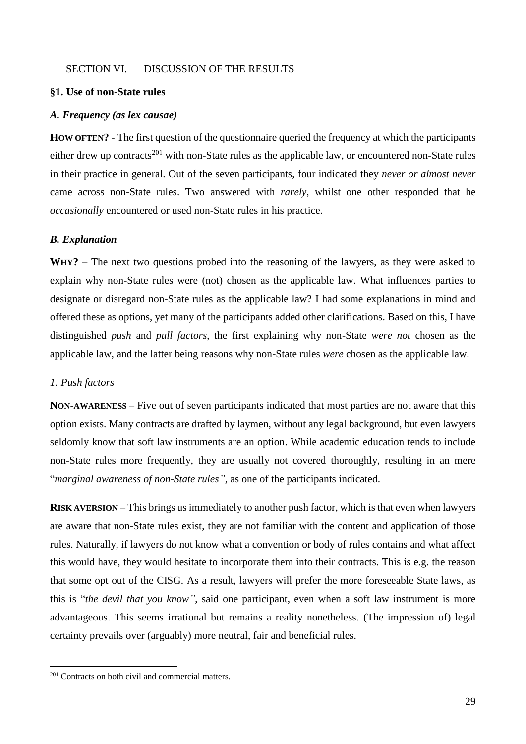SECTION VI. DISCUSSION OF THE RESULTS

## §1. Use of non-State rules

### *A. Frequency (as lex causae)*

**HOW OFTEN?** - The first question of the questionnaire queried the frequency at which the participants either drew up contracts[201] with non-State rules as the applicable law, or encountered non-State rules in their practice in general. Out of the seven participants, four indicated they *never or almost never* came across non-State rules. Two answered with *rarely*, whilst one other responded that he *occasionally* encountered or used non-State rules in his practice.

### *B. Explanation*

**WHY?** – The next two questions probed into the reasoning of the lawyers, as they were asked to explain why non-State rules were (not) chosen as the applicable law. What influences parties to designate or disregard non-State rules as the applicable law? I had some explanations in mind and offered these as options, yet many of the participants added other clarifications. Based on this, I have distinguished *push* and *pull factors*, the first explaining why non-State *were not* chosen as the applicable law, and the latter being reasons why non-State rules *were* chosen as the applicable law.

#### *1. Push factors*

**NON-AWARENESS** – Five out of seven participants indicated that most parties are not aware that this option exists. Many contracts are drafted by laymen, without any legal background, but even lawyers seldomly know that soft law instruments are an option. While academic education tends to include non-State rules more frequently, they are usually not covered thoroughly, resulting in an mere "*marginal awareness of non-State rules"*, as one of the participants indicated.

**RISK AVERSION** – This brings us immediately to another push factor, which is that even when lawyers are aware that non-State rules exist, they are not familiar with the content and application of those rules. Naturally, if lawyers do not know what a convention or body of rules contains and what affect this would have, they would hesitate to incorporate them into their contracts. This is e.g. the reason that some opt out of the CISG. As a result, lawyers will prefer the more foreseeable State laws, as this is "*the devil that you know"*, said one participant, even when a soft law instrument is more advantageous. This seems irrational but remains a reality nonetheless. (The impression of) legal certainty prevails over (arguably) more neutral, fair and beneficial rules.

[201] Contracts on both civil and commercial matters.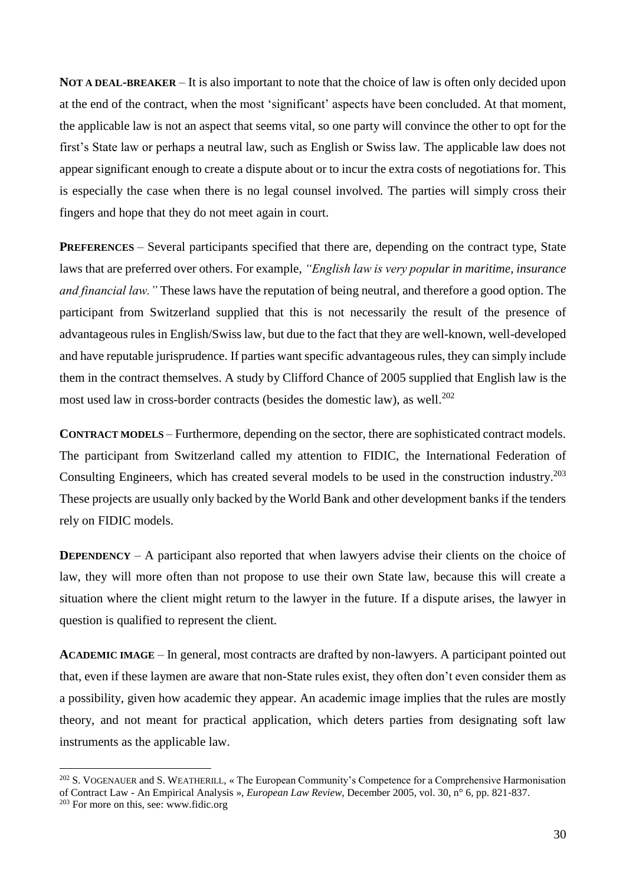**NOT A DEAL-BREAKER** – It is also important to note that the choice of law is often only decided upon at the end of the contract, when the most 'significant' aspects have been concluded. At that moment, the applicable law is not an aspect that seems vital, so one party will convince the other to opt for the first's State law or perhaps a neutral law, such as English or Swiss law. The applicable law does not appear significant enough to create a dispute about or to incur the extra costs of negotiations for. This is especially the case when there is no legal counsel involved. The parties will simply cross their fingers and hope that they do not meet again in court.

**PREFERENCES** – Several participants specified that there are, depending on the contract type, State laws that are preferred over others. For example, *"English law is very popular in maritime, insurance and financial law."* These laws have the reputation of being neutral, and therefore a good option. The participant from Switzerland supplied that this is not necessarily the result of the presence of advantageous rules in English/Swiss law, but due to the fact that they are well-known, well-developed and have reputable jurisprudence. If parties want specific advantageous rules, they can simply include them in the contract themselves. A study by Clifford Chance of 2005 supplied that English law is the most used law in cross-border contracts (besides the domestic law), as well.[202]

**CONTRACT MODELS** – Furthermore, depending on the sector, there are sophisticated contract models. The participant from Switzerland called my attention to FIDIC, the International Federation of Consulting Engineers, which has created several models to be used in the construction industry.[203] These projects are usually only backed by the World Bank and other development banks if the tenders rely on FIDIC models.

**DEPENDENCY** – A participant also reported that when lawyers advise their clients on the choice of law, they will more often than not propose to use their own State law, because this will create a situation where the client might return to the lawyer in the future. If a dispute arises, the lawyer in question is qualified to represent the client.

**ACADEMIC IMAGE** – In general, most contracts are drafted by non-lawyers. A participant pointed out that, even if these laymen are aware that non-State rules exist, they often don't even consider them as a possibility, given how academic they appear. An academic image implies that the rules are mostly theory, and not meant for practical application, which deters parties from designating soft law instruments as the applicable law.

---

[202] S. VOGENAUER and S. WEATHERILL, « The European Community's Competence for a Comprehensive Harmonisation of Contract Law - An Empirical Analysis », *European Law Review*, December 2005, vol. 30, n° 6, pp. 821-837.

[203] For more on this, see: www.fidic.org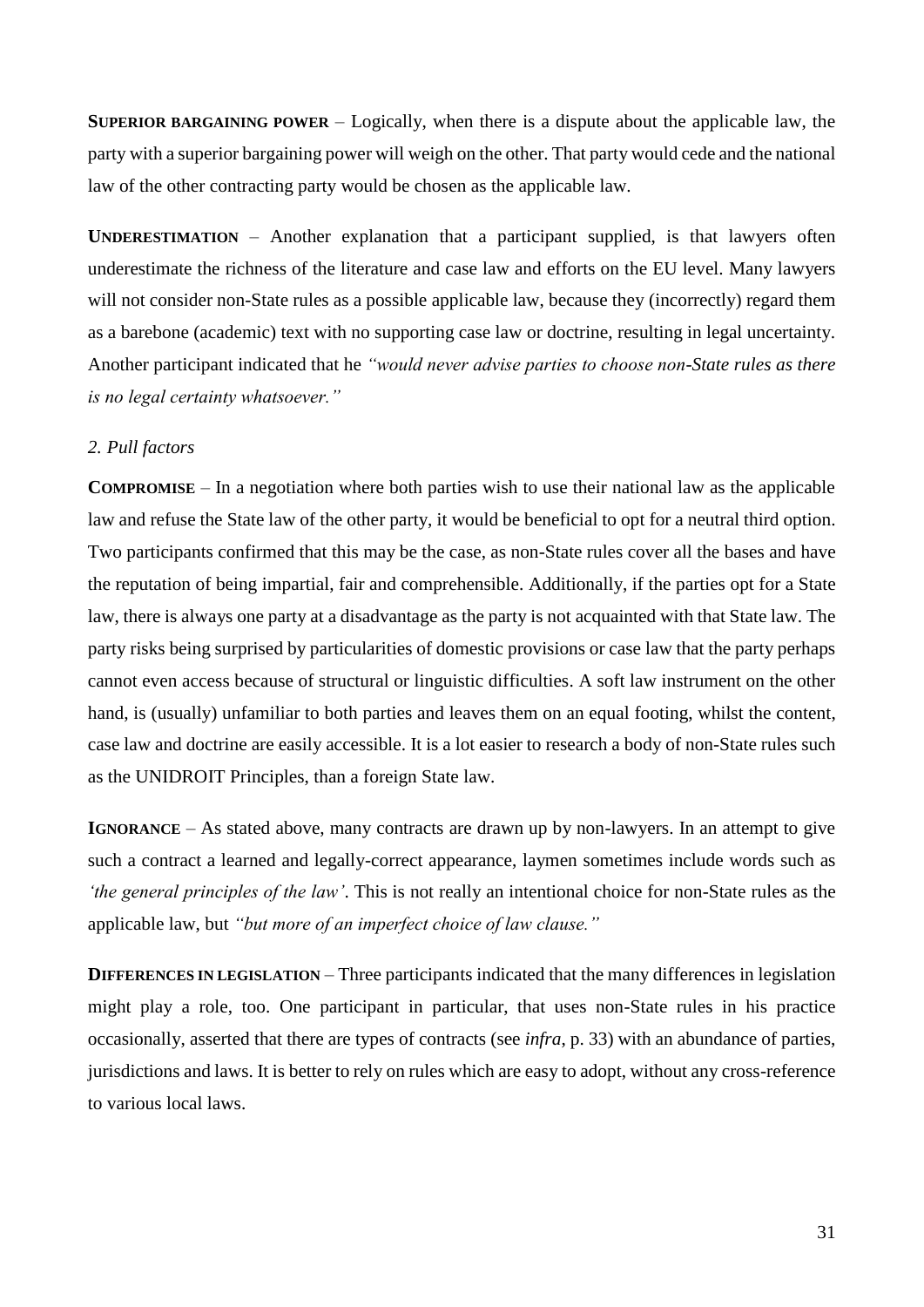**SUPERIOR BARGAINING POWER** – Logically, when there is a dispute about the applicable law, the party with a superior bargaining power will weigh on the other. That party would cede and the national law of the other contracting party would be chosen as the applicable law.

**UNDERESTIMATION** – Another explanation that a participant supplied, is that lawyers often underestimate the richness of the literature and case law and efforts on the EU level. Many lawyers will not consider non-State rules as a possible applicable law, because they (incorrectly) regard them as a barebone (academic) text with no supporting case law or doctrine, resulting in legal uncertainty. Another participant indicated that he *"would never advise parties to choose non-State rules as there is no legal certainty whatsoever."*

*2. Pull factors*

**COMPROMISE** – In a negotiation where both parties wish to use their national law as the applicable law and refuse the State law of the other party, it would be beneficial to opt for a neutral third option. Two participants confirmed that this may be the case, as non-State rules cover all the bases and have the reputation of being impartial, fair and comprehensible. Additionally, if the parties opt for a State law, there is always one party at a disadvantage as the party is not acquainted with that State law. The party risks being surprised by particularities of domestic provisions or case law that the party perhaps cannot even access because of structural or linguistic difficulties. A soft law instrument on the other hand, is (usually) unfamiliar to both parties and leaves them on an equal footing, whilst the content, case law and doctrine are easily accessible. It is a lot easier to research a body of non-State rules such as the UNIDROIT Principles, than a foreign State law.

**IGNORANCE** – As stated above, many contracts are drawn up by non-lawyers. In an attempt to give such a contract a learned and legally-correct appearance, laymen sometimes include words such as *'the general principles of the law'*. This is not really an intentional choice for non-State rules as the applicable law, but *"but more of an imperfect choice of law clause."*

**DIFFERENCES IN LEGISLATION** – Three participants indicated that the many differences in legislation might play a role, too. One participant in particular, that uses non-State rules in his practice occasionally, asserted that there are types of contracts (see *infra*, p. 33) with an abundance of parties, jurisdictions and laws. It is better to rely on rules which are easy to adopt, without any cross-reference to various local laws.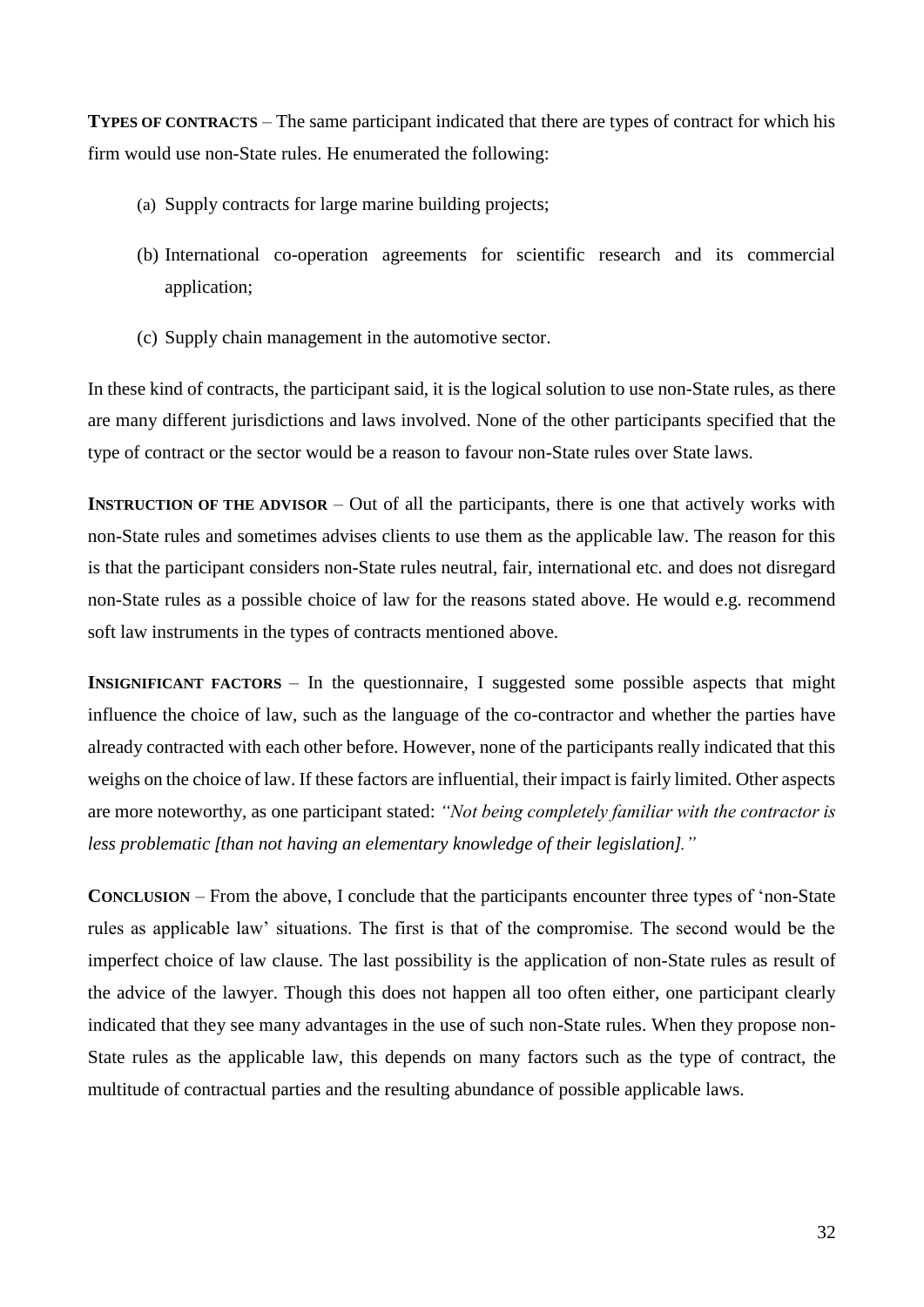**TYPES OF CONTRACTS** – The same participant indicated that there are types of contract for which his firm would use non-State rules. He enumerated the following:

(a) Supply contracts for large marine building projects;

(b) International co-operation agreements for scientific research and its commercial application;

(c) Supply chain management in the automotive sector.

In these kind of contracts, the participant said, it is the logical solution to use non-State rules, as there are many different jurisdictions and laws involved. None of the other participants specified that the type of contract or the sector would be a reason to favour non-State rules over State laws.

**INSTRUCTION OF THE ADVISOR** – Out of all the participants, there is one that actively works with non-State rules and sometimes advises clients to use them as the applicable law. The reason for this is that the participant considers non-State rules neutral, fair, international etc. and does not disregard non-State rules as a possible choice of law for the reasons stated above. He would e.g. recommend soft law instruments in the types of contracts mentioned above.

**INSIGNIFICANT FACTORS** – In the questionnaire, I suggested some possible aspects that might influence the choice of law, such as the language of the co-contractor and whether the parties have already contracted with each other before. However, none of the participants really indicated that this weighs on the choice of law. If these factors are influential, their impact is fairly limited. Other aspects are more noteworthy, as one participant stated: *"Not being completely familiar with the contractor is less problematic [than not having an elementary knowledge of their legislation]."*

**CONCLUSION** – From the above, I conclude that the participants encounter three types of 'non-State rules as applicable law' situations. The first is that of the compromise. The second would be the imperfect choice of law clause. The last possibility is the application of non-State rules as result of the advice of the lawyer. Though this does not happen all too often either, one participant clearly indicated that they see many advantages in the use of such non-State rules. When they propose non-State rules as the applicable law, this depends on many factors such as the type of contract, the multitude of contractual parties and the resulting abundance of possible applicable laws.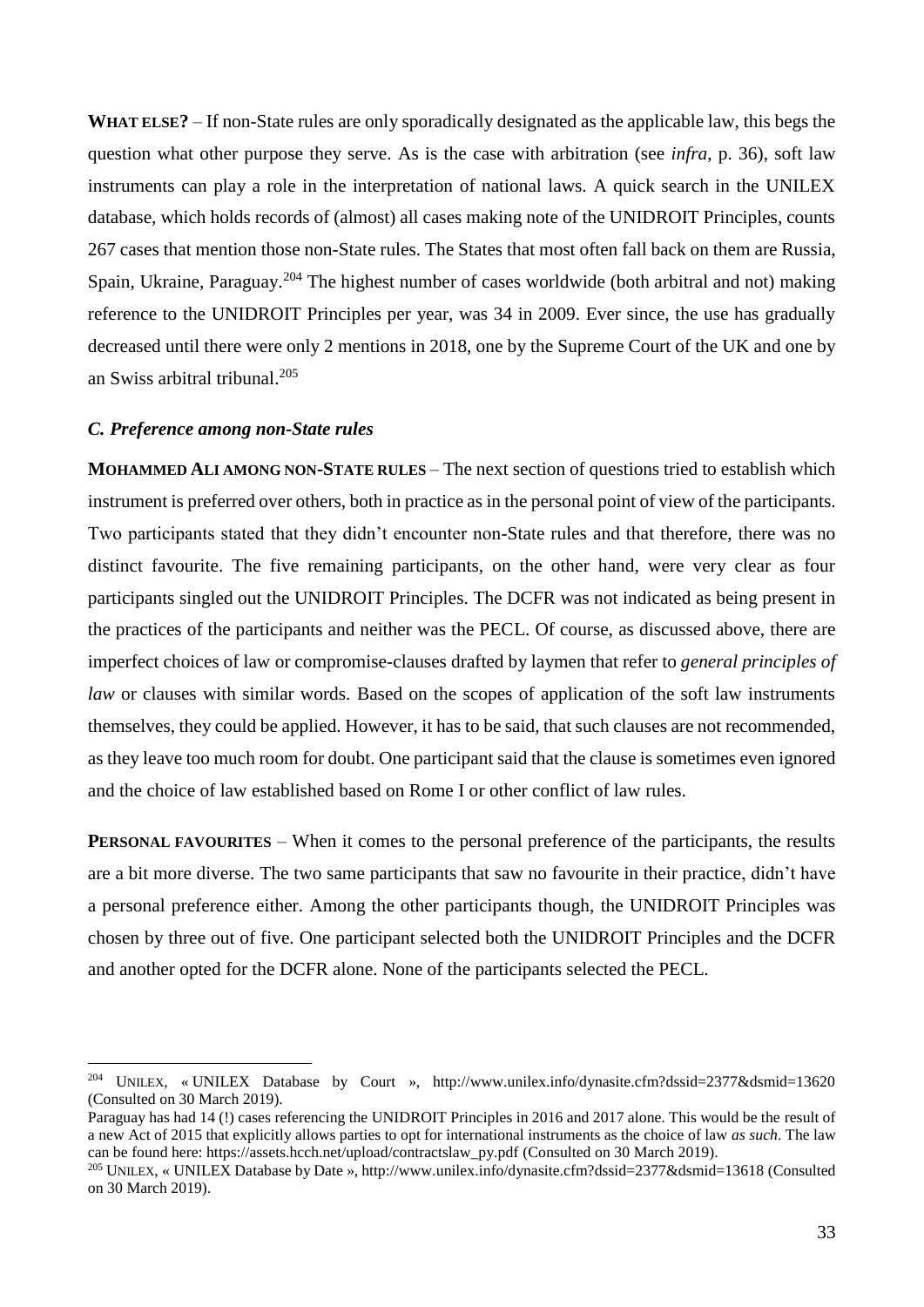**WHAT ELSE?** – If non-State rules are only sporadically designated as the applicable law, this begs the question what other purpose they serve. As is the case with arbitration (see *infra*, p. 36), soft law instruments can play a role in the interpretation of national laws. A quick search in the UNILEX database, which holds records of (almost) all cases making note of the UNIDROIT Principles, counts 267 cases that mention those non-State rules. The States that most often fall back on them are Russia, Spain, Ukraine, Paraguay.[204] The highest number of cases worldwide (both arbitral and not) making reference to the UNIDROIT Principles per year, was 34 in 2009. Ever since, the use has gradually decreased until there were only 2 mentions in 2018, one by the Supreme Court of the UK and one by an Swiss arbitral tribunal.[205]

### *C. Preference among non-State rules*

**MOHAMMED ALI AMONG NON-STATE RULES** – The next section of questions tried to establish which instrument is preferred over others, both in practice as in the personal point of view of the participants. Two participants stated that they didn't encounter non-State rules and that therefore, there was no distinct favourite. The five remaining participants, on the other hand, were very clear as four participants singled out the UNIDROIT Principles. The DCFR was not indicated as being present in the practices of the participants and neither was the PECL. Of course, as discussed above, there are imperfect choices of law or compromise-clauses drafted by laymen that refer to *general principles of law* or clauses with similar words. Based on the scopes of application of the soft law instruments themselves, they could be applied. However, it has to be said, that such clauses are not recommended, as they leave too much room for doubt. One participant said that the clause is sometimes even ignored and the choice of law established based on Rome I or other conflict of law rules.

**PERSONAL FAVOURITES** – When it comes to the personal preference of the participants, the results are a bit more diverse. The two same participants that saw no favourite in their practice, didn't have a personal preference either. Among the other participants though, the UNIDROIT Principles was chosen by three out of five. One participant selected both the UNIDROIT Principles and the DCFR and another opted for the DCFR alone. None of the participants selected the PECL.

---

[204] UNILEX, « UNILEX Database by Court », http://www.unilex.info/dynasite.cfm?dssid=2377&dsmid=13620 (Consulted on 30 March 2019).
Paraguay has had 14 (!) cases referencing the UNIDROIT Principles in 2016 and 2017 alone. This would be the result of a new Act of 2015 that explicitly allows parties to opt for international instruments as the choice of law *as such*. The law can be found here: https://assets.hcch.net/upload/contractslaw_py.pdf (Consulted on 30 March 2019).

[205] UNILEX, « UNILEX Database by Date », http://www.unilex.info/dynasite.cfm?dssid=2377&dsmid=13618 (Consulted on 30 March 2019).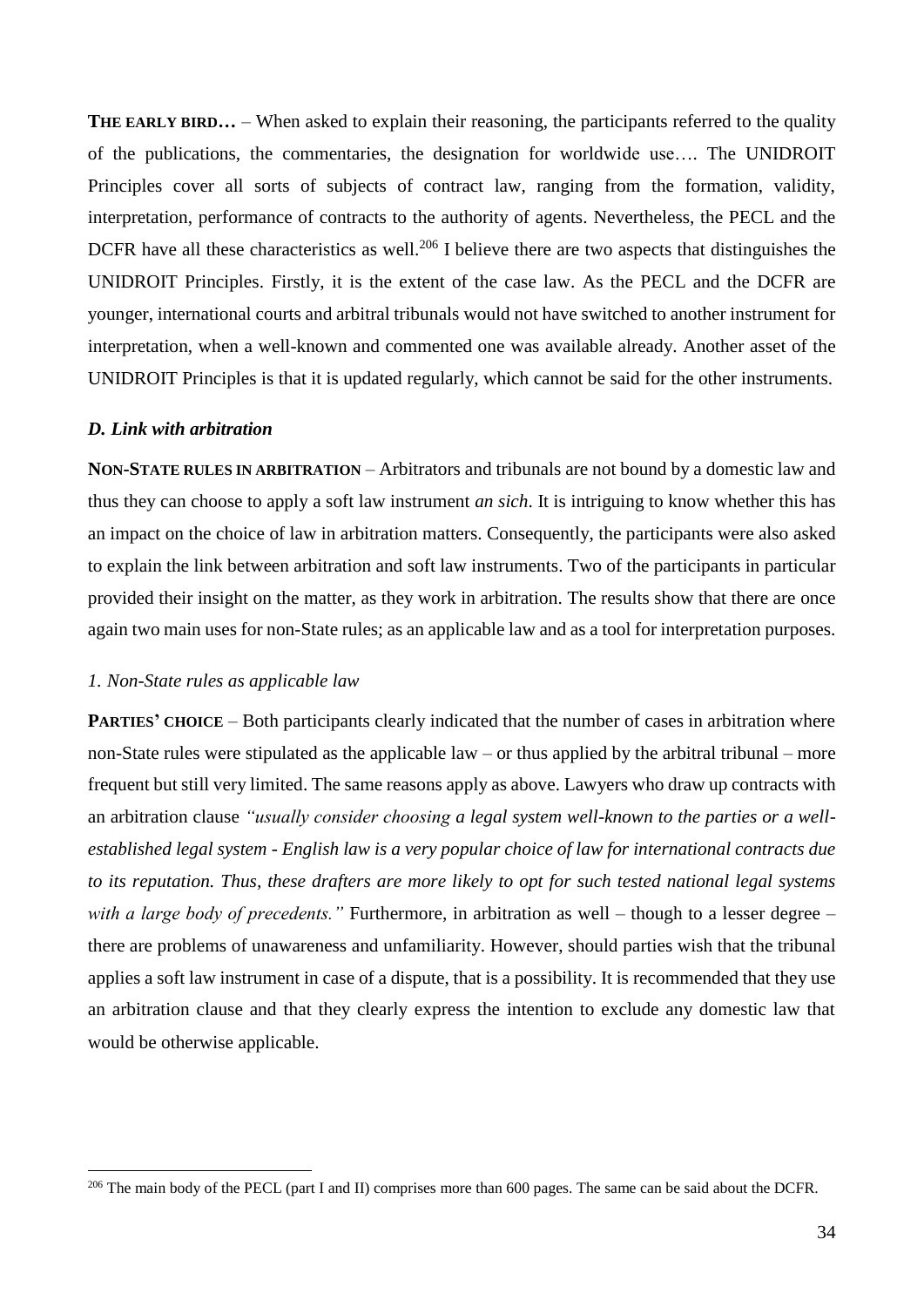**THE EARLY BIRD…** – When asked to explain their reasoning, the participants referred to the quality of the publications, the commentaries, the designation for worldwide use…. The UNIDROIT Principles cover all sorts of subjects of contract law, ranging from the formation, validity, interpretation, performance of contracts to the authority of agents. Nevertheless, the PECL and the DCFR have all these characteristics as well.[206] I believe there are two aspects that distinguishes the UNIDROIT Principles. Firstly, it is the extent of the case law. As the PECL and the DCFR are younger, international courts and arbitral tribunals would not have switched to another instrument for interpretation, when a well-known and commented one was available already. Another asset of the UNIDROIT Principles is that it is updated regularly, which cannot be said for the other instruments.

### *D. Link with arbitration*

**NON-STATE RULES IN ARBITRATION** – Arbitrators and tribunals are not bound by a domestic law and thus they can choose to apply a soft law instrument *an sich*. It is intriguing to know whether this has an impact on the choice of law in arbitration matters. Consequently, the participants were also asked to explain the link between arbitration and soft law instruments. Two of the participants in particular provided their insight on the matter, as they work in arbitration. The results show that there are once again two main uses for non-State rules; as an applicable law and as a tool for interpretation purposes.

#### *1. Non-State rules as applicable law*

**PARTIES' CHOICE** – Both participants clearly indicated that the number of cases in arbitration where non-State rules were stipulated as the applicable law – or thus applied by the arbitral tribunal – more frequent but still very limited. The same reasons apply as above. Lawyers who draw up contracts with an arbitration clause *"usually consider choosing a legal system well-known to the parties or a well-established legal system - English law is a very popular choice of law for international contracts due to its reputation. Thus, these drafters are more likely to opt for such tested national legal systems with a large body of precedents."* Furthermore, in arbitration as well – though to a lesser degree – there are problems of unawareness and unfamiliarity. However, should parties wish that the tribunal applies a soft law instrument in case of a dispute, that is a possibility. It is recommended that they use an arbitration clause and that they clearly express the intention to exclude any domestic law that would be otherwise applicable.

---

[206] The main body of the PECL (part I and II) comprises more than 600 pages. The same can be said about the DCFR.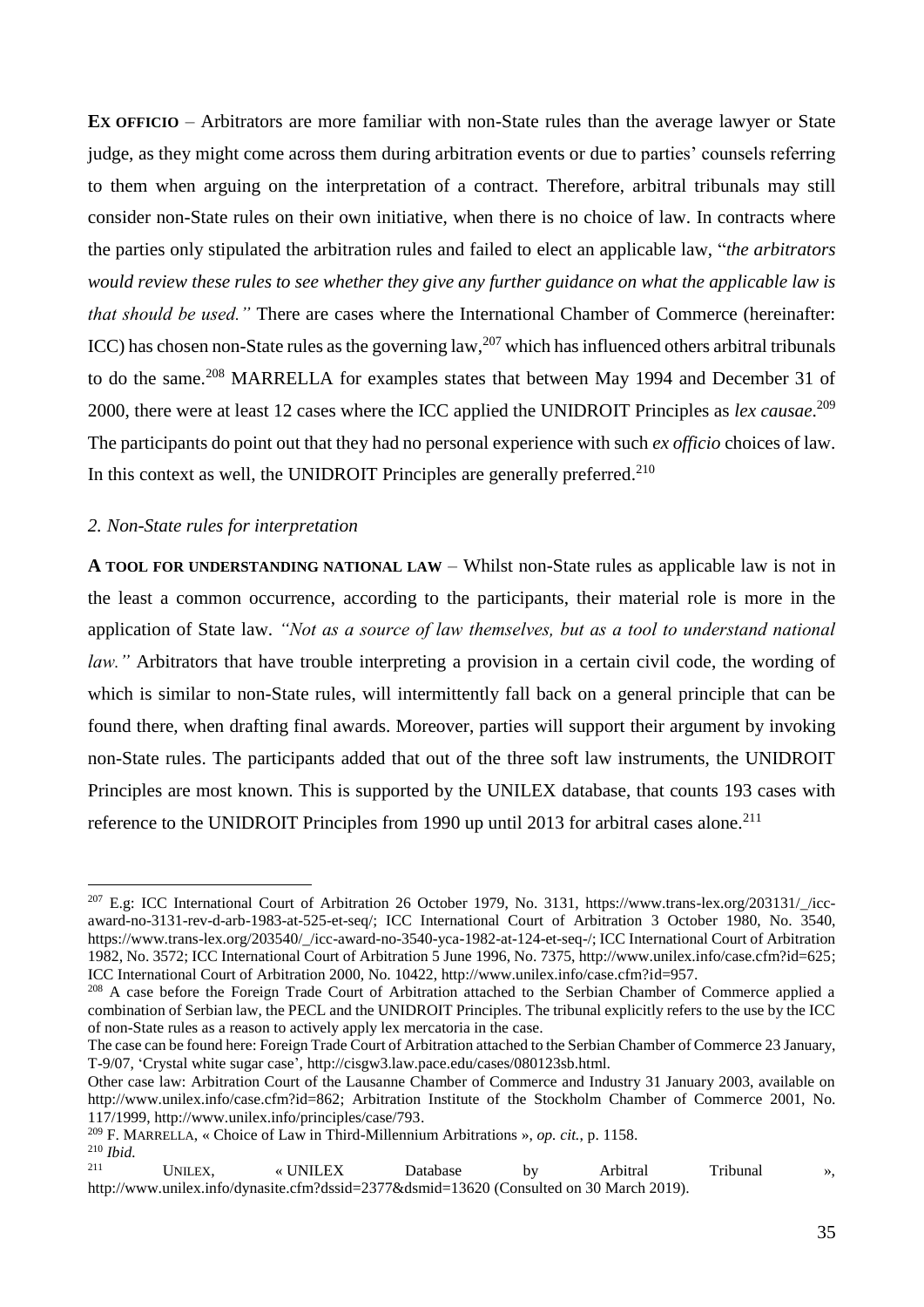**EX OFFICIO** – Arbitrators are more familiar with non-State rules than the average lawyer or State judge, as they might come across them during arbitration events or due to parties' counsels referring to them when arguing on the interpretation of a contract. Therefore, arbitral tribunals may still consider non-State rules on their own initiative, when there is no choice of law. In contracts where the parties only stipulated the arbitration rules and failed to elect an applicable law, "*the arbitrators would review these rules to see whether they give any further guidance on what the applicable law is that should be used.*" There are cases where the International Chamber of Commerce (hereinafter: ICC) has chosen non-State rules as the governing law,[207] which has influenced others arbitral tribunals to do the same.[208] MARRELLA for examples states that between May 1994 and December 31 of 2000, there were at least 12 cases where the ICC applied the UNIDROIT Principles as *lex causae*.[209] The participants do point out that they had no personal experience with such *ex officio* choices of law. In this context as well, the UNIDROIT Principles are generally preferred.[210]

*2. Non-State rules for interpretation*

**A TOOL FOR UNDERSTANDING NATIONAL LAW** – Whilst non-State rules as applicable law is not in the least a common occurrence, according to the participants, their material role is more in the application of State law. *"Not as a source of law themselves, but as a tool to understand national law."* Arbitrators that have trouble interpreting a provision in a certain civil code, the wording of which is similar to non-State rules, will intermittently fall back on a general principle that can be found there, when drafting final awards. Moreover, parties will support their argument by invoking non-State rules. The participants added that out of the three soft law instruments, the UNIDROIT Principles are most known. This is supported by the UNILEX database, that counts 193 cases with reference to the UNIDROIT Principles from 1990 up until 2013 for arbitral cases alone.[211]

---

[207] E.g: ICC International Court of Arbitration 26 October 1979, No. 3131, https://www.trans-lex.org/203131/_/icc-award-no-3131-rev-d-arb-1983-at-525-et-seq/; ICC International Court of Arbitration 3 October 1980, No. 3540, https://www.trans-lex.org/203540/_/icc-award-no-3540-yca-1982-at-124-et-seq-/; ICC International Court of Arbitration 1982, No. 3572; ICC International Court of Arbitration 5 June 1996, No. 7375, http://www.unilex.info/case.cfm?id=625; ICC International Court of Arbitration 2000, No. 10422, http://www.unilex.info/case.cfm?id=957.

[208] A case before the Foreign Trade Court of Arbitration attached to the Serbian Chamber of Commerce applied a combination of Serbian law, the PECL and the UNIDROIT Principles. The tribunal explicitly refers to the use by the ICC of non-State rules as a reason to actively apply lex mercatoria in the case.
The case can be found here: Foreign Trade Court of Arbitration attached to the Serbian Chamber of Commerce 23 January, T-9/07, 'Crystal white sugar case', http://cisgw3.law.pace.edu/cases/080123sb.html.
Other case law: Arbitration Court of the Lausanne Chamber of Commerce and Industry 31 January 2003, available on http://www.unilex.info/case.cfm?id=862; Arbitration Institute of the Stockholm Chamber of Commerce 2001, No. 117/1999, http://www.unilex.info/principles/case/793.

[209] F. MARRELLA, « Choice of Law in Third-Millennium Arbitrations », *op. cit.*, p. 1158.

[210] *Ibid.*

[211] UNILEX, « UNILEX Database by Arbitral Tribunal », http://www.unilex.info/dynasite.cfm?dssid=2377&dsmid=13620 (Consulted on 30 March 2019).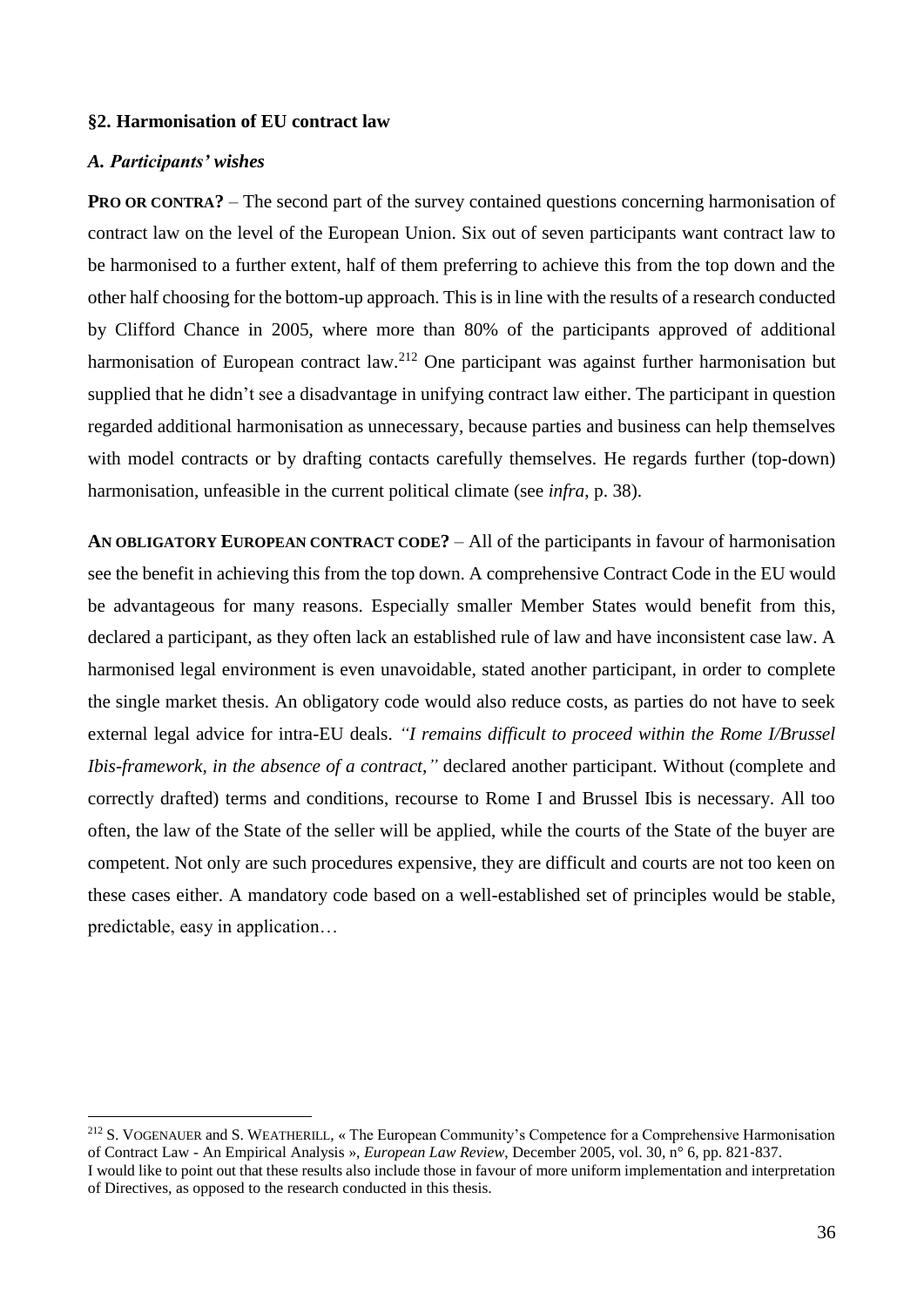## §2. Harmonisation of EU contract law

### *A. Participants' wishes*

**PRO OR CONTRA?** – The second part of the survey contained questions concerning harmonisation of contract law on the level of the European Union. Six out of seven participants want contract law to be harmonised to a further extent, half of them preferring to achieve this from the top down and the other half choosing for the bottom-up approach. This is in line with the results of a research conducted by Clifford Chance in 2005, where more than 80% of the participants approved of additional harmonisation of European contract law.[212] One participant was against further harmonisation but supplied that he didn't see a disadvantage in unifying contract law either. The participant in question regarded additional harmonisation as unnecessary, because parties and business can help themselves with model contracts or by drafting contacts carefully themselves. He regards further (top-down) harmonisation, unfeasible in the current political climate (see *infra*, p. 38).

**AN OBLIGATORY EUROPEAN CONTRACT CODE?** – All of the participants in favour of harmonisation see the benefit in achieving this from the top down. A comprehensive Contract Code in the EU would be advantageous for many reasons. Especially smaller Member States would benefit from this, declared a participant, as they often lack an established rule of law and have inconsistent case law. A harmonised legal environment is even unavoidable, stated another participant, in order to complete the single market thesis. An obligatory code would also reduce costs, as parties do not have to seek external legal advice for intra-EU deals. *"I remains difficult to proceed within the Rome I/Brussel Ibis-framework, in the absence of a contract,"* declared another participant. Without (complete and correctly drafted) terms and conditions, recourse to Rome I and Brussel Ibis is necessary. All too often, the law of the State of the seller will be applied, while the courts of the State of the buyer are competent. Not only are such procedures expensive, they are difficult and courts are not too keen on these cases either. A mandatory code based on a well-established set of principles would be stable, predictable, easy in application…

---

[212] S. VOGENAUER and S. WEATHERILL, « The European Community's Competence for a Comprehensive Harmonisation of Contract Law - An Empirical Analysis », *European Law Review*, December 2005, vol. 30, n° 6, pp. 821-837.
I would like to point out that these results also include those in favour of more uniform implementation and interpretation of Directives, as opposed to the research conducted in this thesis.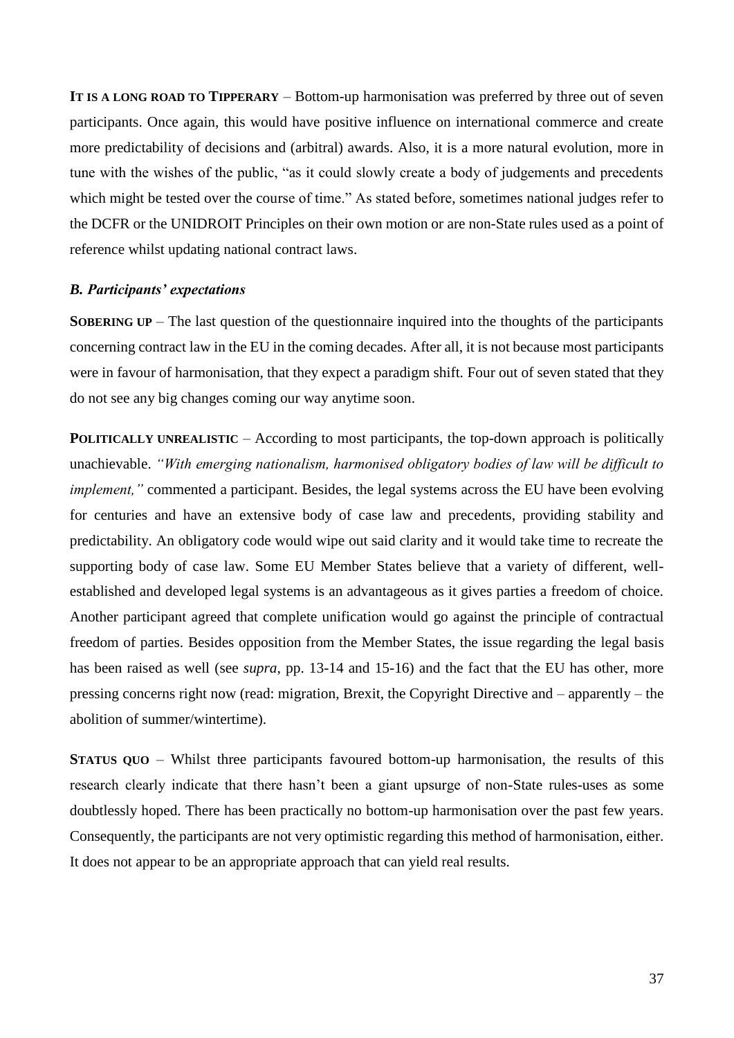**IT IS A LONG ROAD TO TIPPERARY** – Bottom-up harmonisation was preferred by three out of seven participants. Once again, this would have positive influence on international commerce and create more predictability of decisions and (arbitral) awards. Also, it is a more natural evolution, more in tune with the wishes of the public, "as it could slowly create a body of judgements and precedents which might be tested over the course of time." As stated before, sometimes national judges refer to the DCFR or the UNIDROIT Principles on their own motion or are non-State rules used as a point of reference whilst updating national contract laws.

### *B. Participants' expectations*

**SOBERING UP** – The last question of the questionnaire inquired into the thoughts of the participants concerning contract law in the EU in the coming decades. After all, it is not because most participants were in favour of harmonisation, that they expect a paradigm shift. Four out of seven stated that they do not see any big changes coming our way anytime soon.

**POLITICALLY UNREALISTIC** – According to most participants, the top-down approach is politically unachievable. *"With emerging nationalism, harmonised obligatory bodies of law will be difficult to implement,"* commented a participant. Besides, the legal systems across the EU have been evolving for centuries and have an extensive body of case law and precedents, providing stability and predictability. An obligatory code would wipe out said clarity and it would take time to recreate the supporting body of case law. Some EU Member States believe that a variety of different, well-established and developed legal systems is an advantageous as it gives parties a freedom of choice. Another participant agreed that complete unification would go against the principle of contractual freedom of parties. Besides opposition from the Member States, the issue regarding the legal basis has been raised as well (see *supra*, pp. 13-14 and 15-16) and the fact that the EU has other, more pressing concerns right now (read: migration, Brexit, the Copyright Directive and – apparently – the abolition of summer/wintertime).

**STATUS QUO** – Whilst three participants favoured bottom-up harmonisation, the results of this research clearly indicate that there hasn't been a giant upsurge of non-State rules-uses as some doubtlessly hoped. There has been practically no bottom-up harmonisation over the past few years. Consequently, the participants are not very optimistic regarding this method of harmonisation, either. It does not appear to be an appropriate approach that can yield real results.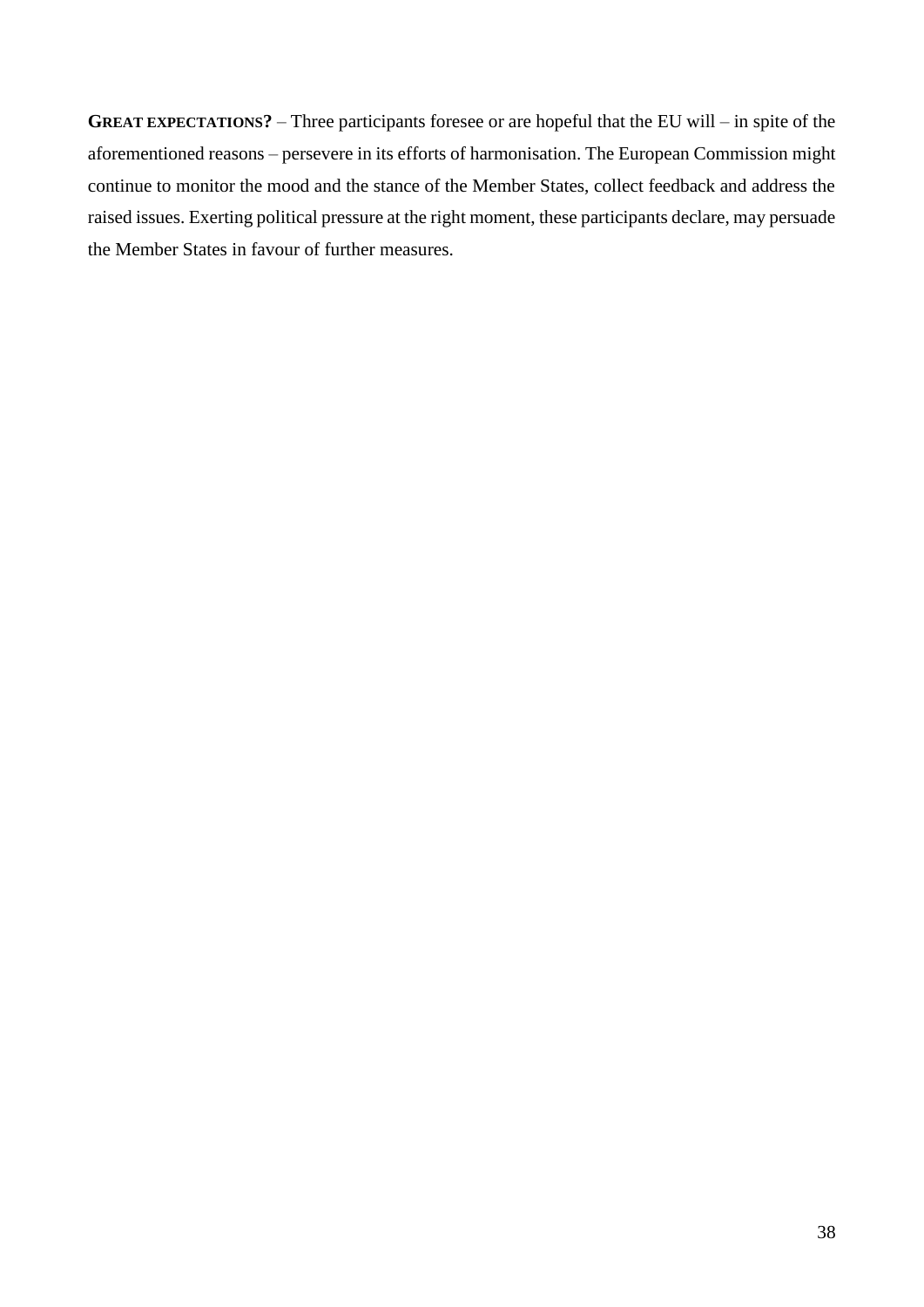**GREAT EXPECTATIONS?** – Three participants foresee or are hopeful that the EU will – in spite of the aforementioned reasons – persevere in its efforts of harmonisation. The European Commission might continue to monitor the mood and the stance of the Member States, collect feedback and address the raised issues. Exerting political pressure at the right moment, these participants declare, may persuade the Member States in favour of further measures.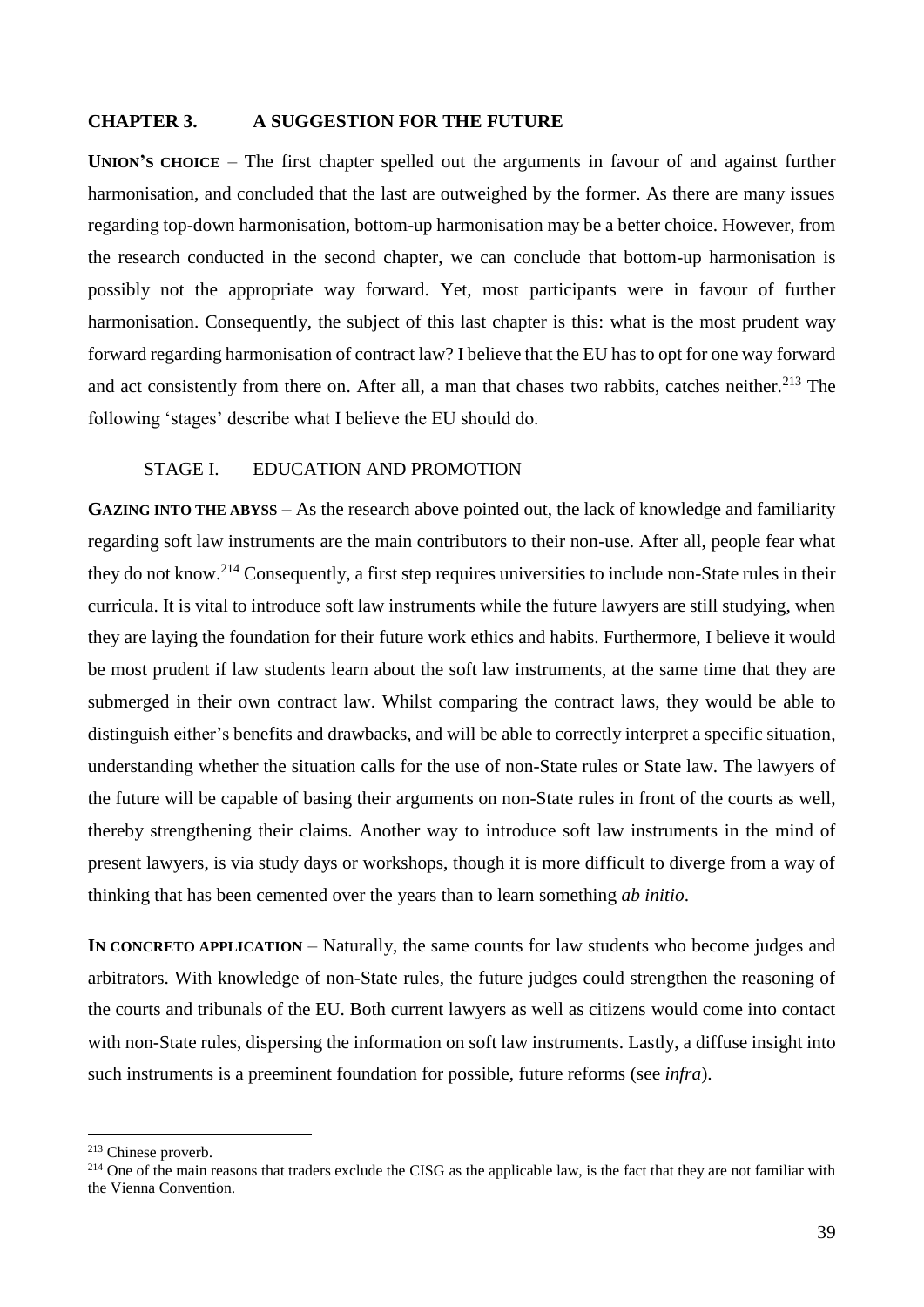## CHAPTER 3. A SUGGESTION FOR THE FUTURE

**UNION'S CHOICE** – The first chapter spelled out the arguments in favour of and against further harmonisation, and concluded that the last are outweighed by the former. As there are many issues regarding top-down harmonisation, bottom-up harmonisation may be a better choice. However, from the research conducted in the second chapter, we can conclude that bottom-up harmonisation is possibly not the appropriate way forward. Yet, most participants were in favour of further harmonisation. Consequently, the subject of this last chapter is this: what is the most prudent way forward regarding harmonisation of contract law? I believe that the EU has to opt for one way forward and act consistently from there on. After all, a man that chases two rabbits, catches neither.[213] The following 'stages' describe what I believe the EU should do.

### STAGE I. EDUCATION AND PROMOTION

**GAZING INTO THE ABYSS** – As the research above pointed out, the lack of knowledge and familiarity regarding soft law instruments are the main contributors to their non-use. After all, people fear what they do not know.[214] Consequently, a first step requires universities to include non-State rules in their curricula. It is vital to introduce soft law instruments while the future lawyers are still studying, when they are laying the foundation for their future work ethics and habits. Furthermore, I believe it would be most prudent if law students learn about the soft law instruments, at the same time that they are submerged in their own contract law. Whilst comparing the contract laws, they would be able to distinguish either's benefits and drawbacks, and will be able to correctly interpret a specific situation, understanding whether the situation calls for the use of non-State rules or State law. The lawyers of the future will be capable of basing their arguments on non-State rules in front of the courts as well, thereby strengthening their claims. Another way to introduce soft law instruments in the mind of present lawyers, is via study days or workshops, though it is more difficult to diverge from a way of thinking that has been cemented over the years than to learn something *ab initio*.

**IN CONCRETO APPLICATION** – Naturally, the same counts for law students who become judges and arbitrators. With knowledge of non-State rules, the future judges could strengthen the reasoning of the courts and tribunals of the EU. Both current lawyers as well as citizens would come into contact with non-State rules, dispersing the information on soft law instruments. Lastly, a diffuse insight into such instruments is a preeminent foundation for possible, future reforms (see *infra*).

---

[213] Chinese proverb.

[214] One of the main reasons that traders exclude the CISG as the applicable law, is the fact that they are not familiar with the Vienna Convention.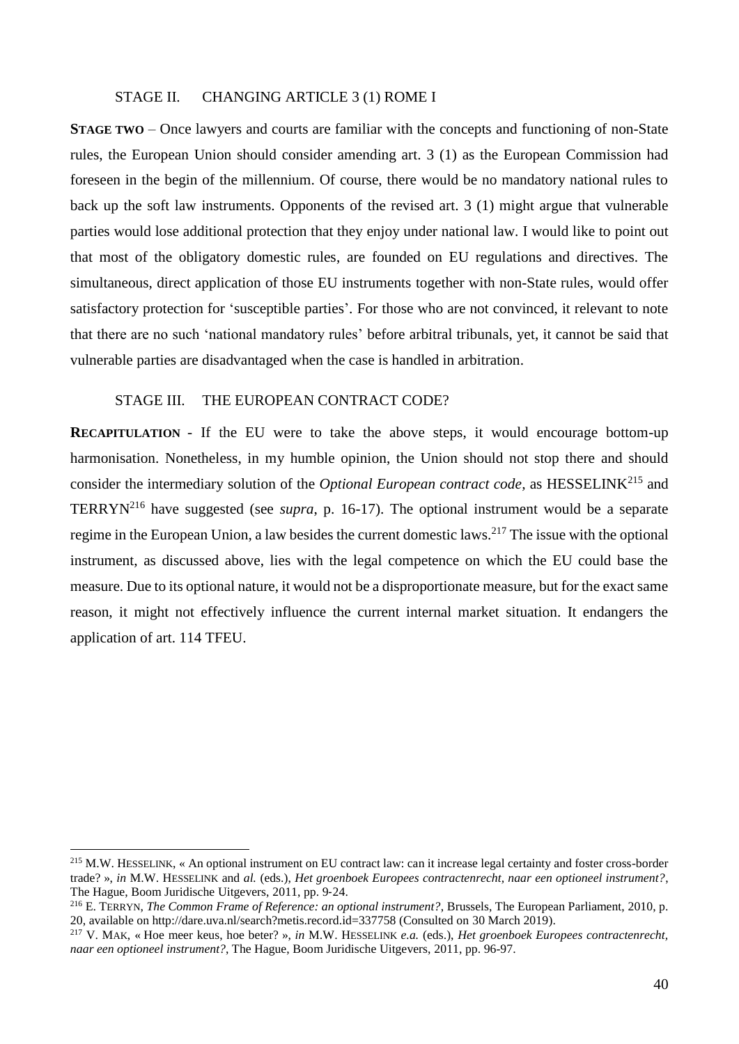### STAGE II. CHANGING ARTICLE 3 (1) ROME I

**STAGE TWO** – Once lawyers and courts are familiar with the concepts and functioning of non-State rules, the European Union should consider amending art. 3 (1) as the European Commission had foreseen in the begin of the millennium. Of course, there would be no mandatory national rules to back up the soft law instruments. Opponents of the revised art. 3 (1) might argue that vulnerable parties would lose additional protection that they enjoy under national law. I would like to point out that most of the obligatory domestic rules, are founded on EU regulations and directives. The simultaneous, direct application of those EU instruments together with non-State rules, would offer satisfactory protection for 'susceptible parties'. For those who are not convinced, it relevant to note that there are no such 'national mandatory rules' before arbitral tribunals, yet, it cannot be said that vulnerable parties are disadvantaged when the case is handled in arbitration.

### STAGE III. THE EUROPEAN CONTRACT CODE?

**RECAPITULATION** - If the EU were to take the above steps, it would encourage bottom-up harmonisation. Nonetheless, in my humble opinion, the Union should not stop there and should consider the intermediary solution of the *Optional European contract code*, as HESSELINK[215] and TERRYN[216] have suggested (see *supra*, p. 16-17). The optional instrument would be a separate regime in the European Union, a law besides the current domestic laws.[217] The issue with the optional instrument, as discussed above, lies with the legal competence on which the EU could base the measure. Due to its optional nature, it would not be a disproportionate measure, but for the exact same reason, it might not effectively influence the current internal market situation. It endangers the application of art. 114 TFEU.

---

[215] M.W. HESSELINK, « An optional instrument on EU contract law: can it increase legal certainty and foster cross-border trade? », *in* M.W. HESSELINK and *al.* (eds.), *Het groenboek Europees contractenrecht, naar een optioneel instrument?*, The Hague, Boom Juridische Uitgevers, 2011, pp. 9-24.

[216] E. TERRYN, *The Common Frame of Reference: an optional instrument?*, Brussels, The European Parliament, 2010, p. 20, available on http://dare.uva.nl/search?metis.record.id=337758 (Consulted on 30 March 2019).

[217] V. MAK, « Hoe meer keus, hoe beter? », *in* M.W. HESSELINK *e.a.* (eds.), *Het groenboek Europees contractenrecht, naar een optioneel instrument?*, The Hague, Boom Juridische Uitgevers, 2011, pp. 96-97.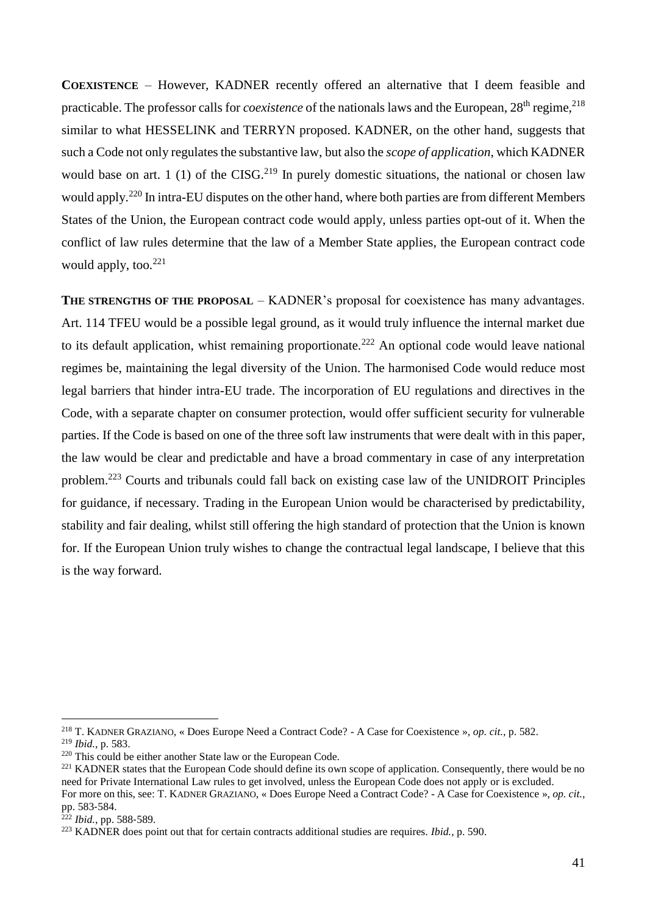**COEXISTENCE** – However, KADNER recently offered an alternative that I deem feasible and practicable. The professor calls for *coexistence* of the nationals laws and the European, $28^{th}$ regime,[218] similar to what HESSELINK and TERRYN proposed. KADNER, on the other hand, suggests that such a Code not only regulates the substantive law, but also the *scope of application*, which KADNER would base on art. 1 (1) of the CISG.[219] In purely domestic situations, the national or chosen law would apply.[220] In intra-EU disputes on the other hand, where both parties are from different Members States of the Union, the European contract code would apply, unless parties opt-out of it. When the conflict of law rules determine that the law of a Member State applies, the European contract code would apply, too.[221]

**THE STRENGTHS OF THE PROPOSAL** – KADNER's proposal for coexistence has many advantages. Art. 114 TFEU would be a possible legal ground, as it would truly influence the internal market due to its default application, whist remaining proportionate.[222] An optional code would leave national regimes be, maintaining the legal diversity of the Union. The harmonised Code would reduce most legal barriers that hinder intra-EU trade. The incorporation of EU regulations and directives in the Code, with a separate chapter on consumer protection, would offer sufficient security for vulnerable parties. If the Code is based on one of the three soft law instruments that were dealt with in this paper, the law would be clear and predictable and have a broad commentary in case of any interpretation problem.[223] Courts and tribunals could fall back on existing case law of the UNIDROIT Principles for guidance, if necessary. Trading in the European Union would be characterised by predictability, stability and fair dealing, whilst still offering the high standard of protection that the Union is known for. If the European Union truly wishes to change the contractual legal landscape, I believe that this is the way forward.

---

[218] T. KADNER GRAZIANO, « Does Europe Need a Contract Code? - A Case for Coexistence », *op. cit.*, p. 582.

[219] *Ibid.*, p. 583.

[220] This could be either another State law or the European Code.

[221] KADNER states that the European Code should define its own scope of application. Consequently, there would be no need for Private International Law rules to get involved, unless the European Code does not apply or is excluded. For more on this, see: T. KADNER GRAZIANO, « Does Europe Need a Contract Code? - A Case for Coexistence », *op. cit.*, pp. 583-584.

[222] *Ibid.*, pp. 588-589.

[223] KADNER does point out that for certain contracts additional studies are requires. *Ibid.*, p. 590.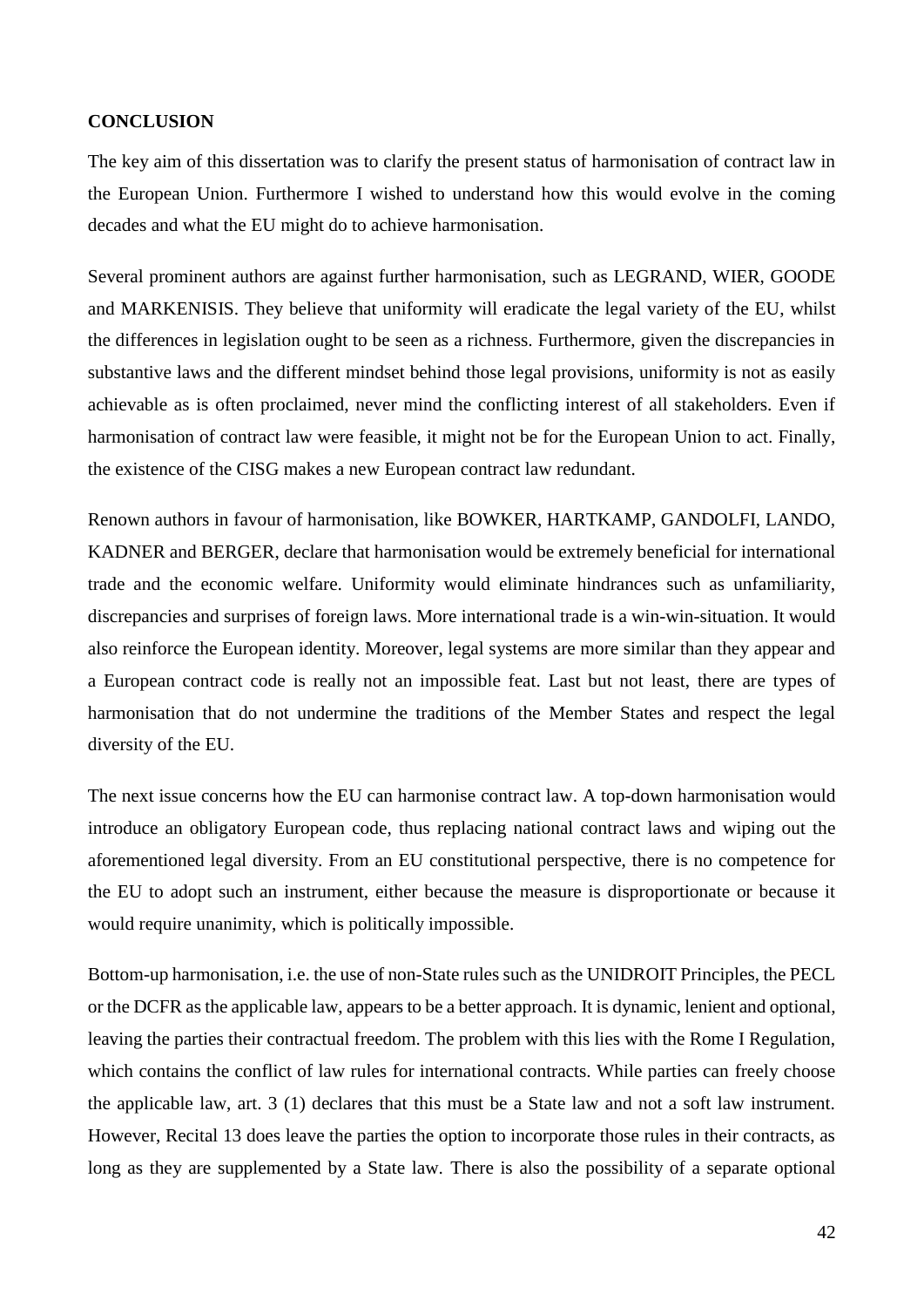## CONCLUSION

The key aim of this dissertation was to clarify the present status of harmonisation of contract law in the European Union. Furthermore I wished to understand how this would evolve in the coming decades and what the EU might do to achieve harmonisation.

Several prominent authors are against further harmonisation, such as LEGRAND, WIER, GOODE and MARKENISIS. They believe that uniformity will eradicate the legal variety of the EU, whilst the differences in legislation ought to be seen as a richness. Furthermore, given the discrepancies in substantive laws and the different mindset behind those legal provisions, uniformity is not as easily achievable as is often proclaimed, never mind the conflicting interest of all stakeholders. Even if harmonisation of contract law were feasible, it might not be for the European Union to act. Finally, the existence of the CISG makes a new European contract law redundant.

Renown authors in favour of harmonisation, like BOWKER, HARTKAMP, GANDOLFI, LANDO, KADNER and BERGER, declare that harmonisation would be extremely beneficial for international trade and the economic welfare. Uniformity would eliminate hindrances such as unfamiliarity, discrepancies and surprises of foreign laws. More international trade is a win-win-situation. It would also reinforce the European identity. Moreover, legal systems are more similar than they appear and a European contract code is really not an impossible feat. Last but not least, there are types of harmonisation that do not undermine the traditions of the Member States and respect the legal diversity of the EU.

The next issue concerns how the EU can harmonise contract law. A top-down harmonisation would introduce an obligatory European code, thus replacing national contract laws and wiping out the aforementioned legal diversity. From an EU constitutional perspective, there is no competence for the EU to adopt such an instrument, either because the measure is disproportionate or because it would require unanimity, which is politically impossible.

Bottom-up harmonisation, i.e. the use of non-State rules such as the UNIDROIT Principles, the PECL or the DCFR as the applicable law, appears to be a better approach. It is dynamic, lenient and optional, leaving the parties their contractual freedom. The problem with this lies with the Rome I Regulation, which contains the conflict of law rules for international contracts. While parties can freely choose the applicable law, art. 3 (1) declares that this must be a State law and not a soft law instrument. However, Recital 13 does leave the parties the option to incorporate those rules in their contracts, as long as they are supplemented by a State law. There is also the possibility of a separate optional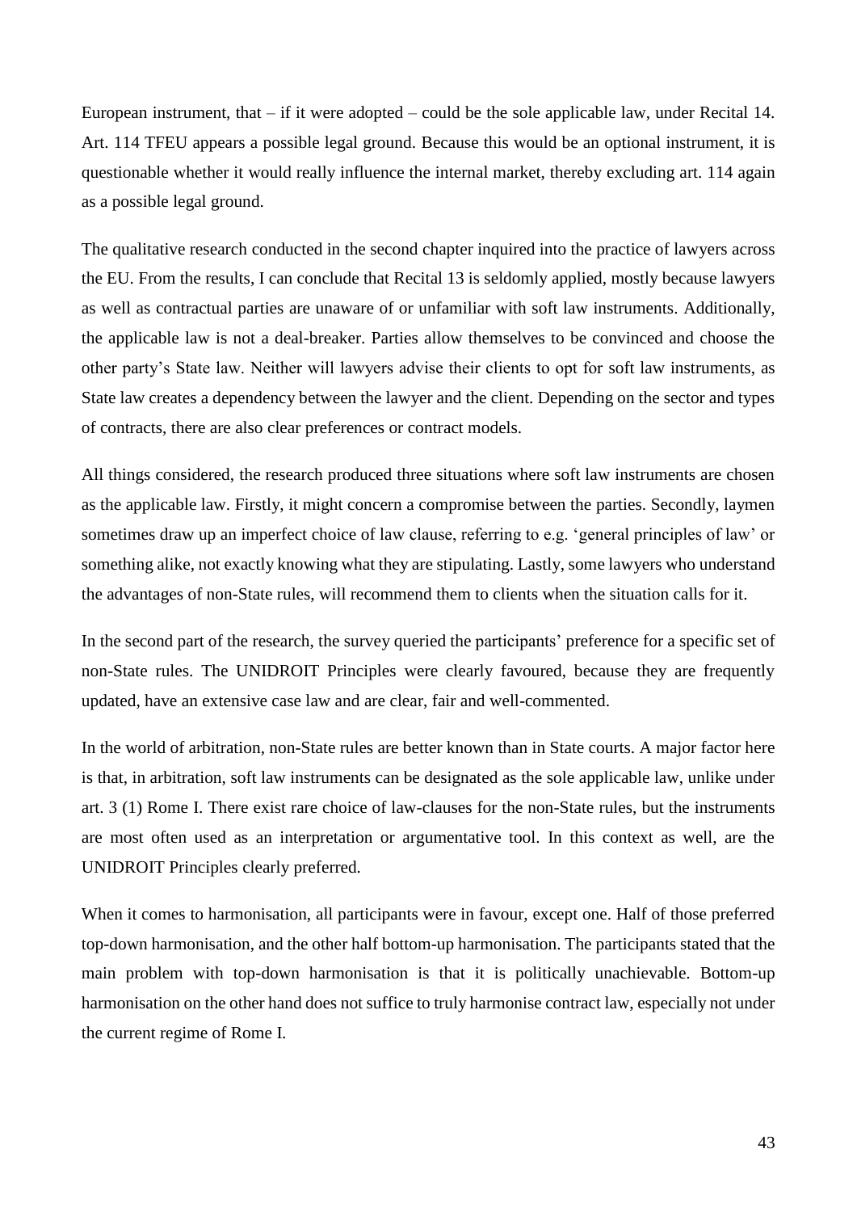European instrument, that – if it were adopted – could be the sole applicable law, under Recital 14. Art. 114 TFEU appears a possible legal ground. Because this would be an optional instrument, it is questionable whether it would really influence the internal market, thereby excluding art. 114 again as a possible legal ground.

The qualitative research conducted in the second chapter inquired into the practice of lawyers across the EU. From the results, I can conclude that Recital 13 is seldomly applied, mostly because lawyers as well as contractual parties are unaware of or unfamiliar with soft law instruments. Additionally, the applicable law is not a deal-breaker. Parties allow themselves to be convinced and choose the other party's State law. Neither will lawyers advise their clients to opt for soft law instruments, as State law creates a dependency between the lawyer and the client. Depending on the sector and types of contracts, there are also clear preferences or contract models.

All things considered, the research produced three situations where soft law instruments are chosen as the applicable law. Firstly, it might concern a compromise between the parties. Secondly, laymen sometimes draw up an imperfect choice of law clause, referring to e.g. 'general principles of law' or something alike, not exactly knowing what they are stipulating. Lastly, some lawyers who understand the advantages of non-State rules, will recommend them to clients when the situation calls for it.

In the second part of the research, the survey queried the participants' preference for a specific set of non-State rules. The UNIDROIT Principles were clearly favoured, because they are frequently updated, have an extensive case law and are clear, fair and well-commented.

In the world of arbitration, non-State rules are better known than in State courts. A major factor here is that, in arbitration, soft law instruments can be designated as the sole applicable law, unlike under art. 3 (1) Rome I. There exist rare choice of law-clauses for the non-State rules, but the instruments are most often used as an interpretation or argumentative tool. In this context as well, are the UNIDROIT Principles clearly preferred.

When it comes to harmonisation, all participants were in favour, except one. Half of those preferred top-down harmonisation, and the other half bottom-up harmonisation. The participants stated that the main problem with top-down harmonisation is that it is politically unachievable. Bottom-up harmonisation on the other hand does not suffice to truly harmonise contract law, especially not under the current regime of Rome I.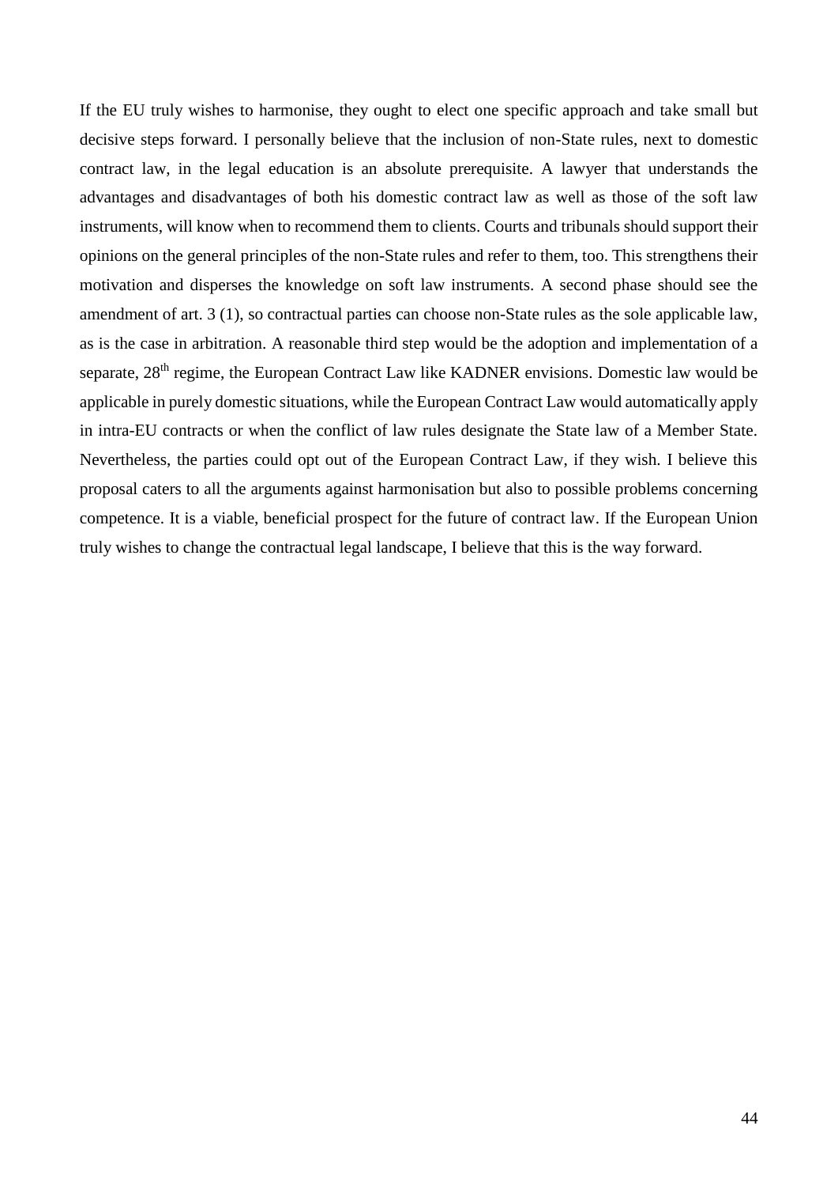If the EU truly wishes to harmonise, they ought to elect one specific approach and take small but decisive steps forward. I personally believe that the inclusion of non-State rules, next to domestic contract law, in the legal education is an absolute prerequisite. A lawyer that understands the advantages and disadvantages of both his domestic contract law as well as those of the soft law instruments, will know when to recommend them to clients. Courts and tribunals should support their opinions on the general principles of the non-State rules and refer to them, too. This strengthens their motivation and disperses the knowledge on soft law instruments. A second phase should see the amendment of art. 3 (1), so contractual parties can choose non-State rules as the sole applicable law, as is the case in arbitration. A reasonable third step would be the adoption and implementation of a separate, 28th regime, the European Contract Law like KADNER envisions. Domestic law would be applicable in purely domestic situations, while the European Contract Law would automatically apply in intra-EU contracts or when the conflict of law rules designate the State law of a Member State. Nevertheless, the parties could opt out of the European Contract Law, if they wish. I believe this proposal caters to all the arguments against harmonisation but also to possible problems concerning competence. It is a viable, beneficial prospect for the future of contract law. If the European Union truly wishes to change the contractual legal landscape, I believe that this is the way forward.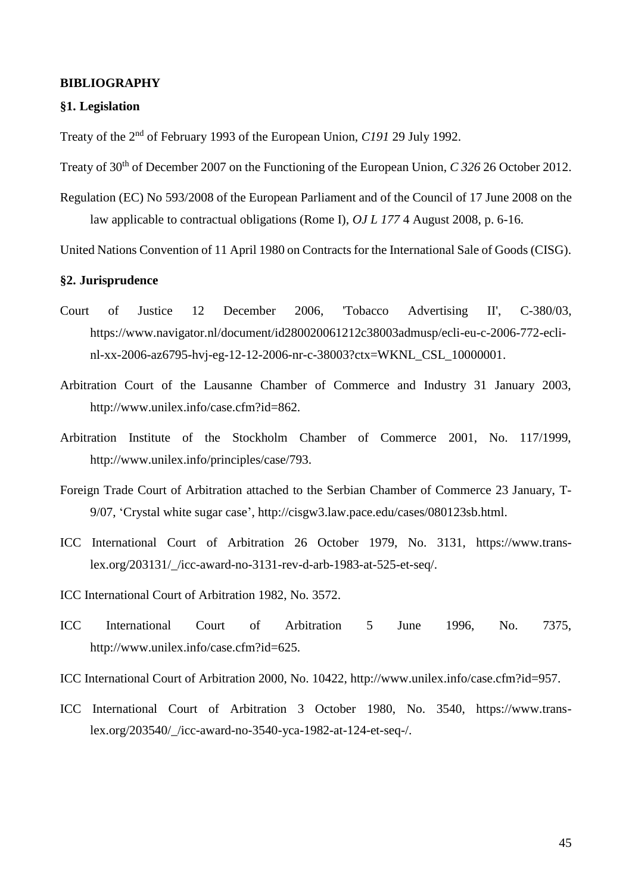**BIBLIOGRAPHY**

**§1. Legislation**

Treaty of the 2nd of February 1993 of the European Union, *C191* 29 July 1992.

Treaty of 30th of December 2007 on the Functioning of the European Union, *C 326* 26 October 2012.

Regulation (EC) No 593/2008 of the European Parliament and of the Council of 17 June 2008 on the law applicable to contractual obligations (Rome I), *OJ L 177* 4 August 2008, p. 6-16.

United Nations Convention of 11 April 1980 on Contracts for the International Sale of Goods (CISG).

**§2. Jurisprudence**

Court of Justice 12 December 2006, 'Tobacco Advertising II', C-380/03, https://www.navigator.nl/document/id280020061212c38003admusp/ecli-eu-c-2006-772-ecli-nl-xx-2006-az6795-hvj-eg-12-12-2006-nr-c-38003?ctx=WKNL_CSL_10000001.

Arbitration Court of the Lausanne Chamber of Commerce and Industry 31 January 2003, http://www.unilex.info/case.cfm?id=862.

Arbitration Institute of the Stockholm Chamber of Commerce 2001, No. 117/1999, http://www.unilex.info/principles/case/793.

Foreign Trade Court of Arbitration attached to the Serbian Chamber of Commerce 23 January, T-9/07, 'Crystal white sugar case', http://cisgw3.law.pace.edu/cases/080123sb.html.

ICC International Court of Arbitration 26 October 1979, No. 3131, https://www.trans-lex.org/203131/_/icc-award-no-3131-rev-d-arb-1983-at-525-et-seq/.

ICC International Court of Arbitration 1982, No. 3572.

ICC International Court of Arbitration 5 June 1996, No. 7375, http://www.unilex.info/case.cfm?id=625.

ICC International Court of Arbitration 2000, No. 10422, http://www.unilex.info/case.cfm?id=957.

ICC International Court of Arbitration 3 October 1980, No. 3540, https://www.trans-lex.org/203540/_/icc-award-no-3540-yca-1982-at-124-et-seq-/.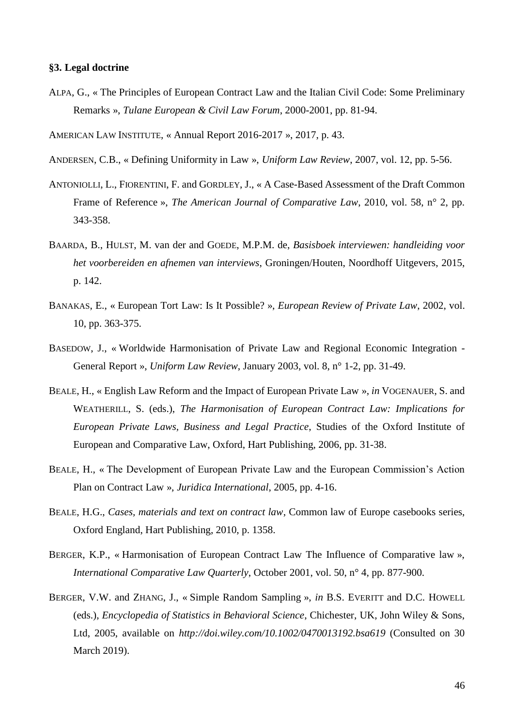**§3. Legal doctrine**

ALPA, G., « The Principles of European Contract Law and the Italian Civil Code: Some Preliminary Remarks », *Tulane European & Civil Law Forum*, 2000-2001, pp. 81-94.

AMERICAN LAW INSTITUTE, « Annual Report 2016-2017 », 2017, p. 43.

ANDERSEN, C.B., « Defining Uniformity in Law », *Uniform Law Review*, 2007, vol. 12, pp. 5-56.

ANTONIOLLI, L., FIORENTINI, F. and GORDLEY, J., « A Case-Based Assessment of the Draft Common Frame of Reference », *The American Journal of Comparative Law*, 2010, vol. 58, n° 2, pp. 343-358.

BAARDA, B., HULST, M. van der and GOEDE, M.P.M. de, *Basisboek interviewen: handleiding voor het voorbereiden en afnemen van interviews*, Groningen/Houten, Noordhoff Uitgevers, 2015, p. 142.

BANAKAS, E., « European Tort Law: Is It Possible? », *European Review of Private Law*, 2002, vol. 10, pp. 363-375.

BASEDOW, J., « Worldwide Harmonisation of Private Law and Regional Economic Integration - General Report », *Uniform Law Review*, January 2003, vol. 8, n° 1-2, pp. 31-49.

BEALE, H., « English Law Reform and the Impact of European Private Law », *in* VOGENAUER, S. and WEATHERILL, S. (eds.), *The Harmonisation of European Contract Law: Implications for European Private Laws, Business and Legal Practice*, Studies of the Oxford Institute of European and Comparative Law, Oxford, Hart Publishing, 2006, pp. 31-38.

BEALE, H., « The Development of European Private Law and the European Commission's Action Plan on Contract Law », *Juridica International*, 2005, pp. 4-16.

BEALE, H.G., *Cases, materials and text on contract law*, Common law of Europe casebooks series, Oxford England, Hart Publishing, 2010, p. 1358.

BERGER, K.P., « Harmonisation of European Contract Law The Influence of Comparative law », *International Comparative Law Quarterly*, October 2001, vol. 50, n° 4, pp. 877-900.

BERGER, V.W. and ZHANG, J., « Simple Random Sampling », *in* B.S. EVERITT and D.C. HOWELL (eds.), *Encyclopedia of Statistics in Behavioral Science*, Chichester, UK, John Wiley & Sons, Ltd, 2005, available on *http://doi.wiley.com/10.1002/0470013192.bsa619* (Consulted on 30 March 2019).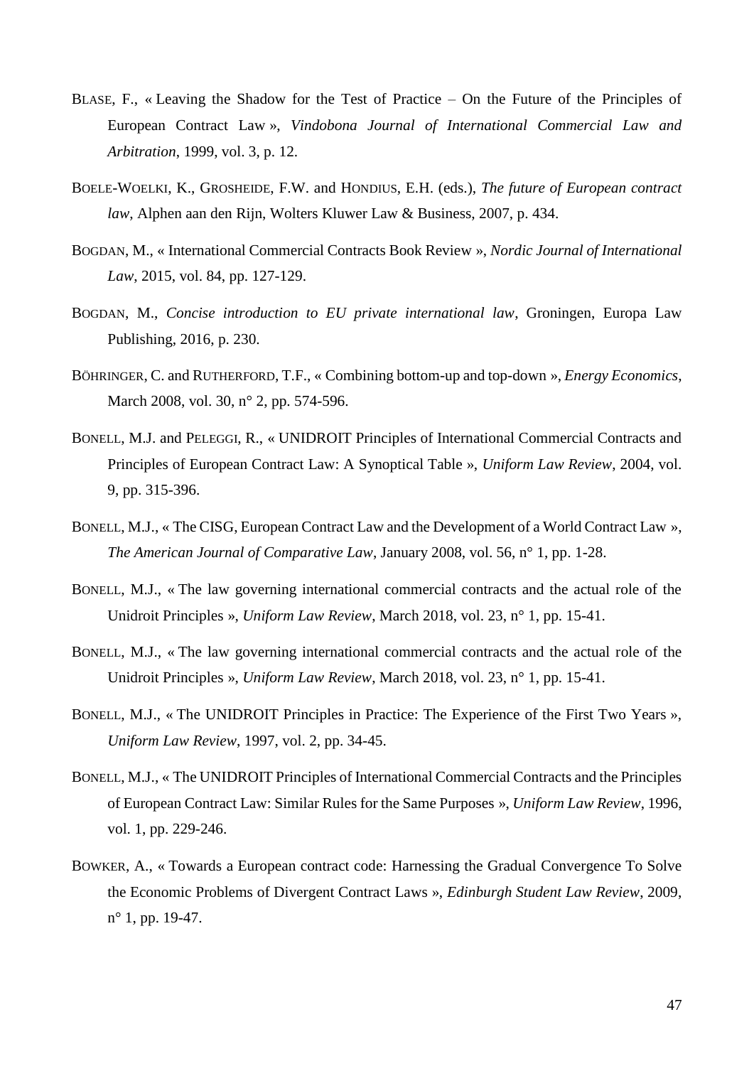BLASE, F., « Leaving the Shadow for the Test of Practice – On the Future of the Principles of European Contract Law », *Vindobona Journal of International Commercial Law and Arbitration*, 1999, vol. 3, p. 12.

BOELE-WOELKI, K., GROSHEIDE, F.W. and HONDIUS, E.H. (eds.), *The future of European contract law*, Alphen aan den Rijn, Wolters Kluwer Law & Business, 2007, p. 434.

BOGDAN, M., « International Commercial Contracts Book Review », *Nordic Journal of International Law*, 2015, vol. 84, pp. 127-129.

BOGDAN, M., *Concise introduction to EU private international law*, Groningen, Europa Law Publishing, 2016, p. 230.

BÖHRINGER, C. and RUTHERFORD, T.F., « Combining bottom-up and top-down », *Energy Economics*, March 2008, vol. 30, n° 2, pp. 574-596.

BONELL, M.J. and PELEGGI, R., « UNIDROIT Principles of International Commercial Contracts and Principles of European Contract Law: A Synoptical Table », *Uniform Law Review*, 2004, vol. 9, pp. 315-396.

BONELL, M.J., « The CISG, European Contract Law and the Development of a World Contract Law », *The American Journal of Comparative Law*, January 2008, vol. 56, n° 1, pp. 1-28.

BONELL, M.J., « The law governing international commercial contracts and the actual role of the Unidroit Principles », *Uniform Law Review*, March 2018, vol. 23, n° 1, pp. 15-41.

BONELL, M.J., « The law governing international commercial contracts and the actual role of the Unidroit Principles », *Uniform Law Review*, March 2018, vol. 23, n° 1, pp. 15-41.

BONELL, M.J., « The UNIDROIT Principles in Practice: The Experience of the First Two Years », *Uniform Law Review*, 1997, vol. 2, pp. 34-45.

BONELL, M.J., « The UNIDROIT Principles of International Commercial Contracts and the Principles of European Contract Law: Similar Rules for the Same Purposes », *Uniform Law Review*, 1996, vol. 1, pp. 229-246.

BOWKER, A., « Towards a European contract code: Harnessing the Gradual Convergence To Solve the Economic Problems of Divergent Contract Laws », *Edinburgh Student Law Review*, 2009, n° 1, pp. 19-47.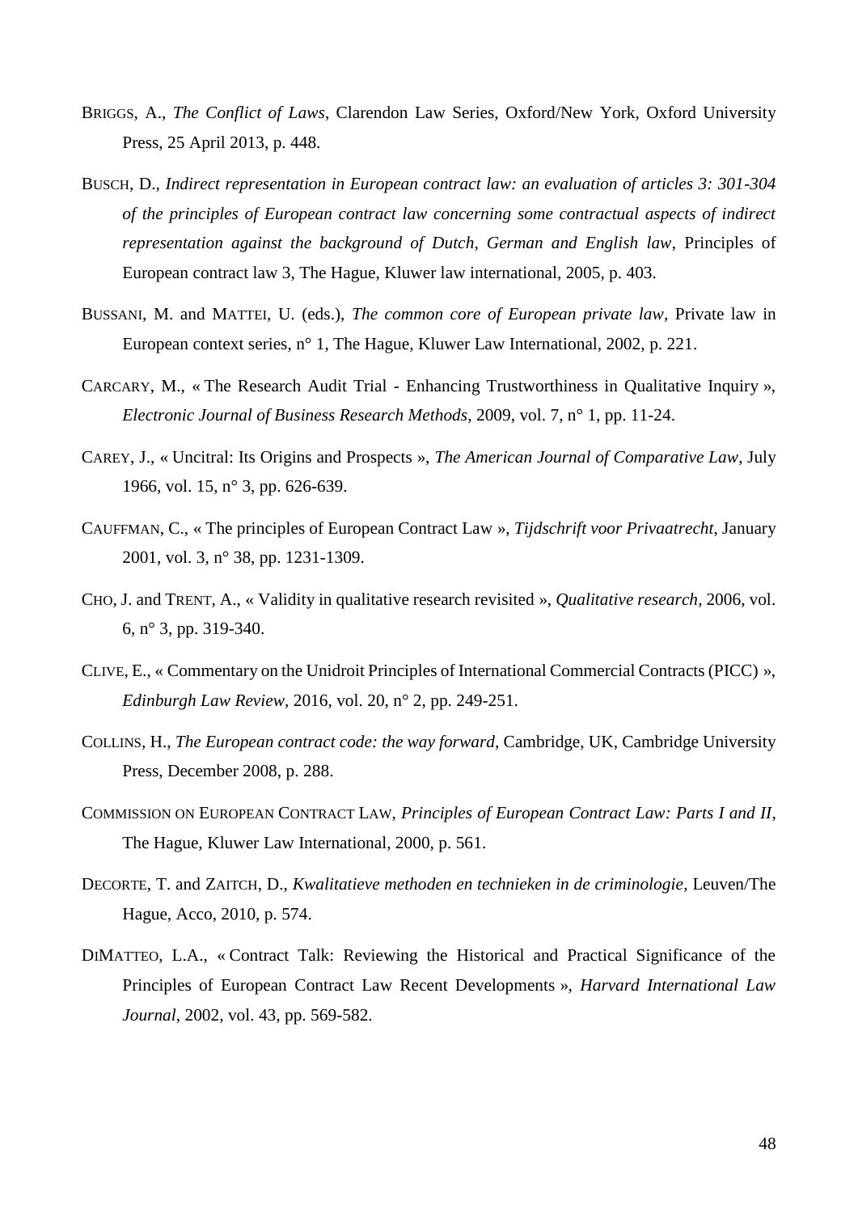BRIGGS, A., *The Conflict of Laws*, Clarendon Law Series, Oxford/New York, Oxford University Press, 25 April 2013, p. 448.

BUSCH, D., *Indirect representation in European contract law: an evaluation of articles 3: 301-304 of the principles of European contract law concerning some contractual aspects of indirect representation against the background of Dutch, German and English law*, Principles of European contract law 3, The Hague, Kluwer law international, 2005, p. 403.

BUSSANI, M. and MATTEI, U. (eds.), *The common core of European private law*, Private law in European context series, n° 1, The Hague, Kluwer Law International, 2002, p. 221.

CARCARY, M., « The Research Audit Trial - Enhancing Trustworthiness in Qualitative Inquiry », *Electronic Journal of Business Research Methods*, 2009, vol. 7, n° 1, pp. 11-24.

CAREY, J., « Uncitral: Its Origins and Prospects », *The American Journal of Comparative Law*, July 1966, vol. 15, n° 3, pp. 626-639.

CAUFFMAN, C., « The principles of European Contract Law », *Tijdschrift voor Privaatrecht*, January 2001, vol. 3, n° 38, pp. 1231-1309.

CHO, J. and TRENT, A., « Validity in qualitative research revisited », *Qualitative research*, 2006, vol. 6, n° 3, pp. 319-340.

CLIVE, E., « Commentary on the Unidroit Principles of International Commercial Contracts (PICC) », *Edinburgh Law Review*, 2016, vol. 20, n° 2, pp. 249-251.

COLLINS, H., *The European contract code: the way forward*, Cambridge, UK, Cambridge University Press, December 2008, p. 288.

COMMISSION ON EUROPEAN CONTRACT LAW, *Principles of European Contract Law: Parts I and II*, The Hague, Kluwer Law International, 2000, p. 561.

DECORTE, T. and ZAITCH, D., *Kwalitatieve methoden en technieken in de criminologie*, Leuven/The Hague, Acco, 2010, p. 574.

DIMATTEO, L.A., « Contract Talk: Reviewing the Historical and Practical Significance of the Principles of European Contract Law Recent Developments », *Harvard International Law Journal*, 2002, vol. 43, pp. 569-582.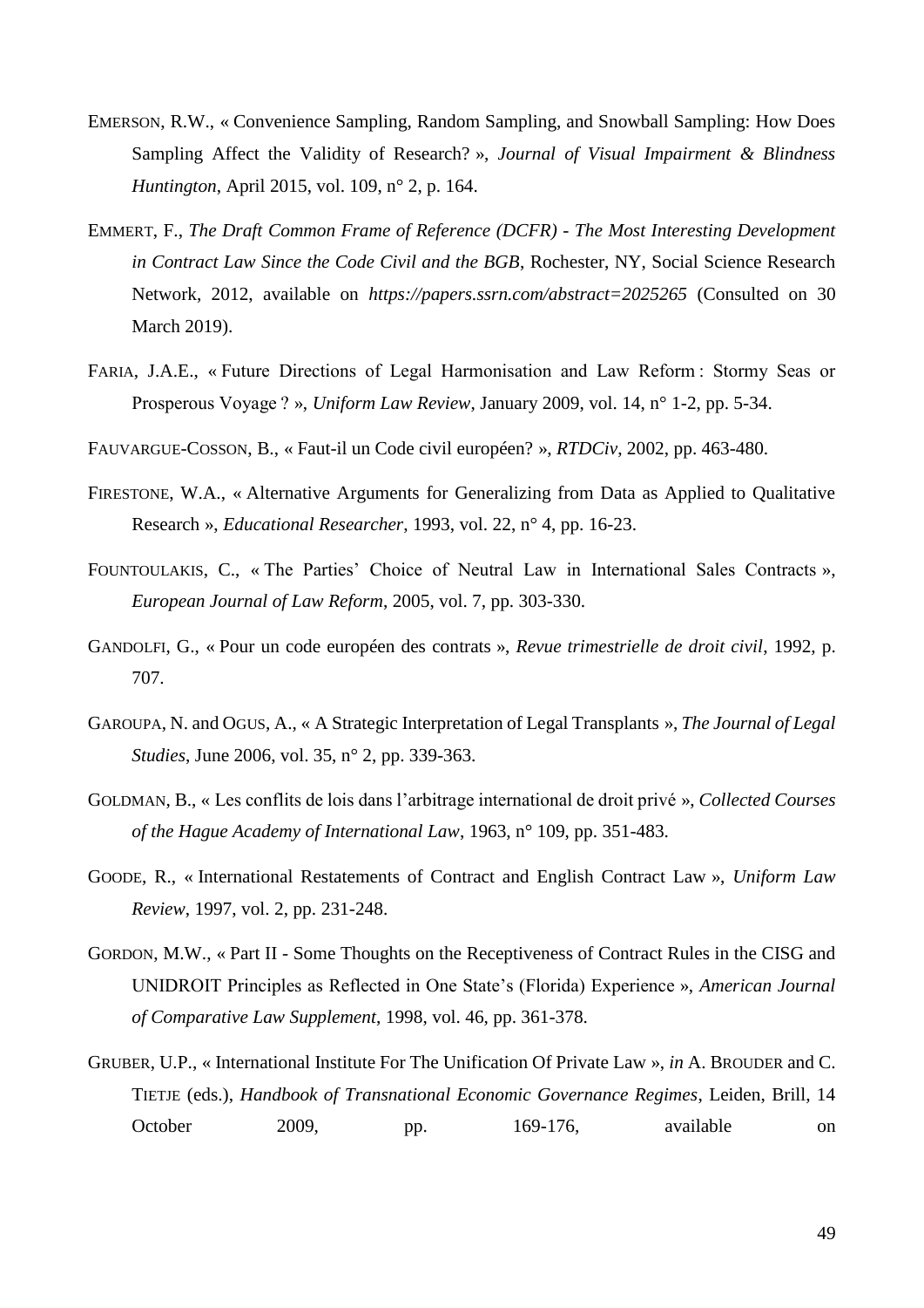EMERSON, R.W., « Convenience Sampling, Random Sampling, and Snowball Sampling: How Does Sampling Affect the Validity of Research? », *Journal of Visual Impairment & Blindness Huntington*, April 2015, vol. 109, n° 2, p. 164.

EMMERT, F., *The Draft Common Frame of Reference (DCFR) - The Most Interesting Development in Contract Law Since the Code Civil and the BGB*, Rochester, NY, Social Science Research Network, 2012, available on *https://papers.ssrn.com/abstract=2025265* (Consulted on 30 March 2019).

FARIA, J.A.E., « Future Directions of Legal Harmonisation and Law Reform : Stormy Seas or Prosperous Voyage ? », *Uniform Law Review*, January 2009, vol. 14, n° 1-2, pp. 5-34.

FAUVARGUE-COSSON, B., « Faut-il un Code civil européen? », *RTDCiv*, 2002, pp. 463-480.

FIRESTONE, W.A., « Alternative Arguments for Generalizing from Data as Applied to Qualitative Research », *Educational Researcher*, 1993, vol. 22, n° 4, pp. 16-23.

FOUNTOULAKIS, C., « The Parties' Choice of Neutral Law in International Sales Contracts », *European Journal of Law Reform*, 2005, vol. 7, pp. 303-330.

GANDOLFI, G., « Pour un code européen des contrats », *Revue trimestrielle de droit civil*, 1992, p. 707.

GAROUPA, N. and OGUS, A., « A Strategic Interpretation of Legal Transplants », *The Journal of Legal Studies*, June 2006, vol. 35, n° 2, pp. 339-363.

GOLDMAN, B., « Les conflits de lois dans l'arbitrage international de droit privé », *Collected Courses of the Hague Academy of International Law*, 1963, n° 109, pp. 351-483.

GOODE, R., « International Restatements of Contract and English Contract Law », *Uniform Law Review*, 1997, vol. 2, pp. 231-248.

GORDON, M.W., « Part II - Some Thoughts on the Receptiveness of Contract Rules in the CISG and UNIDROIT Principles as Reflected in One State's (Florida) Experience », *American Journal of Comparative Law Supplement*, 1998, vol. 46, pp. 361-378.

GRUBER, U.P., « International Institute For The Unification Of Private Law », *in* A. BROUDER and C. TIETJE (eds.), *Handbook of Transnational Economic Governance Regimes*, Leiden, Brill, 14 October 2009, pp. 169-176, available on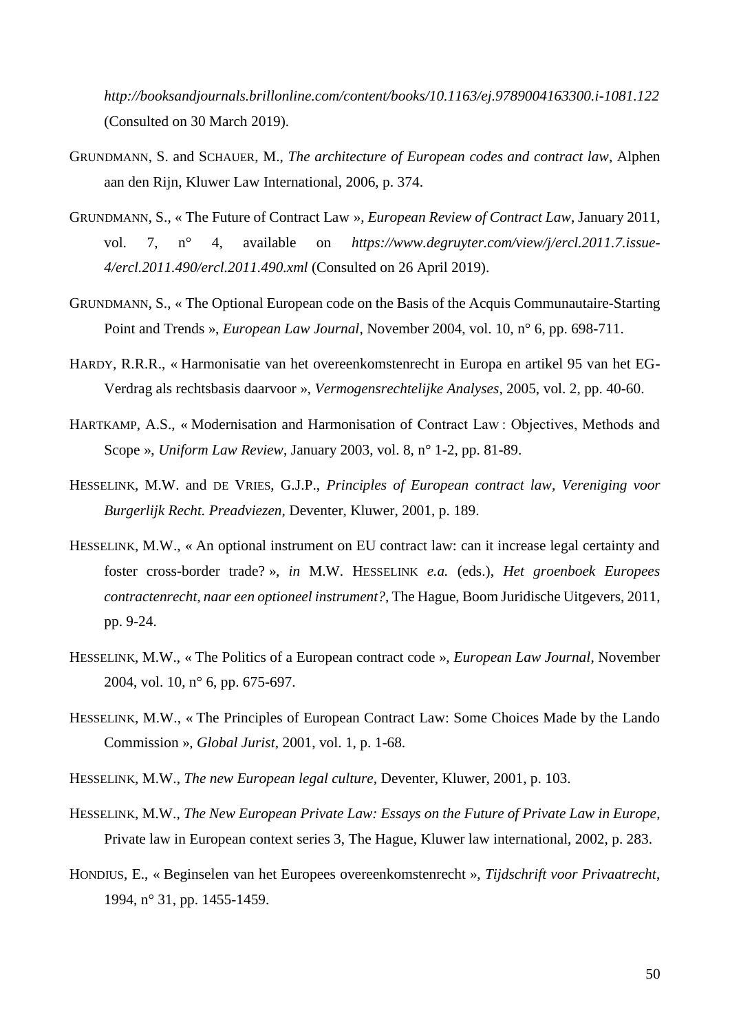*http://booksandjournals.brillonline.com/content/books/10.1163/ej.9789004163300.i-1081.122* (Consulted on 30 March 2019).

GRUNDMANN, S. and SCHAUER, M., *The architecture of European codes and contract law*, Alphen aan den Rijn, Kluwer Law International, 2006, p. 374.

GRUNDMANN, S., « The Future of Contract Law », *European Review of Contract Law*, January 2011, vol. 7, n° 4, available on *https://www.degruyter.com/view/j/ercl.2011.7.issue-4/ercl.2011.490/ercl.2011.490.xml* (Consulted on 26 April 2019).

GRUNDMANN, S., « The Optional European code on the Basis of the Acquis Communautaire-Starting Point and Trends », *European Law Journal*, November 2004, vol. 10, n° 6, pp. 698-711.

HARDY, R.R.R., « Harmonisatie van het overeenkomstenrecht in Europa en artikel 95 van het EG-Verdrag als rechtsbasis daarvoor », *Vermogensrechtelijke Analyses*, 2005, vol. 2, pp. 40-60.

HARTKAMP, A.S., « Modernisation and Harmonisation of Contract Law : Objectives, Methods and Scope », *Uniform Law Review*, January 2003, vol. 8, n° 1-2, pp. 81-89.

HESSELINK, M.W. and DE VRIES, G.J.P., *Principles of European contract law, Vereniging voor Burgerlijk Recht. Preadviezen*, Deventer, Kluwer, 2001, p. 189.

HESSELINK, M.W., « An optional instrument on EU contract law: can it increase legal certainty and foster cross-border trade? », *in* M.W. HESSELINK *e.a.* (eds.), *Het groenboek Europees contractenrecht, naar een optioneel instrument?*, The Hague, Boom Juridische Uitgevers, 2011, pp. 9-24.

HESSELINK, M.W., « The Politics of a European contract code », *European Law Journal*, November 2004, vol. 10, n° 6, pp. 675-697.

HESSELINK, M.W., « The Principles of European Contract Law: Some Choices Made by the Lando Commission », *Global Jurist*, 2001, vol. 1, p. 1-68.

HESSELINK, M.W., *The new European legal culture*, Deventer, Kluwer, 2001, p. 103.

HESSELINK, M.W., *The New European Private Law: Essays on the Future of Private Law in Europe*, Private law in European context series 3, The Hague, Kluwer law international, 2002, p. 283.

HONDIUS, E., « Beginselen van het Europees overeenkomstenrecht », *Tijdschrift voor Privaatrecht*, 1994, n° 31, pp. 1455-1459.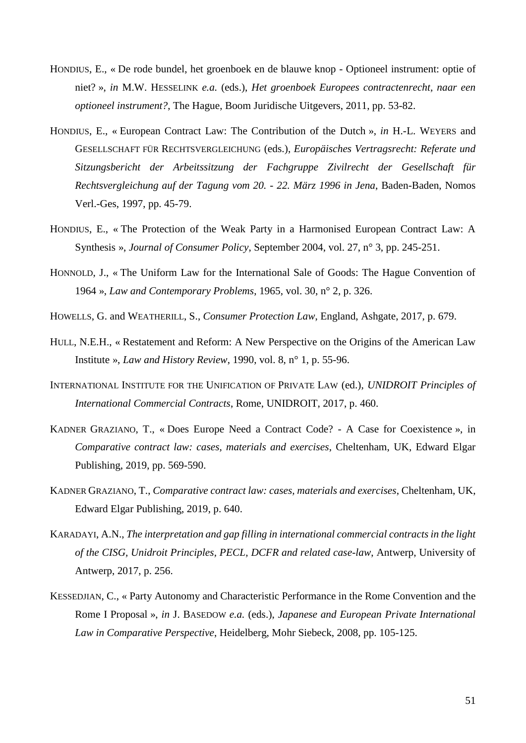HONDIUS, E., « De rode bundel, het groenboek en de blauwe knop - Optioneel instrument: optie of niet? », *in* M.W. HESSELINK *e.a.* (eds.), *Het groenboek Europees contractenrecht, naar een optioneel instrument?*, The Hague, Boom Juridische Uitgevers, 2011, pp. 53-82.

HONDIUS, E., « European Contract Law: The Contribution of the Dutch », *in* H.-L. WEYERS and GESELLSCHAFT FÜR RECHTSVERGLEICHUNG (eds.), *Europäisches Vertragsrecht: Referate und Sitzungsbericht der Arbeitssitzung der Fachgruppe Zivilrecht der Gesellschaft für Rechtsvergleichung auf der Tagung vom 20. - 22. März 1996 in Jena*, Baden-Baden, Nomos Verl.-Ges, 1997, pp. 45-79.

HONDIUS, E., « The Protection of the Weak Party in a Harmonised European Contract Law: A Synthesis », *Journal of Consumer Policy*, September 2004, vol. 27, n° 3, pp. 245-251.

HONNOLD, J., « The Uniform Law for the International Sale of Goods: The Hague Convention of 1964 », *Law and Contemporary Problems*, 1965, vol. 30, n° 2, p. 326.

HOWELLS, G. and WEATHERILL, S., *Consumer Protection Law*, England, Ashgate, 2017, p. 679.

HULL, N.E.H., « Restatement and Reform: A New Perspective on the Origins of the American Law Institute », *Law and History Review*, 1990, vol. 8, n° 1, p. 55-96.

INTERNATIONAL INSTITUTE FOR THE UNIFICATION OF PRIVATE LAW (ed.), *UNIDROIT Principles of International Commercial Contracts*, Rome, UNIDROIT, 2017, p. 460.

KADNER GRAZIANO, T., « Does Europe Need a Contract Code? - A Case for Coexistence », in *Comparative contract law: cases, materials and exercises*, Cheltenham, UK, Edward Elgar Publishing, 2019, pp. 569-590.

KADNER GRAZIANO, T., *Comparative contract law: cases, materials and exercises*, Cheltenham, UK, Edward Elgar Publishing, 2019, p. 640.

KARADAYI, A.N., *The interpretation and gap filling in international commercial contracts in the light of the CISG, Unidroit Principles, PECL, DCFR and related case-law*, Antwerp, University of Antwerp, 2017, p. 256.

KESSEDJIAN, C., « Party Autonomy and Characteristic Performance in the Rome Convention and the Rome I Proposal », *in* J. BASEDOW *e.a.* (eds.), *Japanese and European Private International Law in Comparative Perspective*, Heidelberg, Mohr Siebeck, 2008, pp. 105-125.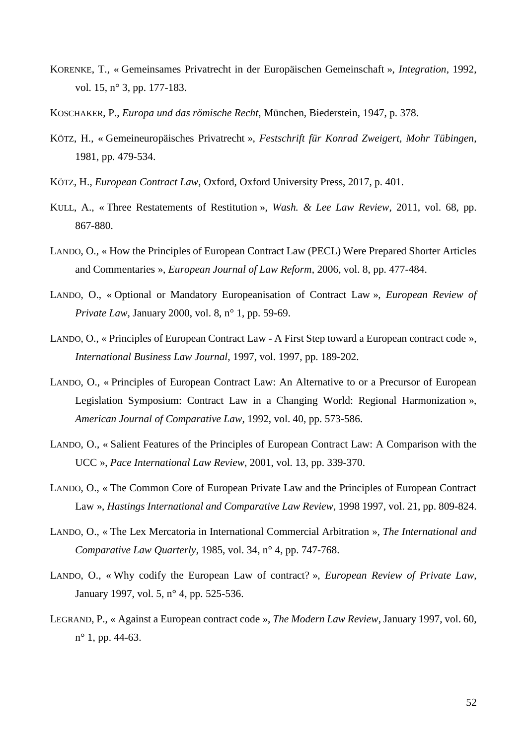KORENKE, T., « Gemeinsames Privatrecht in der Europäischen Gemeinschaft », *Integration*, 1992, vol. 15, n° 3, pp. 177-183.

KOSCHAKER, P., *Europa und das römische Recht*, München, Biederstein, 1947, p. 378.

KÖTZ, H., « Gemeineuropäisches Privatrecht », *Festschrift für Konrad Zweigert, Mohr Tübingen*, 1981, pp. 479-534.

KÖTZ, H., *European Contract Law*, Oxford, Oxford University Press, 2017, p. 401.

KULL, A., « Three Restatements of Restitution », *Wash. & Lee Law Review*, 2011, vol. 68, pp. 867-880.

LANDO, O., « How the Principles of European Contract Law (PECL) Were Prepared Shorter Articles and Commentaries », *European Journal of Law Reform*, 2006, vol. 8, pp. 477-484.

LANDO, O., « Optional or Mandatory Europeanisation of Contract Law », *European Review of Private Law*, January 2000, vol. 8, n° 1, pp. 59-69.

LANDO, O., « Principles of European Contract Law - A First Step toward a European contract code », *International Business Law Journal*, 1997, vol. 1997, pp. 189-202.

LANDO, O., « Principles of European Contract Law: An Alternative to or a Precursor of European Legislation Symposium: Contract Law in a Changing World: Regional Harmonization », *American Journal of Comparative Law*, 1992, vol. 40, pp. 573-586.

LANDO, O., « Salient Features of the Principles of European Contract Law: A Comparison with the UCC », *Pace International Law Review*, 2001, vol. 13, pp. 339-370.

LANDO, O., « The Common Core of European Private Law and the Principles of European Contract Law », *Hastings International and Comparative Law Review*, 1998 1997, vol. 21, pp. 809-824.

LANDO, O., « The Lex Mercatoria in International Commercial Arbitration », *The International and Comparative Law Quarterly*, 1985, vol. 34, n° 4, pp. 747-768.

LANDO, O., « Why codify the European Law of contract? », *European Review of Private Law*, January 1997, vol. 5, n° 4, pp. 525-536.

LEGRAND, P., « Against a European contract code », *The Modern Law Review*, January 1997, vol. 60, n° 1, pp. 44-63.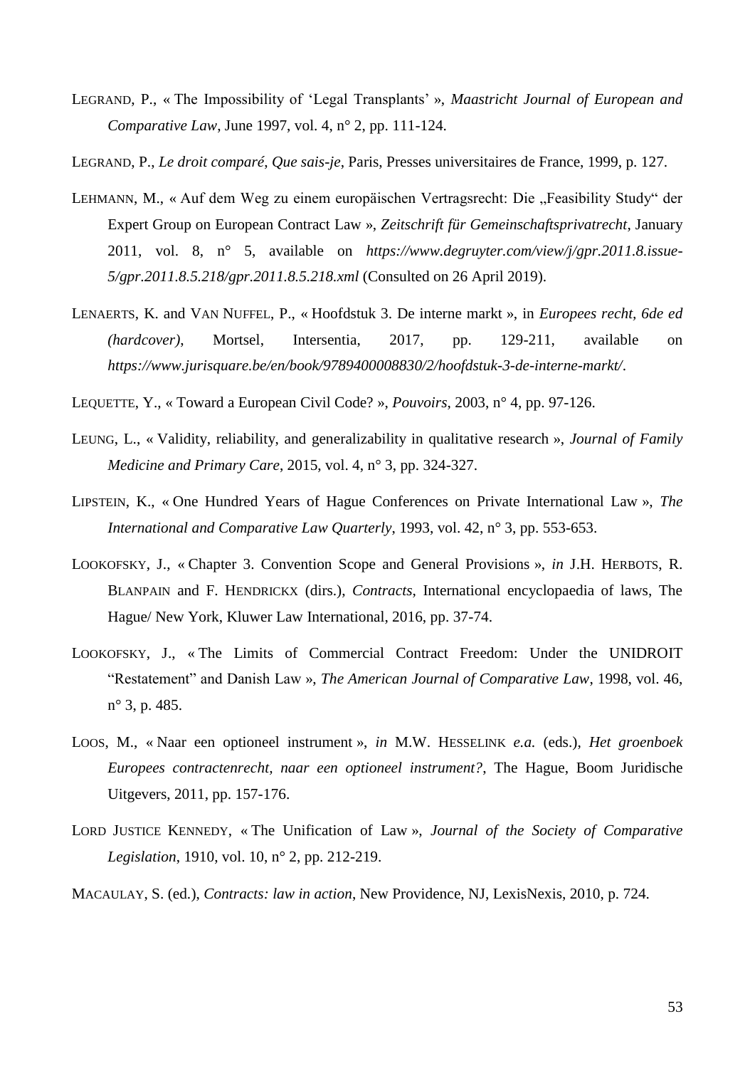LEGRAND, P., « The Impossibility of 'Legal Transplants' », *Maastricht Journal of European and Comparative Law*, June 1997, vol. 4, n° 2, pp. 111-124.

LEGRAND, P., *Le droit comparé*, *Que sais-je*, Paris, Presses universitaires de France, 1999, p. 127.

LEHMANN, M., « Auf dem Weg zu einem europäischen Vertragsrecht: Die „Feasibility Study" der Expert Group on European Contract Law », *Zeitschrift für Gemeinschaftsprivatrecht*, January 2011, vol. 8, n° 5, available on *https://www.degruyter.com/view/j/gpr.2011.8.issue-5/gpr.2011.8.5.218/gpr.2011.8.5.218.xml* (Consulted on 26 April 2019).

LENAERTS, K. and VAN NUFFEL, P., « Hoofdstuk 3. De interne markt », in *Europees recht, 6de ed (hardcover)*, Mortsel, Intersentia, 2017, pp. 129-211, available on *https://www.jurisquare.be/en/book/9789400008830/2/hoofdstuk-3-de-interne-markt/*.

LEQUETTE, Y., « Toward a European Civil Code? », *Pouvoirs*, 2003, n° 4, pp. 97-126.

LEUNG, L., « Validity, reliability, and generalizability in qualitative research », *Journal of Family Medicine and Primary Care*, 2015, vol. 4, n° 3, pp. 324-327.

LIPSTEIN, K., « One Hundred Years of Hague Conferences on Private International Law », *The International and Comparative Law Quarterly*, 1993, vol. 42, n° 3, pp. 553-653.

LOOKOFSKY, J., « Chapter 3. Convention Scope and General Provisions », *in* J.H. HERBOTS, R. BLANPAIN and F. HENDRICKX (dirs.), *Contracts*, International encyclopaedia of laws, The Hague/ New York, Kluwer Law International, 2016, pp. 37-74.

LOOKOFSKY, J., « The Limits of Commercial Contract Freedom: Under the UNIDROIT "Restatement" and Danish Law », *The American Journal of Comparative Law*, 1998, vol. 46, n° 3, p. 485.

LOOS, M., « Naar een optioneel instrument », *in* M.W. HESSELINK *e.a.* (eds.), *Het groenboek Europees contractenrecht, naar een optioneel instrument?*, The Hague, Boom Juridische Uitgevers, 2011, pp. 157-176.

LORD JUSTICE KENNEDY, « The Unification of Law », *Journal of the Society of Comparative Legislation*, 1910, vol. 10, n° 2, pp. 212-219.

MACAULAY, S. (ed.), *Contracts: law in action*, New Providence, NJ, LexisNexis, 2010, p. 724.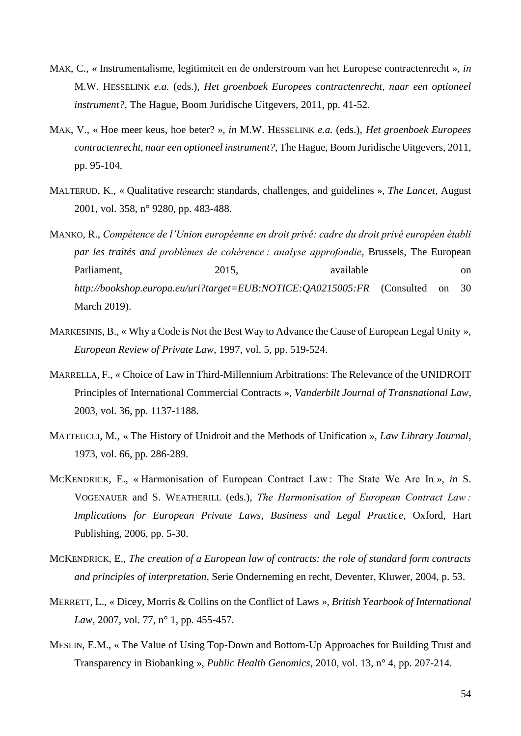MAK, C., « Instrumentalisme, legitimiteit en de onderstroom van het Europese contractenrecht », *in* M.W. HESSELINK *e.a.* (eds.), *Het groenboek Europees contractenrecht, naar een optioneel instrument?*, The Hague, Boom Juridische Uitgevers, 2011, pp. 41-52.

MAK, V., « Hoe meer keus, hoe beter? », *in* M.W. HESSELINK *e.a.* (eds.), *Het groenboek Europees contractenrecht, naar een optioneel instrument?*, The Hague, Boom Juridische Uitgevers, 2011, pp. 95-104.

MALTERUD, K., « Qualitative research: standards, challenges, and guidelines », *The Lancet*, August 2001, vol. 358, n° 9280, pp. 483-488.

MANKO, R., *Compétence de l'Union européenne en droit privé: cadre du droit privé européen établi par les traités and problèmes de cohérence : analyse approfondie*, Brussels, The European Parliament, 2015, available on *http://bookshop.europa.eu/uri?target=EUB:NOTICE:QA0215005:FR* (Consulted on 30 March 2019).

MARKESINIS, B., « Why a Code is Not the Best Way to Advance the Cause of European Legal Unity », *European Review of Private Law*, 1997, vol. 5, pp. 519-524.

MARRELLA, F., « Choice of Law in Third-Millennium Arbitrations: The Relevance of the UNIDROIT Principles of International Commercial Contracts », *Vanderbilt Journal of Transnational Law*, 2003, vol. 36, pp. 1137-1188.

MATTEUCCI, M., « The History of Unidroit and the Methods of Unification », *Law Library Journal*, 1973, vol. 66, pp. 286-289.

MCKENDRICK, E., « Harmonisation of European Contract Law : The State We Are In », *in* S. VOGENAUER and S. WEATHERILL (eds.), *The Harmonisation of European Contract Law : Implications for European Private Laws, Business and Legal Practice*, Oxford, Hart Publishing, 2006, pp. 5-30.

MCKENDRICK, E., *The creation of a European law of contracts: the role of standard form contracts and principles of interpretation*, Serie Onderneming en recht, Deventer, Kluwer, 2004, p. 53.

MERRETT, L., « Dicey, Morris & Collins on the Conflict of Laws », *British Yearbook of International Law*, 2007, vol. 77, n° 1, pp. 455-457.

MESLIN, E.M., « The Value of Using Top-Down and Bottom-Up Approaches for Building Trust and Transparency in Biobanking », *Public Health Genomics*, 2010, vol. 13, n° 4, pp. 207-214.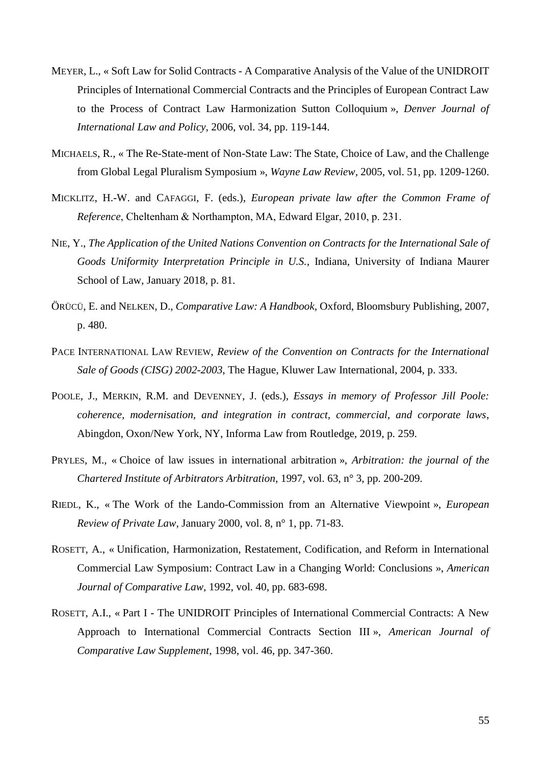MEYER, L., « Soft Law for Solid Contracts - A Comparative Analysis of the Value of the UNIDROIT Principles of International Commercial Contracts and the Principles of European Contract Law to the Process of Contract Law Harmonization Sutton Colloquium », *Denver Journal of International Law and Policy*, 2006, vol. 34, pp. 119-144.

MICHAELS, R., « The Re-State-ment of Non-State Law: The State, Choice of Law, and the Challenge from Global Legal Pluralism Symposium », *Wayne Law Review*, 2005, vol. 51, pp. 1209-1260.

MICKLITZ, H.-W. and CAFAGGI, F. (eds.), *European private law after the Common Frame of Reference*, Cheltenham & Northampton, MA, Edward Elgar, 2010, p. 231.

NIE, Y., *The Application of the United Nations Convention on Contracts for the International Sale of Goods Uniformity Interpretation Principle in U.S.*, Indiana, University of Indiana Maurer School of Law, January 2018, p. 81.

ÖRÜCÜ, E. and NELKEN, D., *Comparative Law: A Handbook*, Oxford, Bloomsbury Publishing, 2007, p. 480.

PACE INTERNATIONAL LAW REVIEW, *Review of the Convention on Contracts for the International Sale of Goods (CISG) 2002-2003*, The Hague, Kluwer Law International, 2004, p. 333.

POOLE, J., MERKIN, R.M. and DEVENNEY, J. (eds.), *Essays in memory of Professor Jill Poole: coherence, modernisation, and integration in contract, commercial, and corporate laws*, Abingdon, Oxon/New York, NY, Informa Law from Routledge, 2019, p. 259.

PRYLES, M., « Choice of law issues in international arbitration », *Arbitration: the journal of the Chartered Institute of Arbitrators Arbitration*, 1997, vol. 63, n° 3, pp. 200-209.

RIEDL, K., « The Work of the Lando-Commission from an Alternative Viewpoint », *European Review of Private Law*, January 2000, vol. 8, n° 1, pp. 71-83.

ROSETT, A., « Unification, Harmonization, Restatement, Codification, and Reform in International Commercial Law Symposium: Contract Law in a Changing World: Conclusions », *American Journal of Comparative Law*, 1992, vol. 40, pp. 683-698.

ROSETT, A.I., « Part I - The UNIDROIT Principles of International Commercial Contracts: A New Approach to International Commercial Contracts Section III », *American Journal of Comparative Law Supplement*, 1998, vol. 46, pp. 347-360.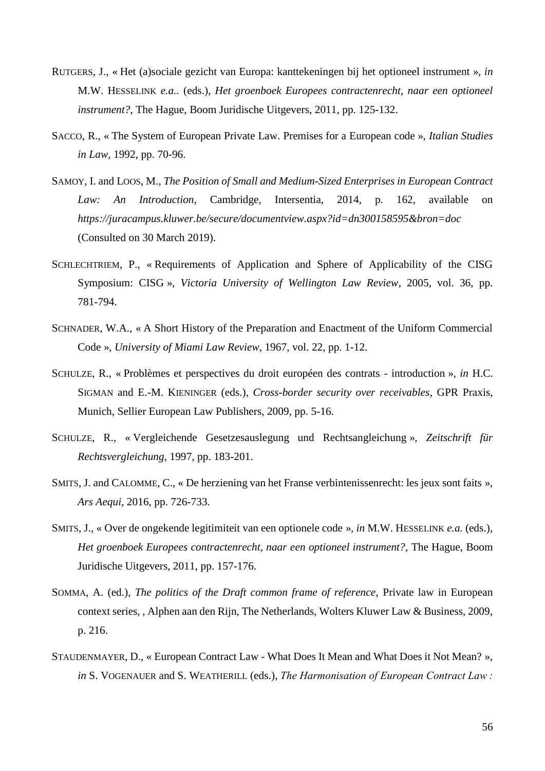RUTGERS, J., « Het (a)sociale gezicht van Europa: kanttekeningen bij het optioneel instrument », *in* M.W. HESSELINK *e.a..* (eds.), *Het groenboek Europees contractenrecht, naar een optioneel instrument?*, The Hague, Boom Juridische Uitgevers, 2011, pp. 125-132.

SACCO, R., « The System of European Private Law. Premises for a European code », *Italian Studies in Law*, 1992, pp. 70-96.

SAMOY, I. and LOOS, M., *The Position of Small and Medium-Sized Enterprises in European Contract Law: An Introduction*, Cambridge, Intersentia, 2014, p. 162, available on *https://juracampus.kluwer.be/secure/documentview.aspx?id=dn300158595&bron=doc* (Consulted on 30 March 2019).

SCHLECHTRIEM, P., « Requirements of Application and Sphere of Applicability of the CISG Symposium: CISG », *Victoria University of Wellington Law Review*, 2005, vol. 36, pp. 781-794.

SCHNADER, W.A., « A Short History of the Preparation and Enactment of the Uniform Commercial Code », *University of Miami Law Review*, 1967, vol. 22, pp. 1-12.

SCHULZE, R., « Problèmes et perspectives du droit européen des contrats - introduction », *in* H.C. SIGMAN and E.-M. KIENINGER (eds.), *Cross-border security over receivables*, GPR Praxis, Munich, Sellier European Law Publishers, 2009, pp. 5-16.

SCHULZE, R., « Vergleichende Gesetzesauslegung und Rechtsangleichung », *Zeitschrift für Rechtsvergleichung*, 1997, pp. 183-201.

SMITS, J. and CALOMME, C., « De herziening van het Franse verbintenissenrecht: les jeux sont faits », *Ars Aequi*, 2016, pp. 726-733.

SMITS, J., « Over de ongekende legitimiteit van een optionele code », *in* M.W. HESSELINK *e.a.* (eds.), *Het groenboek Europees contractenrecht, naar een optioneel instrument?*, The Hague, Boom Juridische Uitgevers, 2011, pp. 157-176.

SOMMA, A. (ed.), *The politics of the Draft common frame of reference*, Private law in European context series, , Alphen aan den Rijn, The Netherlands, Wolters Kluwer Law & Business, 2009, p. 216.

STAUDENMAYER, D., « European Contract Law - What Does It Mean and What Does it Not Mean? », *in* S. VOGENAUER and S. WEATHERILL (eds.), *The Harmonisation of European Contract Law :*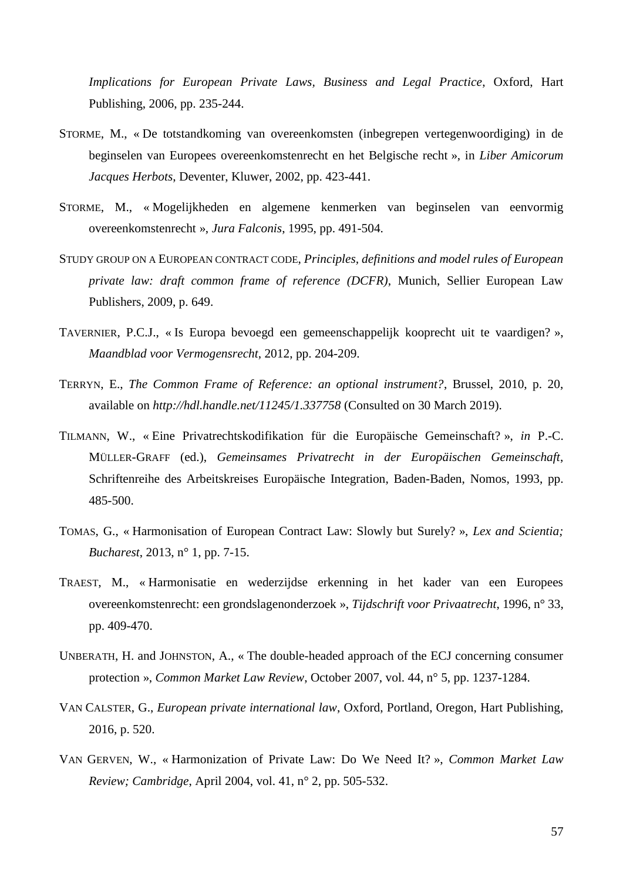*Implications for European Private Laws, Business and Legal Practice*, Oxford, Hart Publishing, 2006, pp. 235-244.

STORME, M., « De totstandkoming van overeenkomsten (inbegrepen vertegenwoordiging) in de beginselen van Europees overeenkomstenrecht en het Belgische recht », in *Liber Amicorum Jacques Herbots*, Deventer, Kluwer, 2002, pp. 423-441.

STORME, M., « Mogelijkheden en algemene kenmerken van beginselen van eenvormig overeenkomstenrecht », *Jura Falconis*, 1995, pp. 491-504.

STUDY GROUP ON A EUROPEAN CONTRACT CODE, *Principles, definitions and model rules of European private law: draft common frame of reference (DCFR)*, Munich, Sellier European Law Publishers, 2009, p. 649.

TAVERNIER, P.C.J., « Is Europa bevoegd een gemeenschappelijk kooprecht uit te vaardigen? », *Maandblad voor Vermogensrecht*, 2012, pp. 204-209.

TERRYN, E., *The Common Frame of Reference: an optional instrument?*, Brussel, 2010, p. 20, available on *http://hdl.handle.net/11245/1.337758* (Consulted on 30 March 2019).

TILMANN, W., « Eine Privatrechtskodifikation für die Europäische Gemeinschaft? », *in* P.-C. MÜLLER-GRAFF (ed.), *Gemeinsames Privatrecht in der Europäischen Gemeinschaft*, Schriftenreihe des Arbeitskreises Europäische Integration, Baden-Baden, Nomos, 1993, pp. 485-500.

TOMAS, G., « Harmonisation of European Contract Law: Slowly but Surely? », *Lex and Scientia; Bucharest*, 2013, n° 1, pp. 7-15.

TRAEST, M., « Harmonisatie en wederzijdse erkenning in het kader van een Europees overeenkomstenrecht: een grondslagenonderzoek », *Tijdschrift voor Privaatrecht*, 1996, n° 33, pp. 409-470.

UNBERATH, H. and JOHNSTON, A., « The double-headed approach of the ECJ concerning consumer protection », *Common Market Law Review*, October 2007, vol. 44, n° 5, pp. 1237-1284.

VAN CALSTER, G., *European private international law*, Oxford, Portland, Oregon, Hart Publishing, 2016, p. 520.

VAN GERVEN, W., « Harmonization of Private Law: Do We Need It? », *Common Market Law Review; Cambridge*, April 2004, vol. 41, n° 2, pp. 505-532.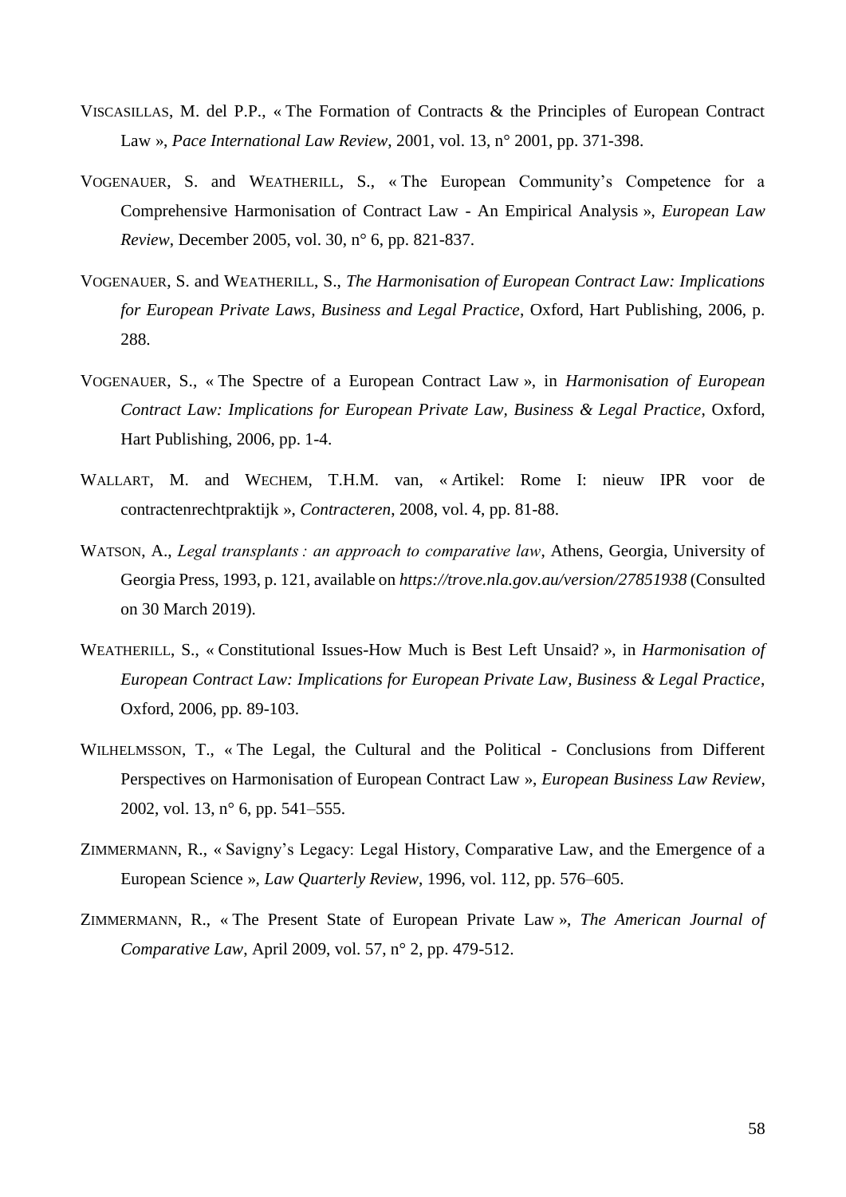VISCASILLAS, M. del P.P., « The Formation of Contracts & the Principles of European Contract Law », *Pace International Law Review*, 2001, vol. 13, n° 2001, pp. 371-398.

VOGENAUER, S. and WEATHERILL, S., « The European Community's Competence for a Comprehensive Harmonisation of Contract Law - An Empirical Analysis », *European Law Review*, December 2005, vol. 30, n° 6, pp. 821-837.

VOGENAUER, S. and WEATHERILL, S., *The Harmonisation of European Contract Law: Implications for European Private Laws, Business and Legal Practice*, Oxford, Hart Publishing, 2006, p. 288.

VOGENAUER, S., « The Spectre of a European Contract Law », in *Harmonisation of European Contract Law: Implications for European Private Law, Business & Legal Practice*, Oxford, Hart Publishing, 2006, pp. 1-4.

WALLART, M. and WECHEM, T.H.M. van, « Artikel: Rome I: nieuw IPR voor de contractenrechtpraktijk », *Contracteren*, 2008, vol. 4, pp. 81-88.

WATSON, A., *Legal transplants : an approach to comparative law*, Athens, Georgia, University of Georgia Press, 1993, p. 121, available on *https://trove.nla.gov.au/version/27851938* (Consulted on 30 March 2019).

WEATHERILL, S., « Constitutional Issues-How Much is Best Left Unsaid? », in *Harmonisation of European Contract Law: Implications for European Private Law, Business & Legal Practice*, Oxford, 2006, pp. 89-103.

WILHELMSSON, T., « The Legal, the Cultural and the Political - Conclusions from Different Perspectives on Harmonisation of European Contract Law », *European Business Law Review*, 2002, vol. 13, n° 6, pp. 541–555.

ZIMMERMANN, R., « Savigny's Legacy: Legal History, Comparative Law, and the Emergence of a European Science », *Law Quarterly Review*, 1996, vol. 112, pp. 576–605.

ZIMMERMANN, R., « The Present State of European Private Law », *The American Journal of Comparative Law*, April 2009, vol. 57, n° 2, pp. 479-512.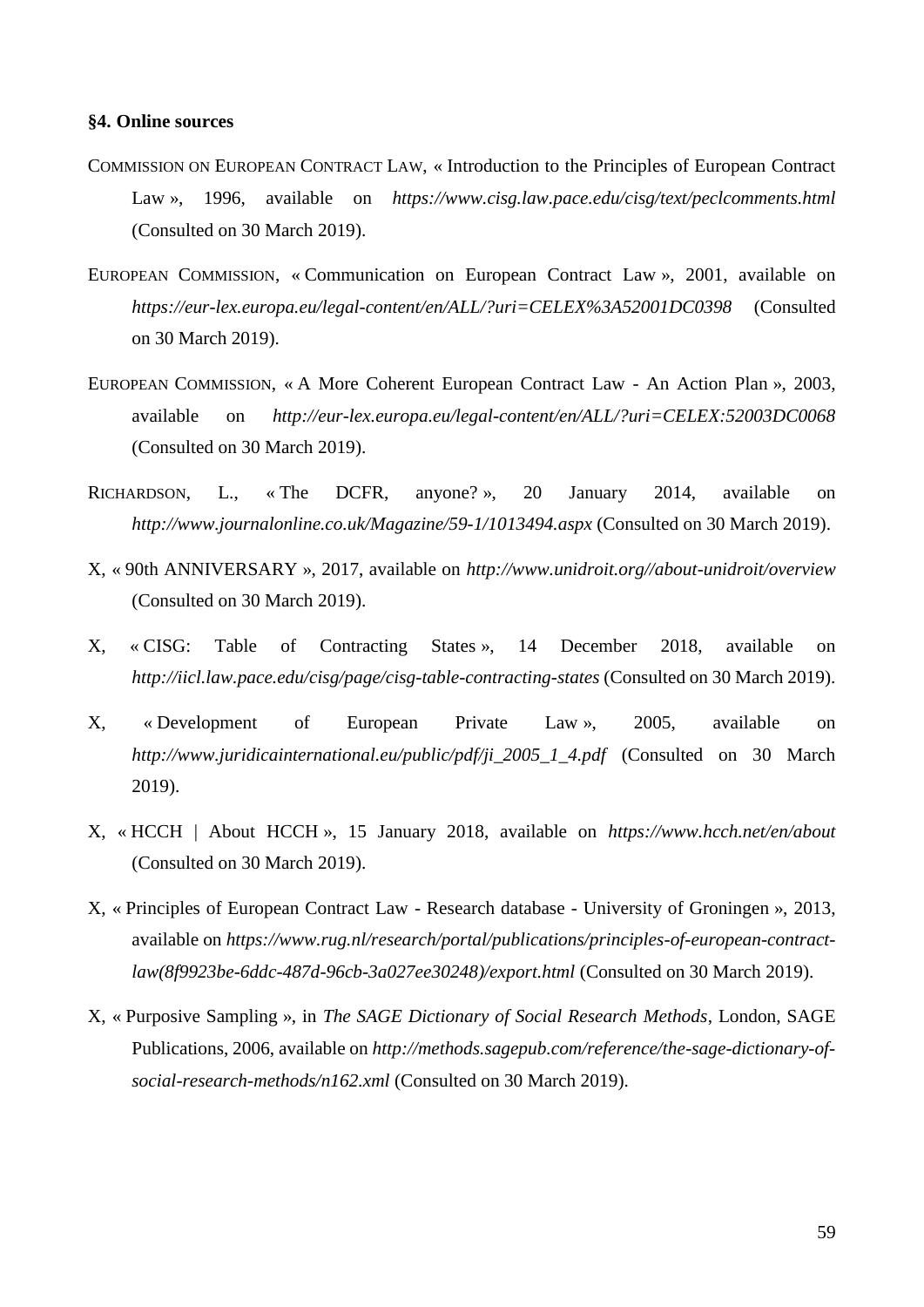**§4. Online sources**

COMMISSION ON EUROPEAN CONTRACT LAW, « Introduction to the Principles of European Contract Law », 1996, available on *https://www.cisg.law.pace.edu/cisg/text/peclcomments.html* (Consulted on 30 March 2019).

EUROPEAN COMMISSION, « Communication on European Contract Law », 2001, available on *https://eur-lex.europa.eu/legal-content/en/ALL/?uri=CELEX%3A52001DC0398* (Consulted on 30 March 2019).

EUROPEAN COMMISSION, « A More Coherent European Contract Law - An Action Plan », 2003, available on *http://eur-lex.europa.eu/legal-content/en/ALL/?uri=CELEX:52003DC0068* (Consulted on 30 March 2019).

RICHARDSON, L., « The DCFR, anyone? », 20 January 2014, available on *http://www.journalonline.co.uk/Magazine/59-1/1013494.aspx* (Consulted on 30 March 2019).

X, « 90th ANNIVERSARY », 2017, available on *http://www.unidroit.org//about-unidroit/overview* (Consulted on 30 March 2019).

X, « CISG: Table of Contracting States », 14 December 2018, available on *http://iicl.law.pace.edu/cisg/page/cisg-table-contracting-states* (Consulted on 30 March 2019).

X, « Development of European Private Law », 2005, available on *http://www.juridicainternational.eu/public/pdf/ji_2005_1_4.pdf* (Consulted on 30 March 2019).

X, « HCCH | About HCCH », 15 January 2018, available on *https://www.hcch.net/en/about* (Consulted on 30 March 2019).

X, « Principles of European Contract Law - Research database - University of Groningen », 2013, available on *https://www.rug.nl/research/portal/publications/principles-of-european-contract-law(8f9923be-6ddc-487d-96cb-3a027ee30248)/export.html* (Consulted on 30 March 2019).

X, « Purposive Sampling », in *The SAGE Dictionary of Social Research Methods*, London, SAGE Publications, 2006, available on *http://methods.sagepub.com/reference/the-sage-dictionary-of-social-research-methods/n162.xml* (Consulted on 30 March 2019).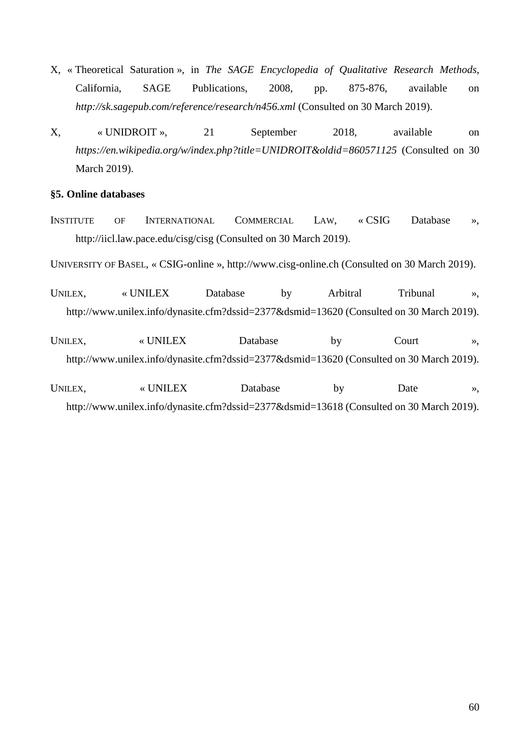X, « Theoretical Saturation », in *The SAGE Encyclopedia of Qualitative Research Methods*, California, SAGE Publications, 2008, pp. 875-876, available on *http://sk.sagepub.com/reference/research/n456.xml* (Consulted on 30 March 2019).

X, « UNIDROIT », 21 September 2018, available on *https://en.wikipedia.org/w/index.php?title=UNIDROIT&oldid=860571125* (Consulted on 30 March 2019).

**§5. Online databases**

INSTITUTE OF INTERNATIONAL COMMERCIAL LAW, « CSIG Database », http://iicl.law.pace.edu/cisg/cisg (Consulted on 30 March 2019).

UNIVERSITY OF BASEL, « CSIG-online », http://www.cisg-online.ch (Consulted on 30 March 2019).

UNILEX, « UNILEX Database by Arbitral Tribunal », http://www.unilex.info/dynasite.cfm?dssid=2377&dsmid=13620 (Consulted on 30 March 2019).

UNILEX, « UNILEX Database by Court », http://www.unilex.info/dynasite.cfm?dssid=2377&dsmid=13620 (Consulted on 30 March 2019).

UNILEX, « UNILEX Database by Date », http://www.unilex.info/dynasite.cfm?dssid=2377&dsmid=13618 (Consulted on 30 March 2019).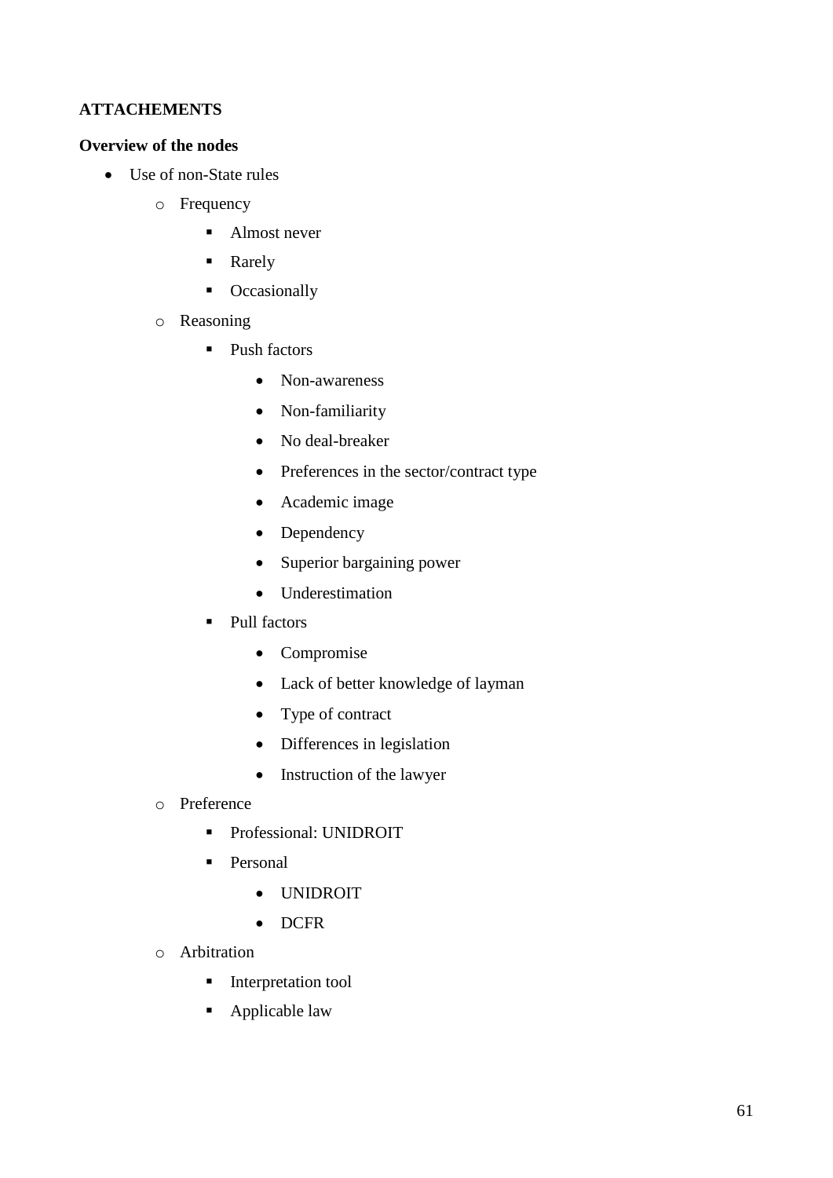**ATTACHEMENTS**

**Overview of the nodes**

- Use of non-State rules
  - Frequency
    - Almost never
    - Rarely
    - Occasionally
  - Reasoning
    - Push factors
      - Non-awareness
      - Non-familiarity
      - No deal-breaker
      - Preferences in the sector/contract type
      - Academic image
      - Dependency
      - Superior bargaining power
      - Underestimation
    - Pull factors
      - Compromise
      - Lack of better knowledge of layman
      - Type of contract
      - Differences in legislation
      - Instruction of the lawyer
  - Preference
    - Professional: UNIDROIT
    - Personal
      - UNIDROIT
      - DCFR
  - Arbitration
    - Interpretation tool
    - Applicable law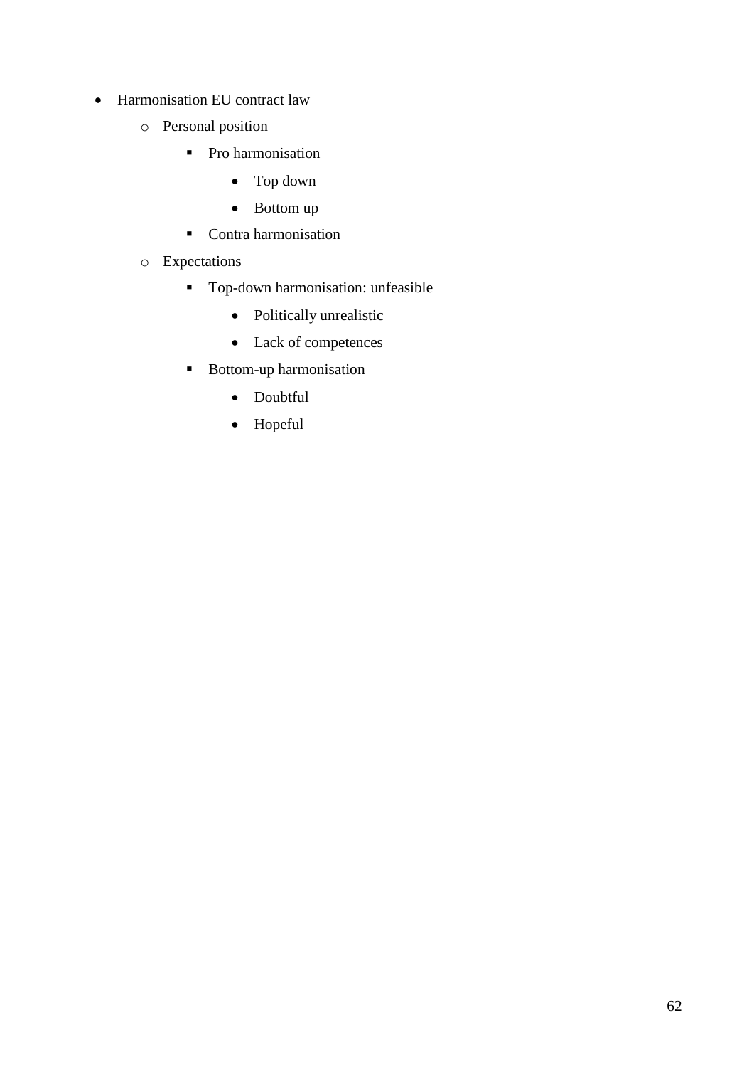- Harmonisation EU contract law
    - Personal position
        - Pro harmonisation
            - Top down
            - Bottom up
        - Contra harmonisation
    - Expectations
        - Top-down harmonisation: unfeasible
            - Politically unrealistic
            - Lack of competences
        - Bottom-up harmonisation
            - Doubtful
            - Hopeful